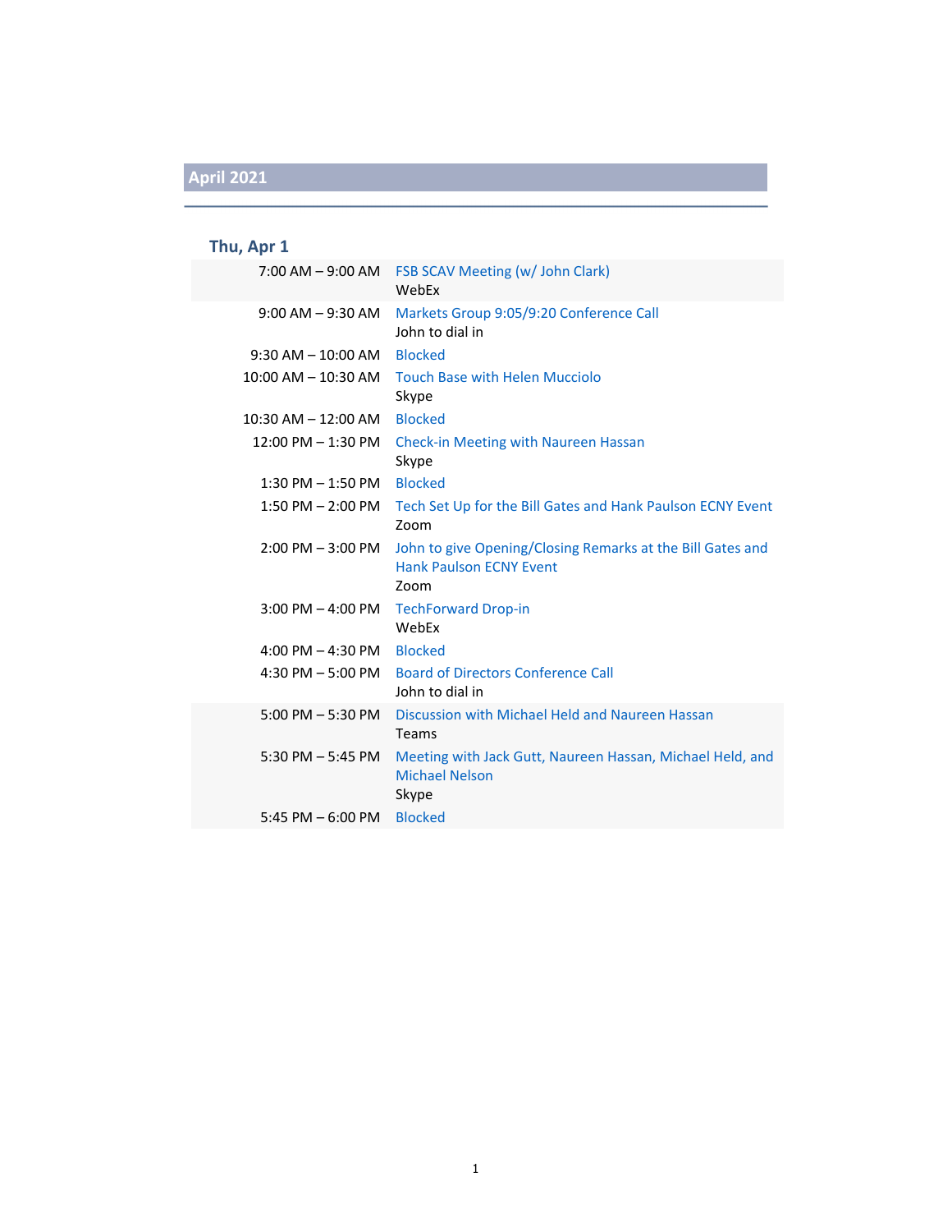## April 2021

### Thu, Apr 1

| Time | Event |
|---|---|
| 7:00 AM – 9:00 AM | FSB SCAV Meeting (w/ John Clark)<br>WebEx |
| 9:00 AM – 9:30 AM | Markets Group 9:05/9:20 Conference Call<br>John to dial in |
| 9:30 AM – 10:00 AM | Blocked |
| 10:00 AM – 10:30 AM | Touch Base with Helen Mucciolo<br>Skype |
| 10:30 AM – 12:00 AM | Blocked |
| 12:00 PM – 1:30 PM | Check-in Meeting with Naureen Hassan<br>Skype |
| 1:30 PM – 1:50 PM | Blocked |
| 1:50 PM – 2:00 PM | Tech Set Up for the Bill Gates and Hank Paulson ECNY Event<br>Zoom |
| 2:00 PM – 3:00 PM | John to give Opening/Closing Remarks at the Bill Gates and Hank Paulson ECNY Event<br>Zoom |
| 3:00 PM – 4:00 PM | TechForward Drop-in<br>WebEx |
| 4:00 PM – 4:30 PM | Blocked |
| 4:30 PM – 5:00 PM | Board of Directors Conference Call<br>John to dial in |
| 5:00 PM – 5:30 PM | Discussion with Michael Held and Naureen Hassan<br>Teams |
| 5:30 PM – 5:45 PM | Meeting with Jack Gutt, Naureen Hassan, Michael Held, and Michael Nelson<br>Skype |
| 5:45 PM – 6:00 PM | Blocked |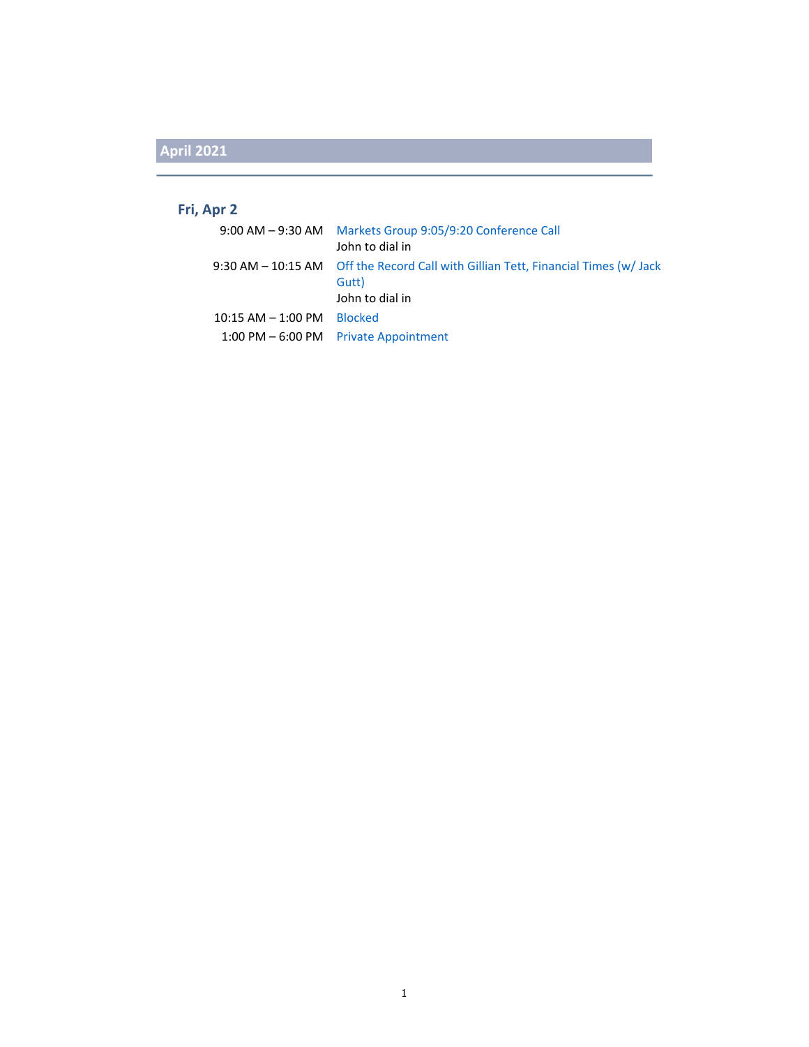## April 2021

### Fri, Apr 2

| | |
|---|---|
| 9:00 AM – 9:30 AM | Markets Group 9:05/9:20 Conference Call<br>John to dial in |
| 9:30 AM – 10:15 AM | Off the Record Call with Gillian Tett, Financial Times (w/ Jack Gutt)<br>John to dial in |
| 10:15 AM – 1:00 PM | Blocked |
| 1:00 PM – 6:00 PM | Private Appointment |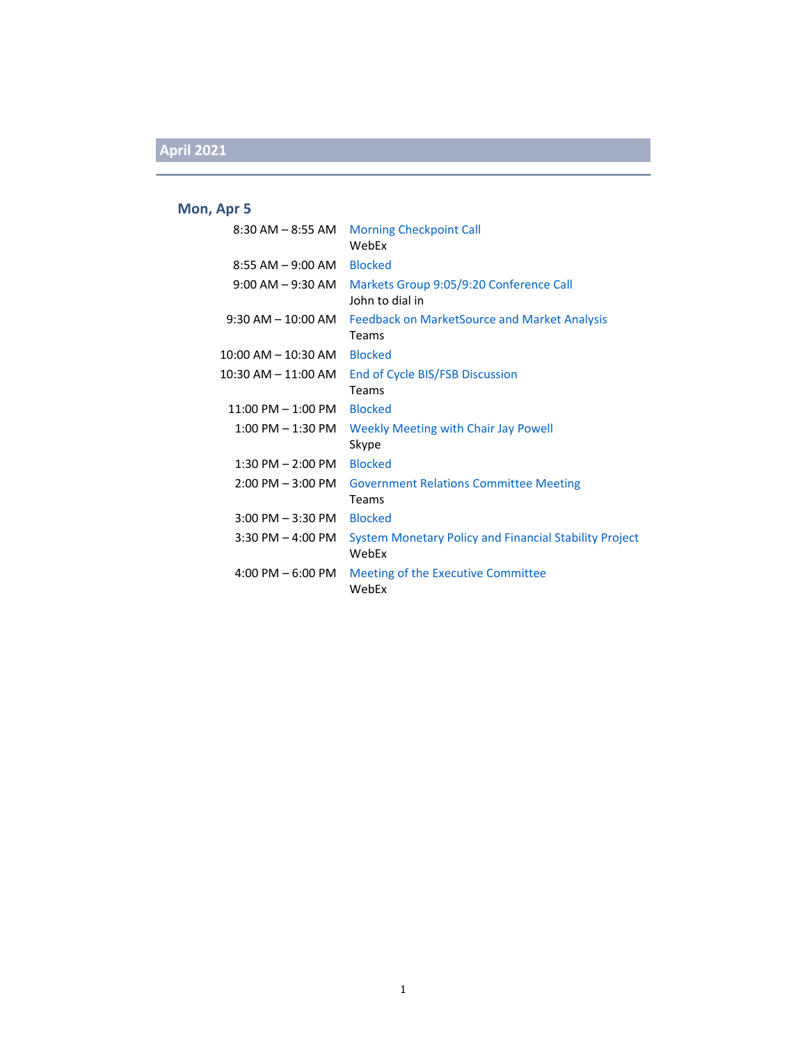## April 2021

### Mon, Apr 5

| Time | Event |
| --- | --- |
| 8:30 AM – 8:55 AM | Morning Checkpoint Call<br>WebEx |
| 8:55 AM – 9:00 AM | Blocked |
| 9:00 AM – 9:30 AM | Markets Group 9:05/9:20 Conference Call<br>John to dial in |
| 9:30 AM – 10:00 AM | Feedback on MarketSource and Market Analysis<br>Teams |
| 10:00 AM – 10:30 AM | Blocked |
| 10:30 AM – 11:00 AM | End of Cycle BIS/FSB Discussion<br>Teams |
| 11:00 PM – 1:00 PM | Blocked |
| 1:00 PM – 1:30 PM | Weekly Meeting with Chair Jay Powell<br>Skype |
| 1:30 PM – 2:00 PM | Blocked |
| 2:00 PM – 3:00 PM | Government Relations Committee Meeting<br>Teams |
| 3:00 PM – 3:30 PM | Blocked |
| 3:30 PM – 4:00 PM | System Monetary Policy and Financial Stability Project<br>WebEx |
| 4:00 PM – 6:00 PM | Meeting of the Executive Committee<br>WebEx |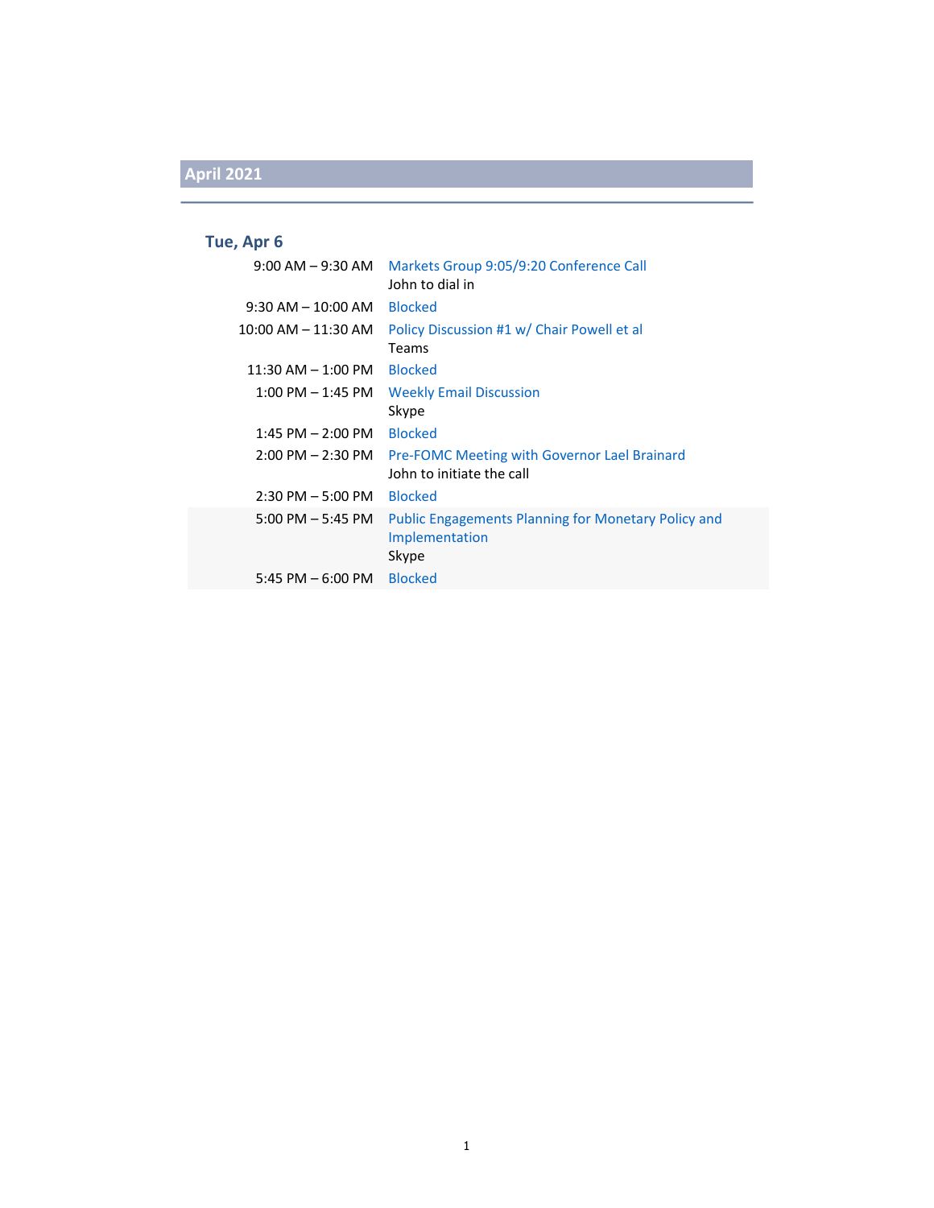## April 2021

### Tue, Apr 6

| Time | Event |
|---|---|
| 9:00 AM – 9:30 AM | Markets Group 9:05/9:20 Conference Call<br>John to dial in |
| 9:30 AM – 10:00 AM | Blocked |
| 10:00 AM – 11:30 AM | Policy Discussion #1 w/ Chair Powell et al<br>Teams |
| 11:30 AM – 1:00 PM | Blocked |
| 1:00 PM – 1:45 PM | Weekly Email Discussion<br>Skype |
| 1:45 PM – 2:00 PM | Blocked |
| 2:00 PM – 2:30 PM | Pre-FOMC Meeting with Governor Lael Brainard<br>John to initiate the call |
| 2:30 PM – 5:00 PM | Blocked |
| 5:00 PM – 5:45 PM | Public Engagements Planning for Monetary Policy and Implementation<br>Skype |
| 5:45 PM – 6:00 PM | Blocked |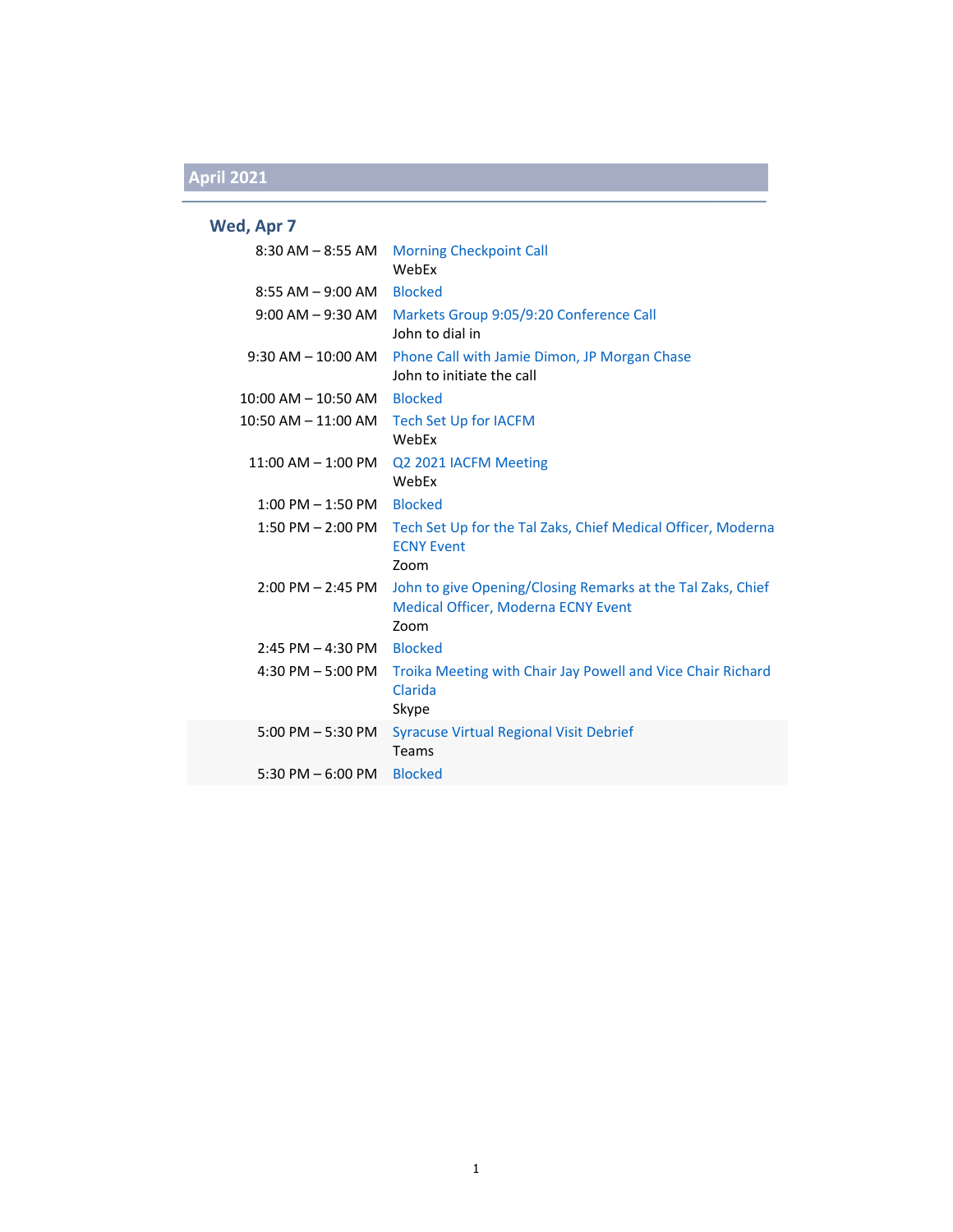## April 2021

### Wed, Apr 7

| Time | Event |
| --- | --- |
| 8:30 AM – 8:55 AM | Morning Checkpoint Call<br>WebEx |
| 8:55 AM – 9:00 AM | Blocked |
| 9:00 AM – 9:30 AM | Markets Group 9:05/9:20 Conference Call<br>John to dial in |
| 9:30 AM – 10:00 AM | Phone Call with Jamie Dimon, JP Morgan Chase<br>John to initiate the call |
| 10:00 AM – 10:50 AM | Blocked |
| 10:50 AM – 11:00 AM | Tech Set Up for IACFM<br>WebEx |
| 11:00 AM – 1:00 PM | Q2 2021 IACFM Meeting<br>WebEx |
| 1:00 PM – 1:50 PM | Blocked |
| 1:50 PM – 2:00 PM | Tech Set Up for the Tal Zaks, Chief Medical Officer, Moderna ECNY Event<br>Zoom |
| 2:00 PM – 2:45 PM | John to give Opening/Closing Remarks at the Tal Zaks, Chief Medical Officer, Moderna ECNY Event<br>Zoom |
| 2:45 PM – 4:30 PM | Blocked |
| 4:30 PM – 5:00 PM | Troika Meeting with Chair Jay Powell and Vice Chair Richard Clarida<br>Skype |
| 5:00 PM – 5:30 PM | Syracuse Virtual Regional Visit Debrief<br>Teams |
| 5:30 PM – 6:00 PM | Blocked |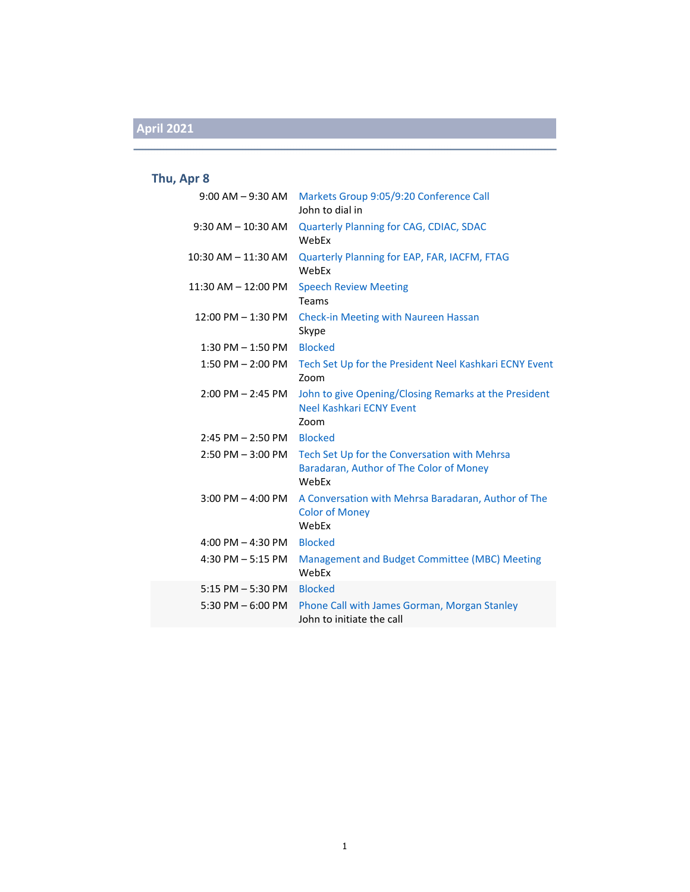## April 2021

### Thu, Apr 8

| | |
|---|---|
| 9:00 AM – 9:30 AM | Markets Group 9:05/9:20 Conference Call<br>John to dial in |
| 9:30 AM – 10:30 AM | Quarterly Planning for CAG, CDIAC, SDAC<br>WebEx |
| 10:30 AM – 11:30 AM | Quarterly Planning for EAP, FAR, IACFM, FTAG<br>WebEx |
| 11:30 AM – 12:00 PM | Speech Review Meeting<br>Teams |
| 12:00 PM – 1:30 PM | Check-in Meeting with Naureen Hassan<br>Skype |
| 1:30 PM – 1:50 PM | Blocked |
| 1:50 PM – 2:00 PM | Tech Set Up for the President Neel Kashkari ECNY Event<br>Zoom |
| 2:00 PM – 2:45 PM | John to give Opening/Closing Remarks at the President Neel Kashkari ECNY Event<br>Zoom |
| 2:45 PM – 2:50 PM | Blocked |
| 2:50 PM – 3:00 PM | Tech Set Up for the Conversation with Mehrsa Baradaran, Author of The Color of Money<br>WebEx |
| 3:00 PM – 4:00 PM | A Conversation with Mehrsa Baradaran, Author of The Color of Money<br>WebEx |
| 4:00 PM – 4:30 PM | Blocked |
| 4:30 PM – 5:15 PM | Management and Budget Committee (MBC) Meeting<br>WebEx |
| 5:15 PM – 5:30 PM | Blocked |
| 5:30 PM – 6:00 PM | Phone Call with James Gorman, Morgan Stanley<br>John to initiate the call |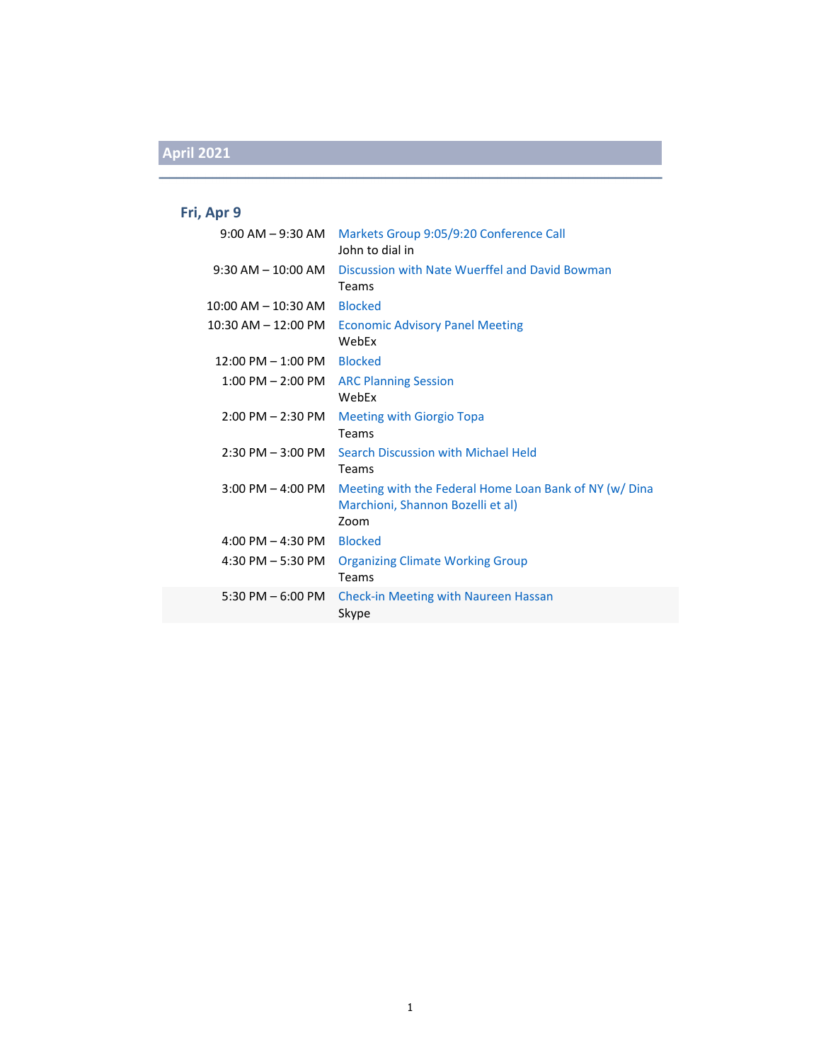## April 2021

### Fri, Apr 9

| Time | Event |
| --- | --- |
| 9:00 AM – 9:30 AM | Markets Group 9:05/9:20 Conference Call<br>John to dial in |
| 9:30 AM – 10:00 AM | Discussion with Nate Wuerffel and David Bowman<br>Teams |
| 10:00 AM – 10:30 AM | Blocked |
| 10:30 AM – 12:00 PM | Economic Advisory Panel Meeting<br>WebEx |
| 12:00 PM – 1:00 PM | Blocked |
| 1:00 PM – 2:00 PM | ARC Planning Session<br>WebEx |
| 2:00 PM – 2:30 PM | Meeting with Giorgio Topa<br>Teams |
| 2:30 PM – 3:00 PM | Search Discussion with Michael Held<br>Teams |
| 3:00 PM – 4:00 PM | Meeting with the Federal Home Loan Bank of NY (w/ Dina Marchioni, Shannon Bozelli et al)<br>Zoom |
| 4:00 PM – 4:30 PM | Blocked |
| 4:30 PM – 5:30 PM | Organizing Climate Working Group<br>Teams |
| 5:30 PM – 6:00 PM | Check-in Meeting with Naureen Hassan<br>Skype |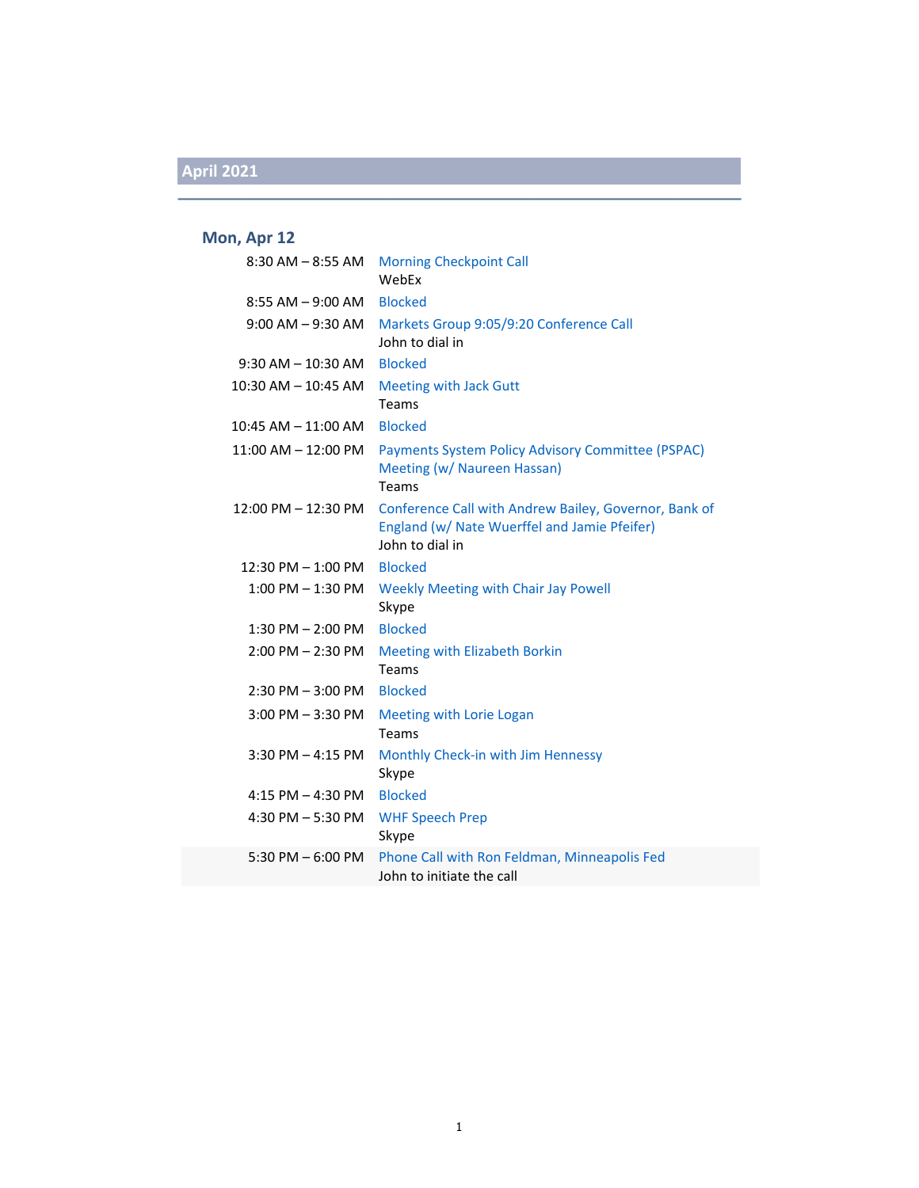## April 2021

### Mon, Apr 12

| | |
|---|---|
| 8:30 AM – 8:55 AM | Morning Checkpoint Call<br>WebEx |
| 8:55 AM – 9:00 AM | Blocked |
| 9:00 AM – 9:30 AM | Markets Group 9:05/9:20 Conference Call<br>John to dial in |
| 9:30 AM – 10:30 AM | Blocked |
| 10:30 AM – 10:45 AM | Meeting with Jack Gutt<br>Teams |
| 10:45 AM – 11:00 AM | Blocked |
| 11:00 AM – 12:00 PM | Payments System Policy Advisory Committee (PSPAC) Meeting (w/ Naureen Hassan)<br>Teams |
| 12:00 PM – 12:30 PM | Conference Call with Andrew Bailey, Governor, Bank of England (w/ Nate Wuerffel and Jamie Pfeifer)<br>John to dial in |
| 12:30 PM – 1:00 PM | Blocked |
| 1:00 PM – 1:30 PM | Weekly Meeting with Chair Jay Powell<br>Skype |
| 1:30 PM – 2:00 PM | Blocked |
| 2:00 PM – 2:30 PM | Meeting with Elizabeth Borkin<br>Teams |
| 2:30 PM – 3:00 PM | Blocked |
| 3:00 PM – 3:30 PM | Meeting with Lorie Logan<br>Teams |
| 3:30 PM – 4:15 PM | Monthly Check-in with Jim Hennessy<br>Skype |
| 4:15 PM – 4:30 PM | Blocked |
| 4:30 PM – 5:30 PM | WHF Speech Prep<br>Skype |
| 5:30 PM – 6:00 PM | Phone Call with Ron Feldman, Minneapolis Fed<br>John to initiate the call |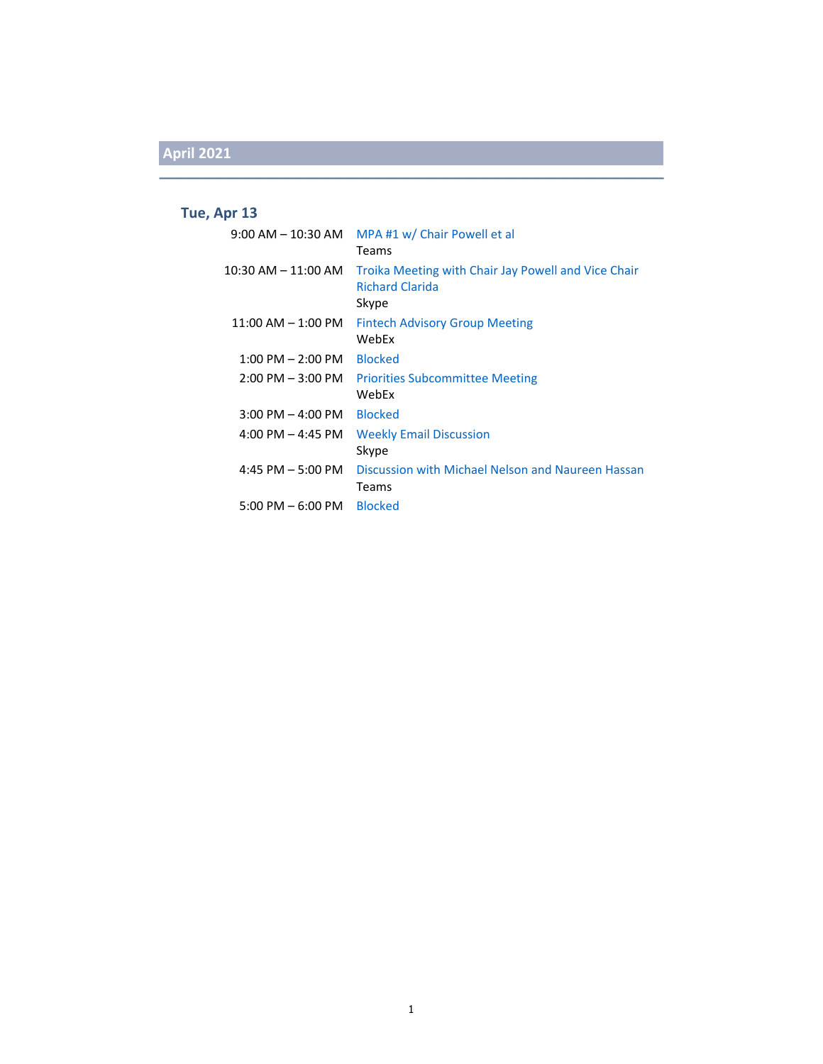## April 2021

### Tue, Apr 13

| | |
|---|---|
| 9:00 AM – 10:30 AM | MPA #1 w/ Chair Powell et al<br>Teams |
| 10:30 AM – 11:00 AM | Troika Meeting with Chair Jay Powell and Vice Chair Richard Clarida<br>Skype |
| 11:00 AM – 1:00 PM | Fintech Advisory Group Meeting<br>WebEx |
| 1:00 PM – 2:00 PM | Blocked |
| 2:00 PM – 3:00 PM | Priorities Subcommittee Meeting<br>WebEx |
| 3:00 PM – 4:00 PM | Blocked |
| 4:00 PM – 4:45 PM | Weekly Email Discussion<br>Skype |
| 4:45 PM – 5:00 PM | Discussion with Michael Nelson and Naureen Hassan<br>Teams |
| 5:00 PM – 6:00 PM | Blocked |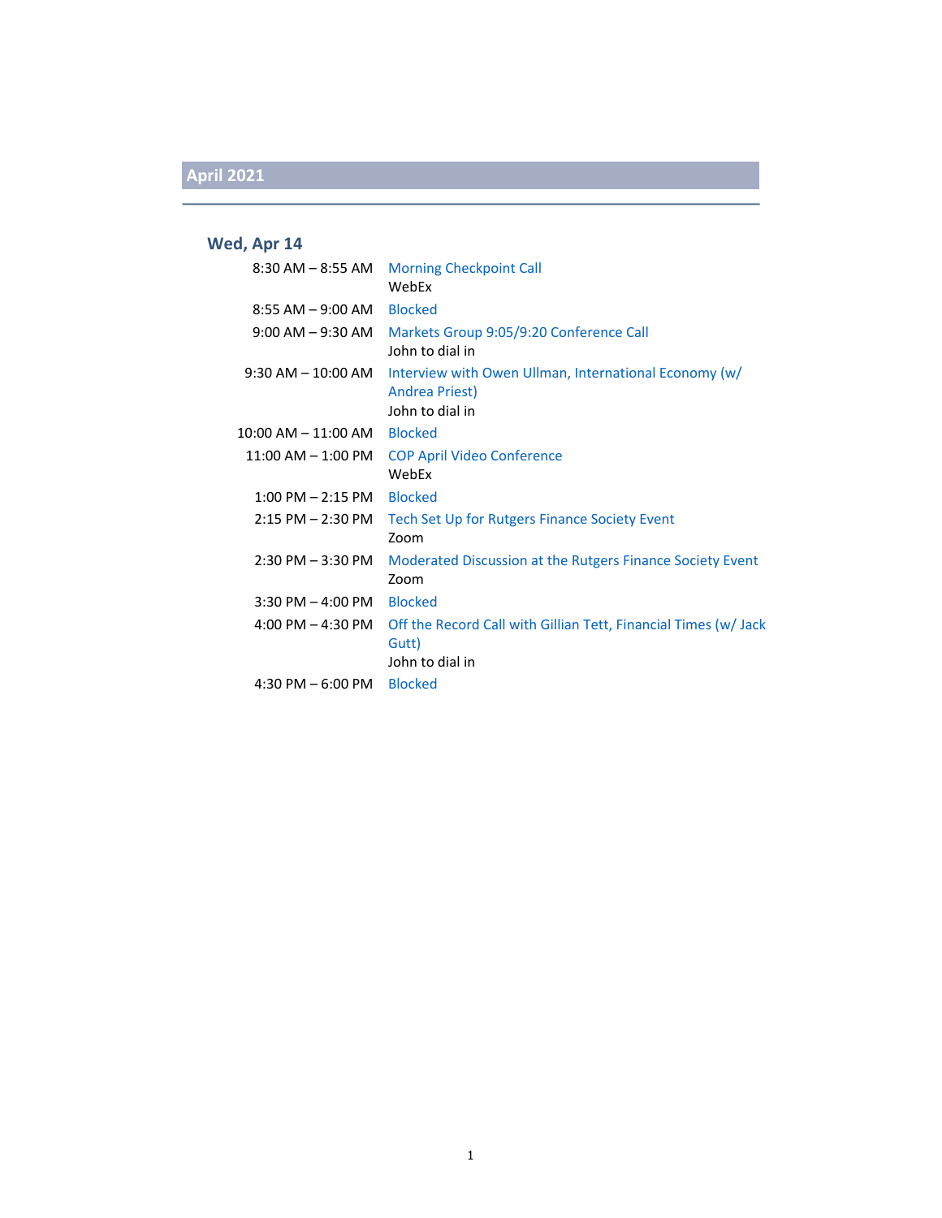## April 2021

### Wed, Apr 14

| Time | Event |
| --- | --- |
| 8:30 AM – 8:55 AM | Morning Checkpoint Call<br>WebEx |
| 8:55 AM – 9:00 AM | Blocked |
| 9:00 AM – 9:30 AM | Markets Group 9:05/9:20 Conference Call<br>John to dial in |
| 9:30 AM – 10:00 AM | Interview with Owen Ullman, International Economy (w/ Andrea Priest)<br>John to dial in |
| 10:00 AM – 11:00 AM | Blocked |
| 11:00 AM – 1:00 PM | COP April Video Conference<br>WebEx |
| 1:00 PM – 2:15 PM | Blocked |
| 2:15 PM – 2:30 PM | Tech Set Up for Rutgers Finance Society Event<br>Zoom |
| 2:30 PM – 3:30 PM | Moderated Discussion at the Rutgers Finance Society Event<br>Zoom |
| 3:30 PM – 4:00 PM | Blocked |
| 4:00 PM – 4:30 PM | Off the Record Call with Gillian Tett, Financial Times (w/ Jack Gutt)<br>John to dial in |
| 4:30 PM – 6:00 PM | Blocked |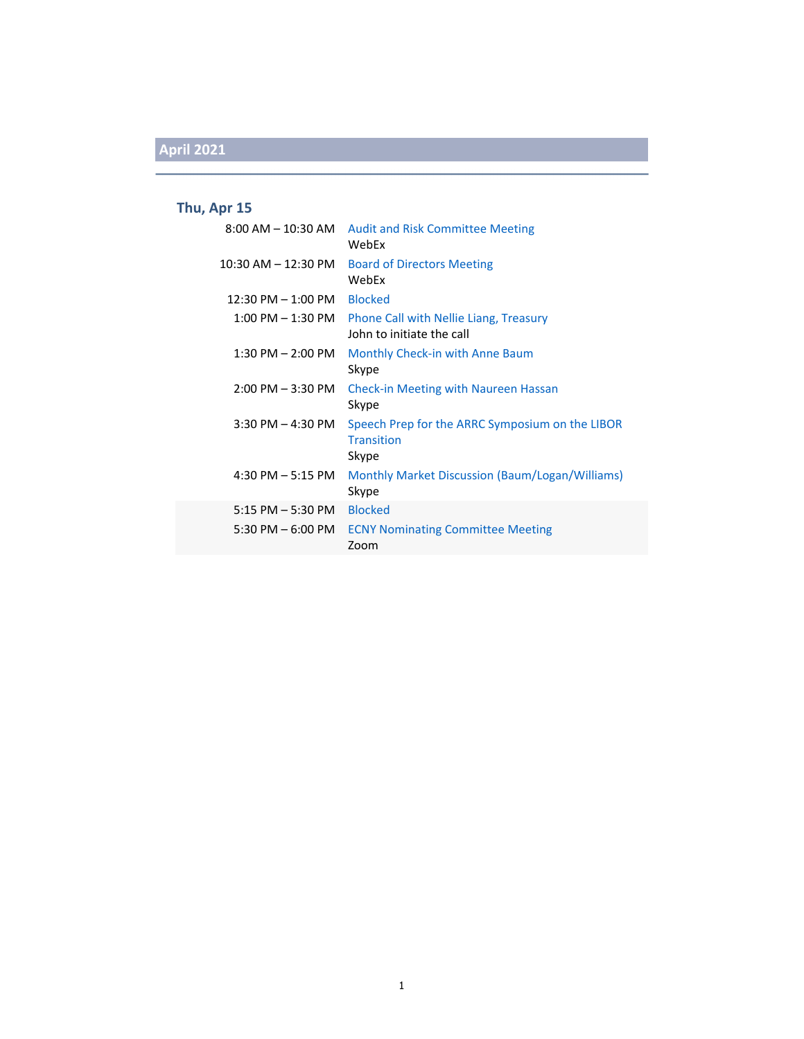## April 2021

### Thu, Apr 15

| Time | Event |
| --- | --- |
| 8:00 AM – 10:30 AM | Audit and Risk Committee Meeting<br>WebEx |
| 10:30 AM – 12:30 PM | Board of Directors Meeting<br>WebEx |
| 12:30 PM – 1:00 PM | Blocked |
| 1:00 PM – 1:30 PM | Phone Call with Nellie Liang, Treasury<br>John to initiate the call |
| 1:30 PM – 2:00 PM | Monthly Check-in with Anne Baum<br>Skype |
| 2:00 PM – 3:30 PM | Check-in Meeting with Naureen Hassan<br>Skype |
| 3:30 PM – 4:30 PM | Speech Prep for the ARRC Symposium on the LIBOR Transition<br>Skype |
| 4:30 PM – 5:15 PM | Monthly Market Discussion (Baum/Logan/Williams)<br>Skype |
| 5:15 PM – 5:30 PM | Blocked |
| 5:30 PM – 6:00 PM | ECNY Nominating Committee Meeting<br>Zoom |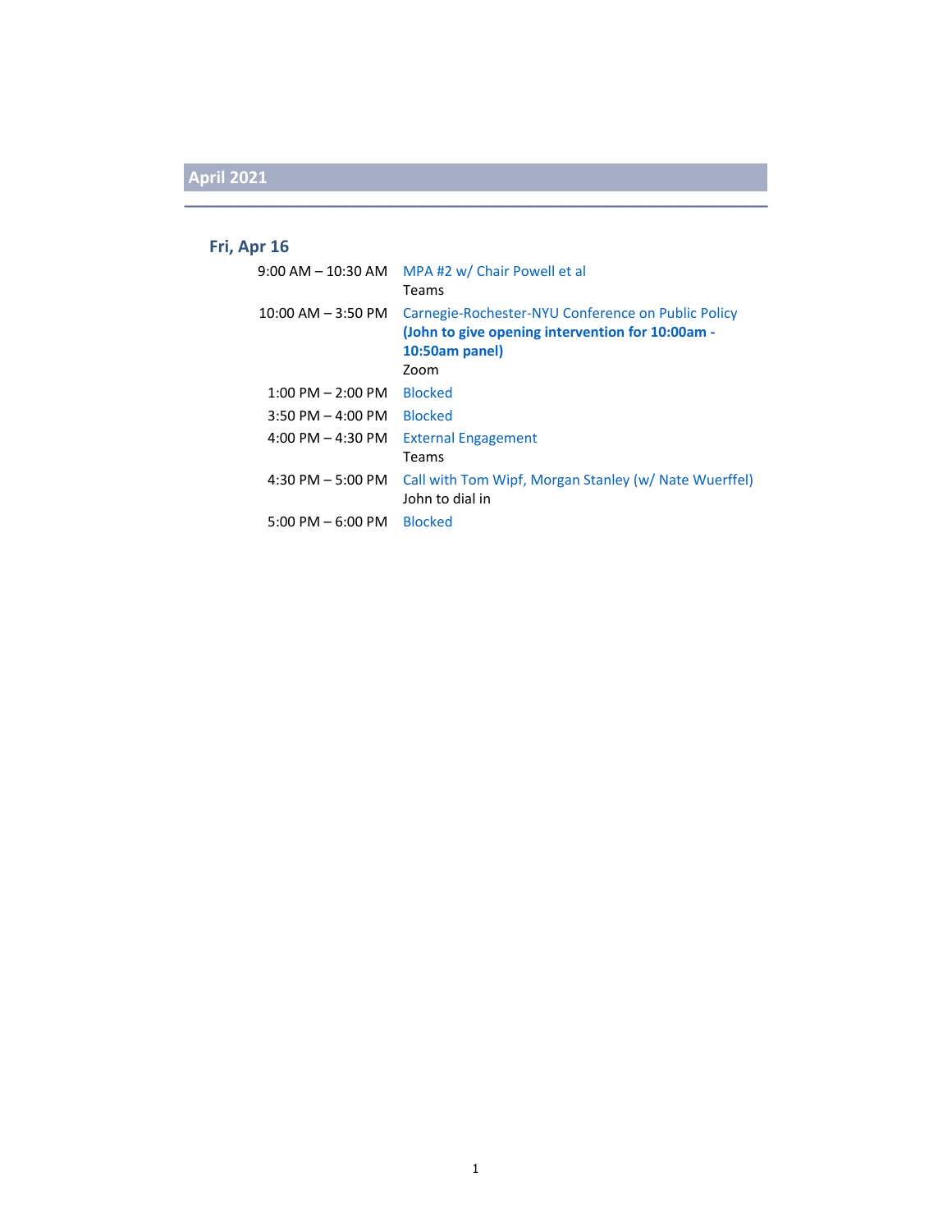## April 2021

### Fri, Apr 16

| | |
|---|---|
| 9:00 AM – 10:30 AM | MPA #2 w/ Chair Powell et al<br>Teams |
| 10:00 AM – 3:50 PM | Carnegie-Rochester-NYU Conference on Public Policy<br>**(John to give opening intervention for 10:00am - 10:50am panel)**<br>Zoom |
| 1:00 PM – 2:00 PM | Blocked |
| 3:50 PM – 4:00 PM | Blocked |
| 4:00 PM – 4:30 PM | External Engagement<br>Teams |
| 4:30 PM – 5:00 PM | Call with Tom Wipf, Morgan Stanley (w/ Nate Wuerffel)<br>John to dial in |
| 5:00 PM – 6:00 PM | Blocked |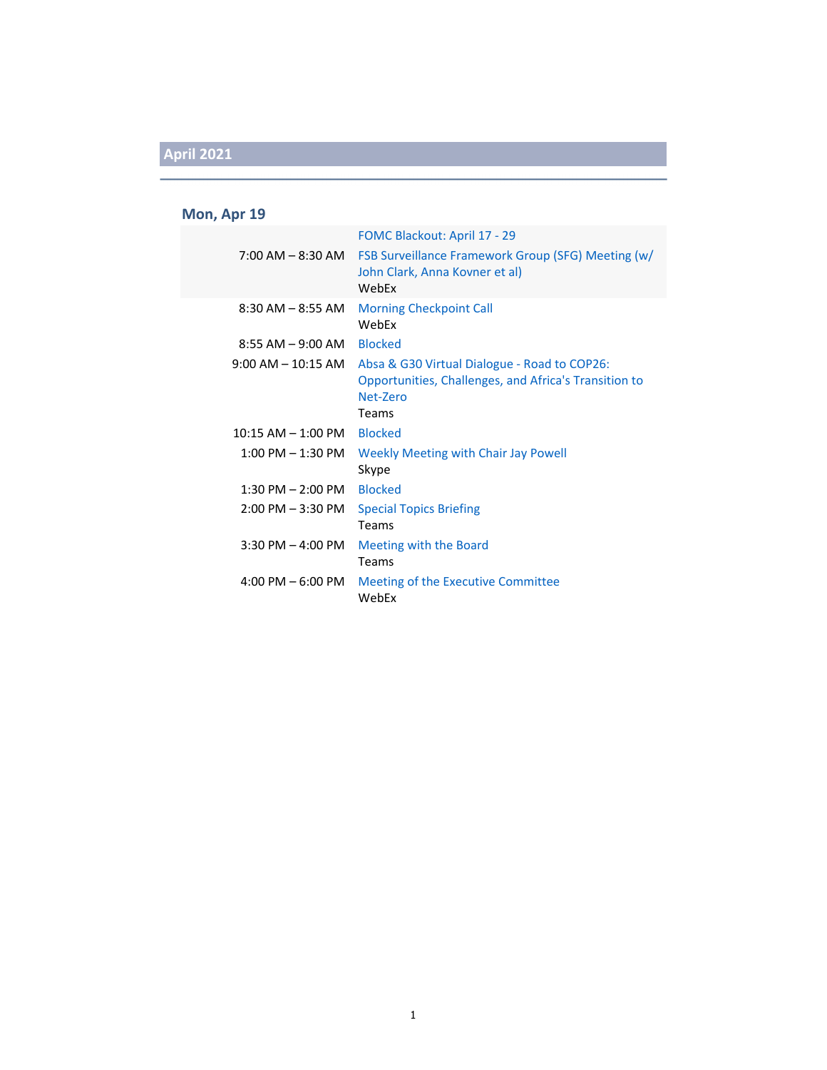## April 2021

### Mon, Apr 19

| | |
|---|---|
| | FOMC Blackout: April 17 - 29 |
| 7:00 AM – 8:30 AM | FSB Surveillance Framework Group (SFG) Meeting (w/ John Clark, Anna Kovner et al)<br>WebEx |
| 8:30 AM – 8:55 AM | Morning Checkpoint Call<br>WebEx |
| 8:55 AM – 9:00 AM | Blocked |
| 9:00 AM – 10:15 AM | Absa & G30 Virtual Dialogue - Road to COP26: Opportunities, Challenges, and Africa's Transition to Net-Zero<br>Teams |
| 10:15 AM – 1:00 PM | Blocked |
| 1:00 PM – 1:30 PM | Weekly Meeting with Chair Jay Powell<br>Skype |
| 1:30 PM – 2:00 PM | Blocked |
| 2:00 PM – 3:30 PM | Special Topics Briefing<br>Teams |
| 3:30 PM – 4:00 PM | Meeting with the Board<br>Teams |
| 4:00 PM – 6:00 PM | Meeting of the Executive Committee<br>WebEx |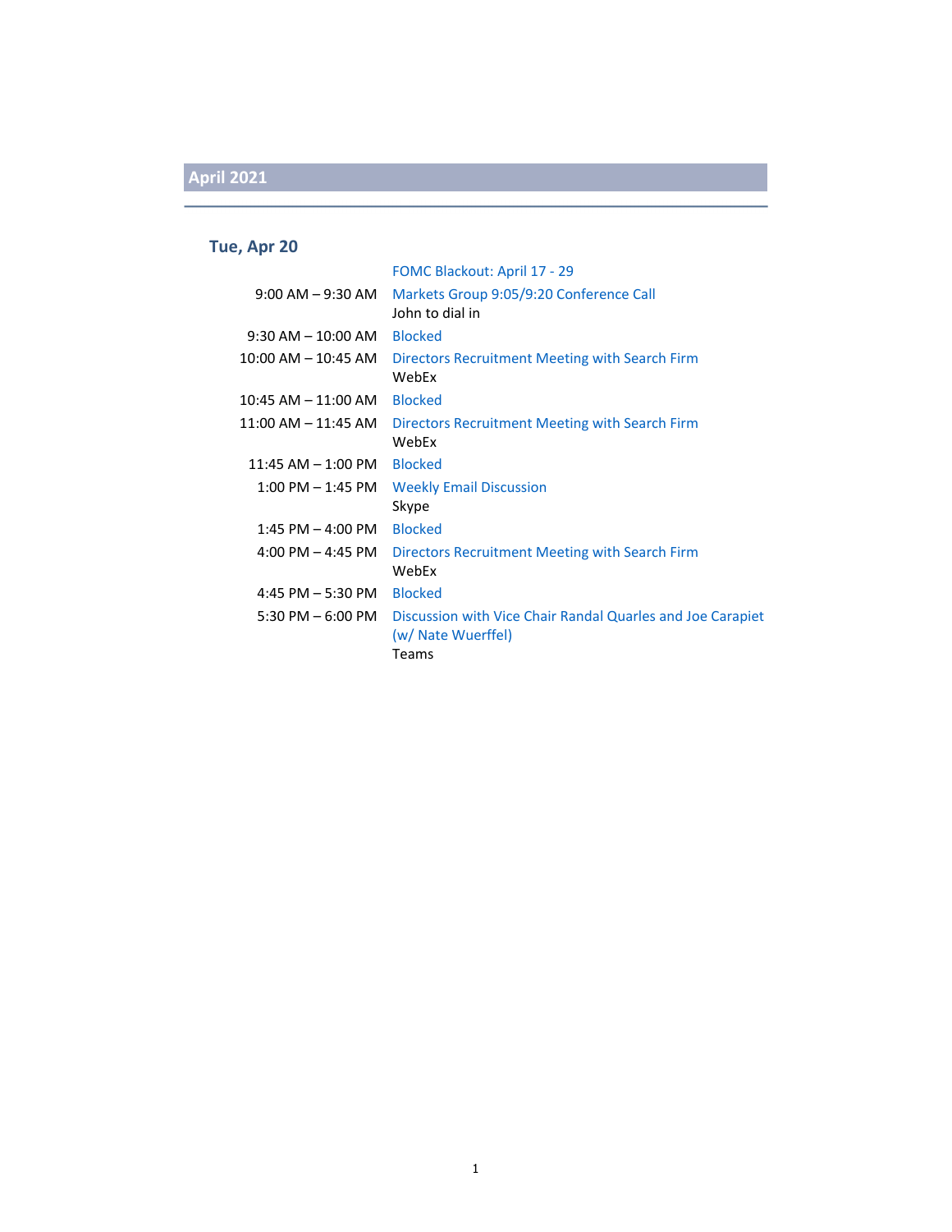## April 2021

### Tue, Apr 20

| | |
|---|---|
| | FOMC Blackout: April 17 - 29 |
| 9:00 AM – 9:30 AM | Markets Group 9:05/9:20 Conference Call<br>John to dial in |
| 9:30 AM – 10:00 AM | Blocked |
| 10:00 AM – 10:45 AM | Directors Recruitment Meeting with Search Firm<br>WebEx |
| 10:45 AM – 11:00 AM | Blocked |
| 11:00 AM – 11:45 AM | Directors Recruitment Meeting with Search Firm<br>WebEx |
| 11:45 AM – 1:00 PM | Blocked |
| 1:00 PM – 1:45 PM | Weekly Email Discussion<br>Skype |
| 1:45 PM – 4:00 PM | Blocked |
| 4:00 PM – 4:45 PM | Directors Recruitment Meeting with Search Firm<br>WebEx |
| 4:45 PM – 5:30 PM | Blocked |
| 5:30 PM – 6:00 PM | Discussion with Vice Chair Randal Quarles and Joe Carapiet (w/ Nate Wuerffel)<br>Teams |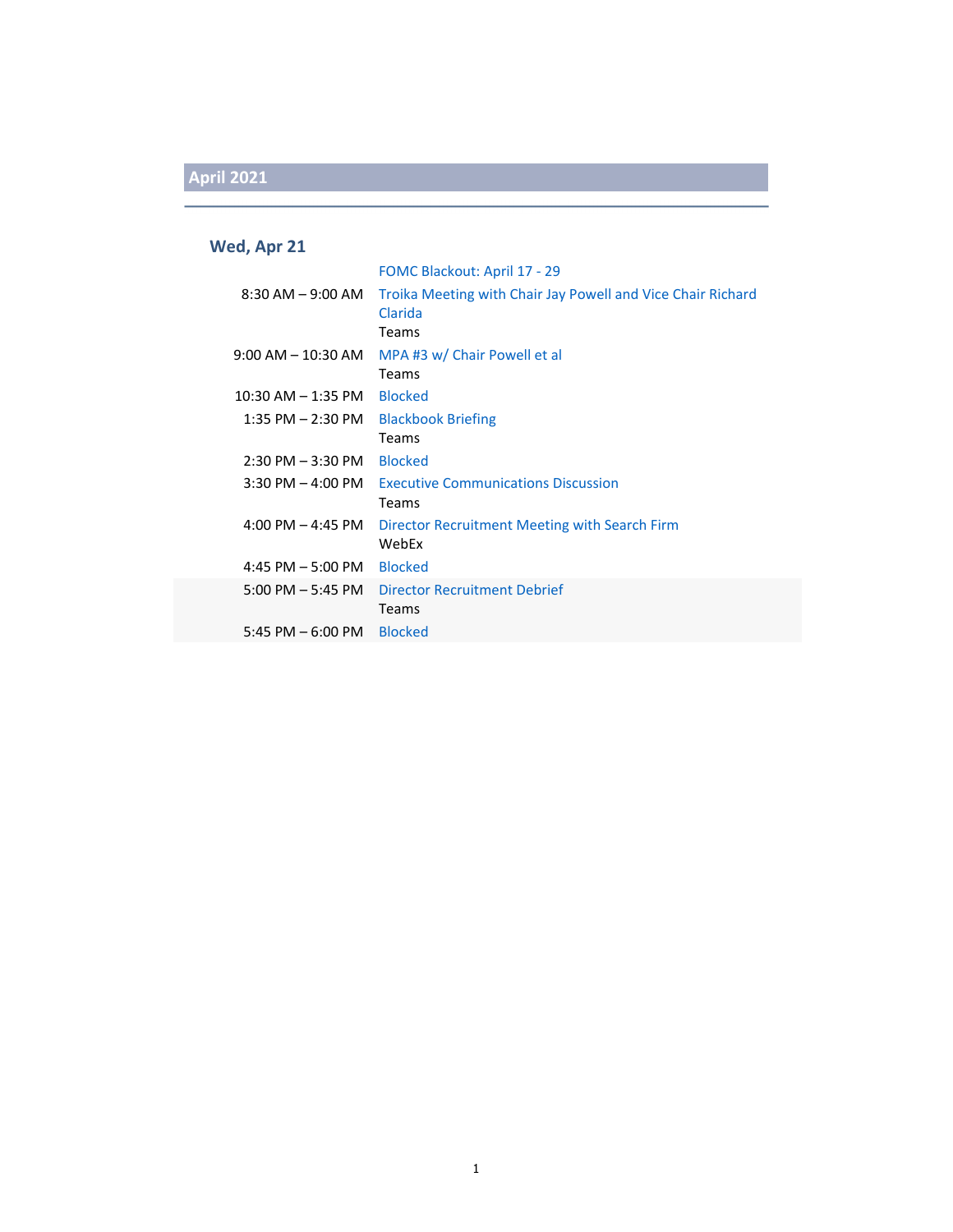## April 2021

### Wed, Apr 21

| Time | Event |
| --- | --- |
| | FOMC Blackout: April 17 - 29 |
| 8:30 AM – 9:00 AM | Troika Meeting with Chair Jay Powell and Vice Chair Richard Clarida<br>Teams |
| 9:00 AM – 10:30 AM | MPA #3 w/ Chair Powell et al<br>Teams |
| 10:30 AM – 1:35 PM | Blocked |
| 1:35 PM – 2:30 PM | Blackbook Briefing<br>Teams |
| 2:30 PM – 3:30 PM | Blocked |
| 3:30 PM – 4:00 PM | Executive Communications Discussion<br>Teams |
| 4:00 PM – 4:45 PM | Director Recruitment Meeting with Search Firm<br>WebEx |
| 4:45 PM – 5:00 PM | Blocked |
| 5:00 PM – 5:45 PM | Director Recruitment Debrief<br>Teams |
| 5:45 PM – 6:00 PM | Blocked |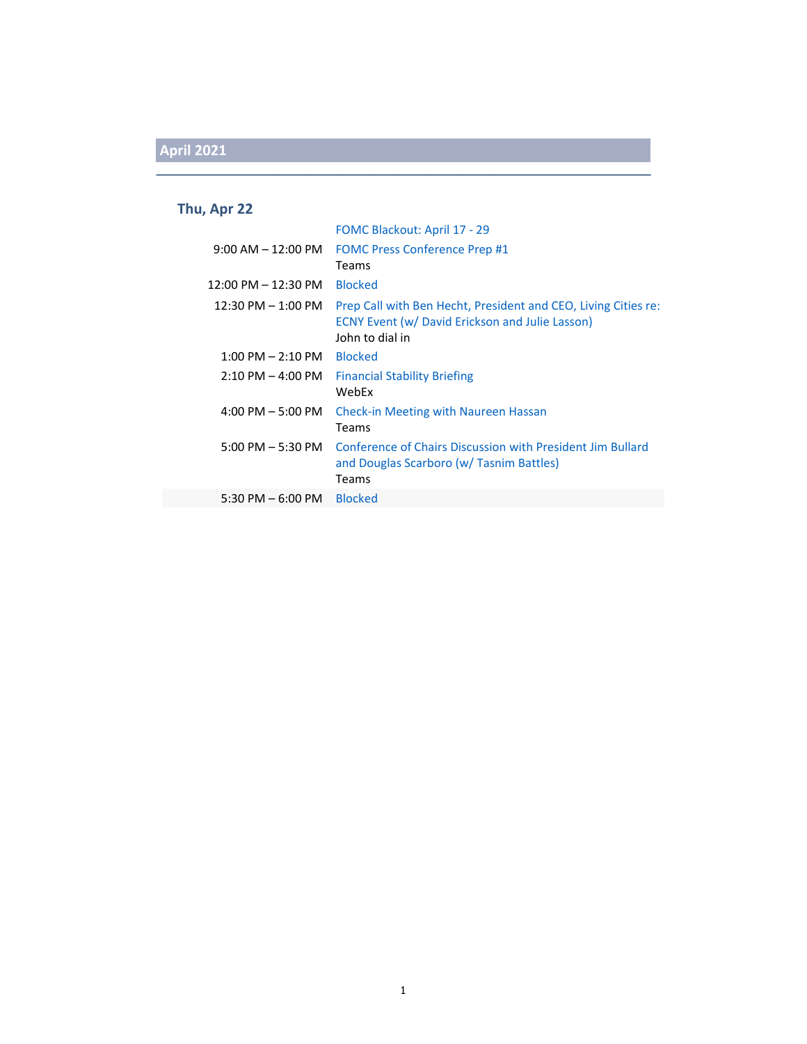## April 2021

### Thu, Apr 22

| | |
|---|---|
| | FOMC Blackout: April 17 - 29 |
| 9:00 AM – 12:00 PM | FOMC Press Conference Prep #1<br>Teams |
| 12:00 PM – 12:30 PM | Blocked |
| 12:30 PM – 1:00 PM | Prep Call with Ben Hecht, President and CEO, Living Cities re: ECNY Event (w/ David Erickson and Julie Lasson)<br>John to dial in |
| 1:00 PM – 2:10 PM | Blocked |
| 2:10 PM – 4:00 PM | Financial Stability Briefing<br>WebEx |
| 4:00 PM – 5:00 PM | Check-in Meeting with Naureen Hassan<br>Teams |
| 5:00 PM – 5:30 PM | Conference of Chairs Discussion with President Jim Bullard and Douglas Scarboro (w/ Tasnim Battles)<br>Teams |
| 5:30 PM – 6:00 PM | Blocked |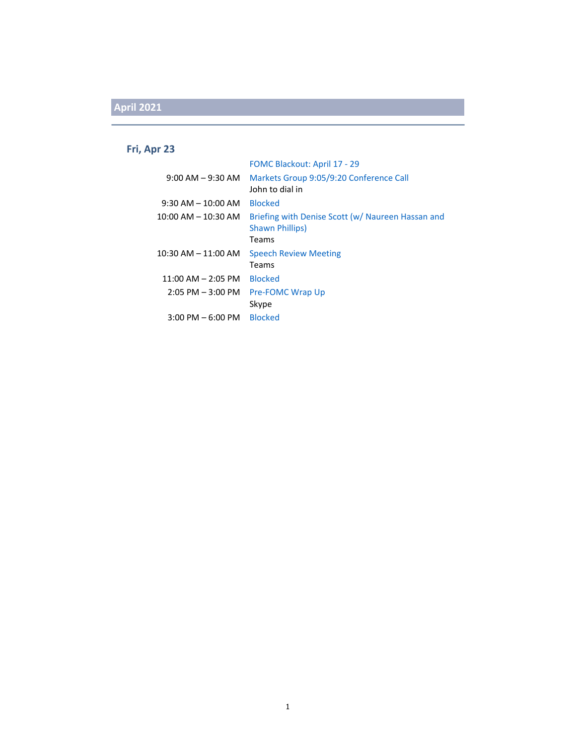## April 2021

### Fri, Apr 23

| | |
|---|---|
| | FOMC Blackout: April 17 - 29 |
| 9:00 AM – 9:30 AM | Markets Group 9:05/9:20 Conference Call<br>John to dial in |
| 9:30 AM – 10:00 AM | Blocked |
| 10:00 AM – 10:30 AM | Briefing with Denise Scott (w/ Naureen Hassan and Shawn Phillips)<br>Teams |
| 10:30 AM – 11:00 AM | Speech Review Meeting<br>Teams |
| 11:00 AM – 2:05 PM | Blocked |
| 2:05 PM – 3:00 PM | Pre-FOMC Wrap Up<br>Skype |
| 3:00 PM – 6:00 PM | Blocked |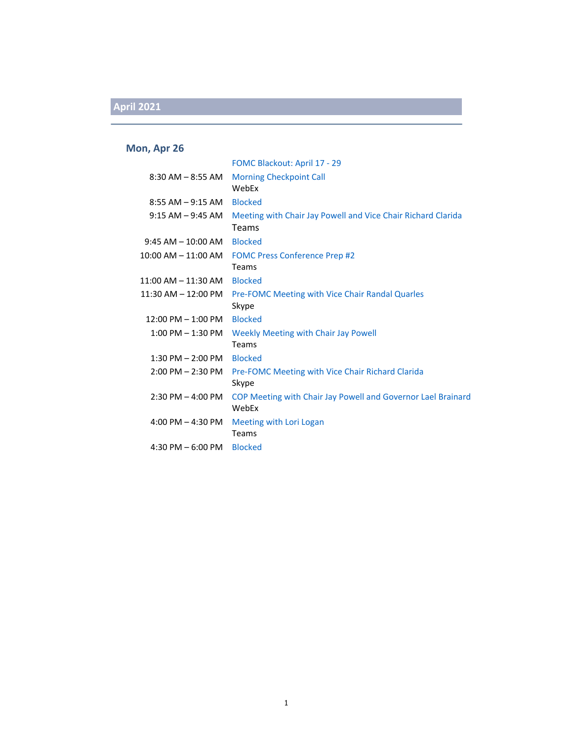## April 2021

### Mon, Apr 26

| | |
|---|---|
| | FOMC Blackout: April 17 - 29 |
| 8:30 AM – 8:55 AM | Morning Checkpoint Call<br>WebEx |
| 8:55 AM – 9:15 AM | Blocked |
| 9:15 AM – 9:45 AM | Meeting with Chair Jay Powell and Vice Chair Richard Clarida<br>Teams |
| 9:45 AM – 10:00 AM | Blocked |
| 10:00 AM – 11:00 AM | FOMC Press Conference Prep #2<br>Teams |
| 11:00 AM – 11:30 AM | Blocked |
| 11:30 AM – 12:00 PM | Pre-FOMC Meeting with Vice Chair Randal Quarles<br>Skype |
| 12:00 PM – 1:00 PM | Blocked |
| 1:00 PM – 1:30 PM | Weekly Meeting with Chair Jay Powell<br>Teams |
| 1:30 PM – 2:00 PM | Blocked |
| 2:00 PM – 2:30 PM | Pre-FOMC Meeting with Vice Chair Richard Clarida<br>Skype |
| 2:30 PM – 4:00 PM | COP Meeting with Chair Jay Powell and Governor Lael Brainard<br>WebEx |
| 4:00 PM – 4:30 PM | Meeting with Lori Logan<br>Teams |
| 4:30 PM – 6:00 PM | Blocked |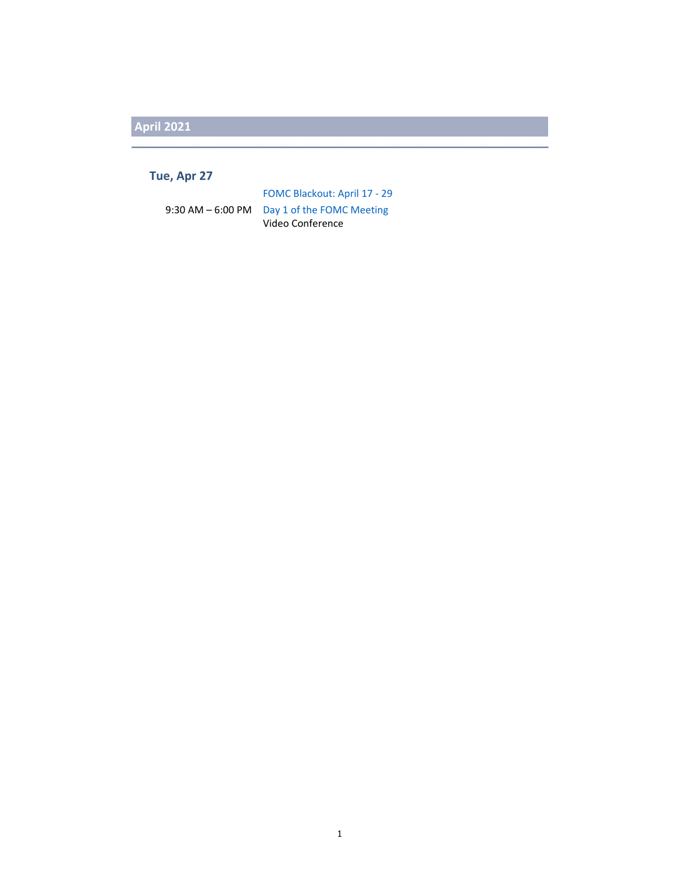## April 2021

### Tue, Apr 27

| | |
|---|---|
| | FOMC Blackout: April 17 - 29 |
| 9:30 AM – 6:00 PM | Day 1 of the FOMC Meeting<br>Video Conference |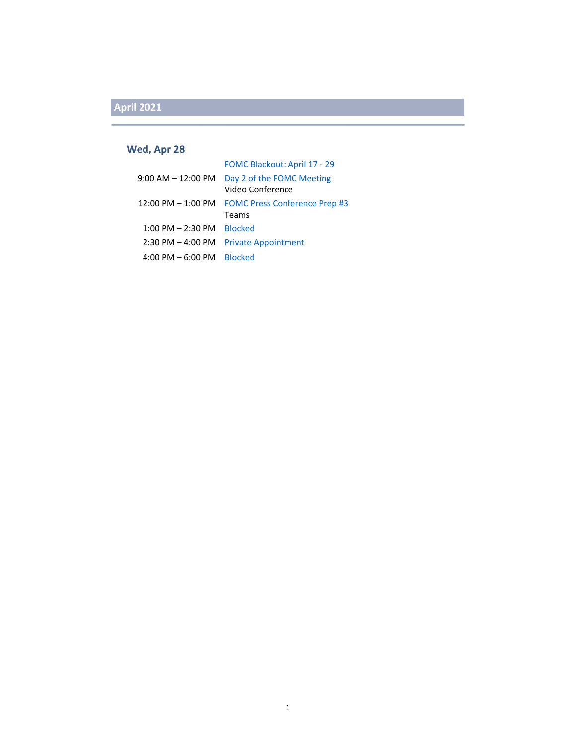## April 2021

### Wed, Apr 28

| | |
|---|---|
| | FOMC Blackout: April 17 - 29 |
| 9:00 AM – 12:00 PM | Day 2 of the FOMC Meeting<br>Video Conference |
| 12:00 PM – 1:00 PM | FOMC Press Conference Prep #3<br>Teams |
| 1:00 PM – 2:30 PM | Blocked |
| 2:30 PM – 4:00 PM | Private Appointment |
| 4:00 PM – 6:00 PM | Blocked |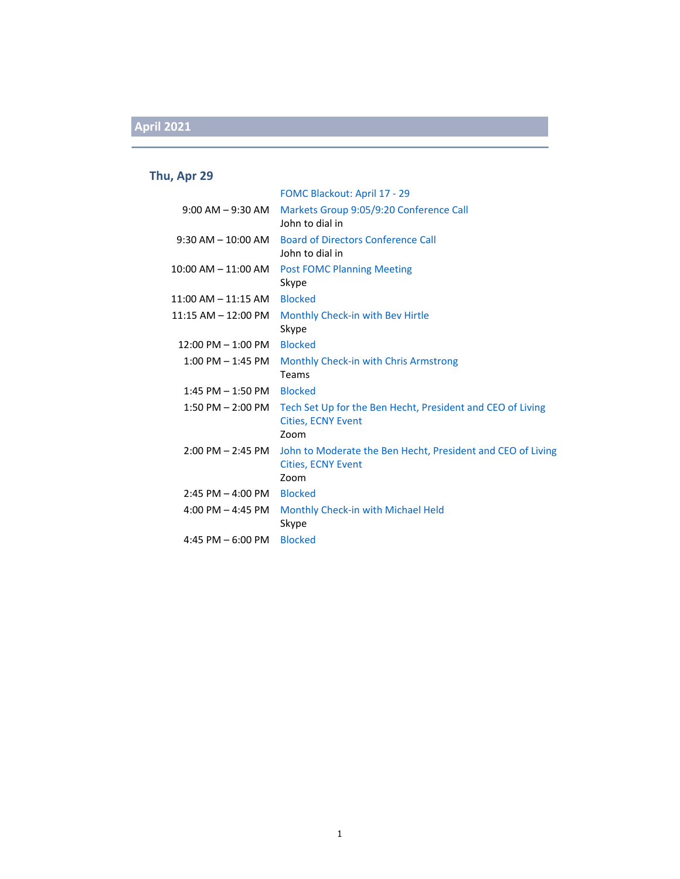## April 2021

### Thu, Apr 29

| | |
|---|---|
| | FOMC Blackout: April 17 - 29 |
| 9:00 AM – 9:30 AM | Markets Group 9:05/9:20 Conference Call<br>John to dial in |
| 9:30 AM – 10:00 AM | Board of Directors Conference Call<br>John to dial in |
| 10:00 AM – 11:00 AM | Post FOMC Planning Meeting<br>Skype |
| 11:00 AM – 11:15 AM | Blocked |
| 11:15 AM – 12:00 PM | Monthly Check-in with Bev Hirtle<br>Skype |
| 12:00 PM – 1:00 PM | Blocked |
| 1:00 PM – 1:45 PM | Monthly Check-in with Chris Armstrong<br>Teams |
| 1:45 PM – 1:50 PM | Blocked |
| 1:50 PM – 2:00 PM | Tech Set Up for the Ben Hecht, President and CEO of Living Cities, ECNY Event<br>Zoom |
| 2:00 PM – 2:45 PM | John to Moderate the Ben Hecht, President and CEO of Living Cities, ECNY Event<br>Zoom |
| 2:45 PM – 4:00 PM | Blocked |
| 4:00 PM – 4:45 PM | Monthly Check-in with Michael Held<br>Skype |
| 4:45 PM – 6:00 PM | Blocked |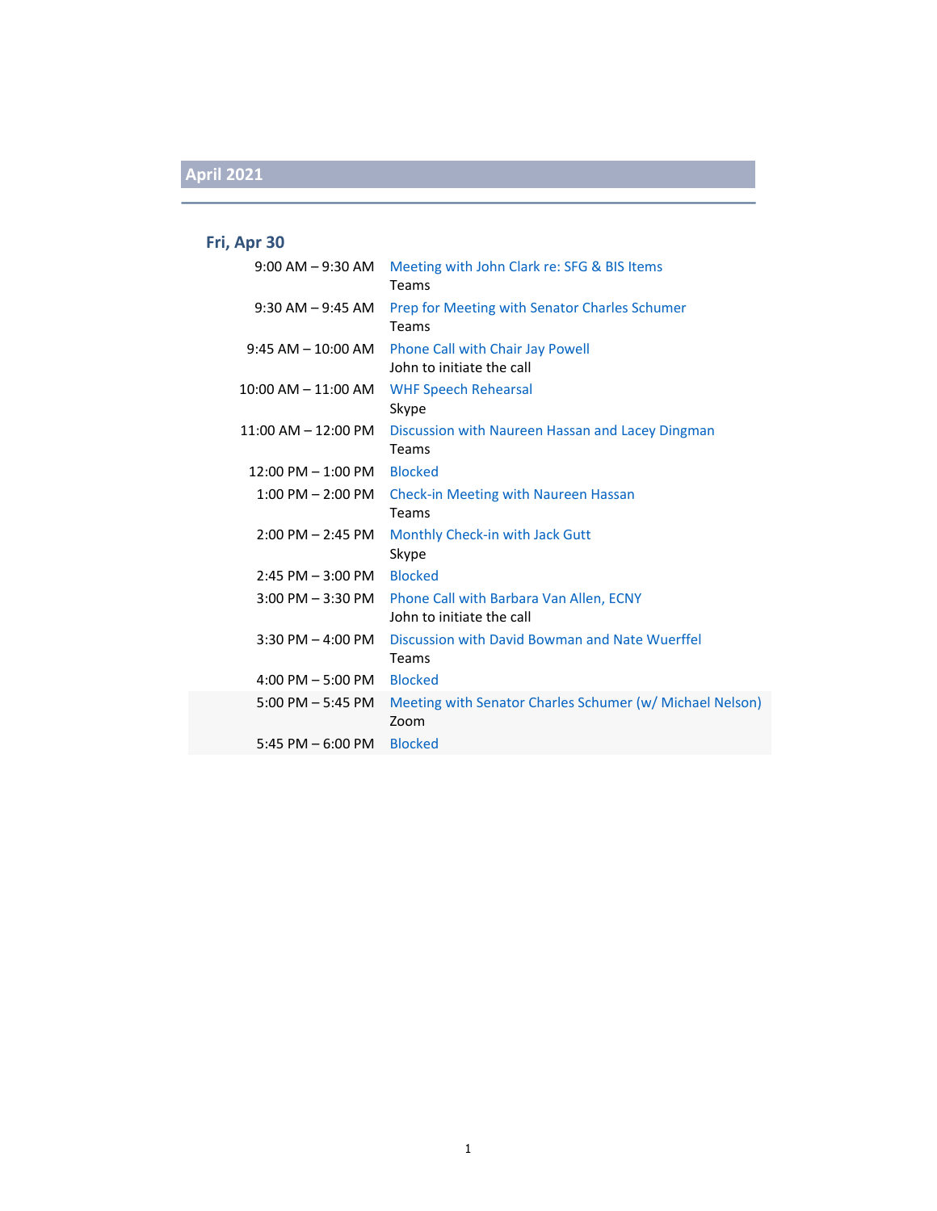## April 2021

### Fri, Apr 30

| Time | Event |
|---|---|
| 9:00 AM – 9:30 AM | Meeting with John Clark re: SFG & BIS Items<br>Teams |
| 9:30 AM – 9:45 AM | Prep for Meeting with Senator Charles Schumer<br>Teams |
| 9:45 AM – 10:00 AM | Phone Call with Chair Jay Powell<br>John to initiate the call |
| 10:00 AM – 11:00 AM | WHF Speech Rehearsal<br>Skype |
| 11:00 AM – 12:00 PM | Discussion with Naureen Hassan and Lacey Dingman<br>Teams |
| 12:00 PM – 1:00 PM | Blocked |
| 1:00 PM – 2:00 PM | Check-in Meeting with Naureen Hassan<br>Teams |
| 2:00 PM – 2:45 PM | Monthly Check-in with Jack Gutt<br>Skype |
| 2:45 PM – 3:00 PM | Blocked |
| 3:00 PM – 3:30 PM | Phone Call with Barbara Van Allen, ECNY<br>John to initiate the call |
| 3:30 PM – 4:00 PM | Discussion with David Bowman and Nate Wuerffel<br>Teams |
| 4:00 PM – 5:00 PM | Blocked |
| 5:00 PM – 5:45 PM | Meeting with Senator Charles Schumer (w/ Michael Nelson)<br>Zoom |
| 5:45 PM – 6:00 PM | Blocked |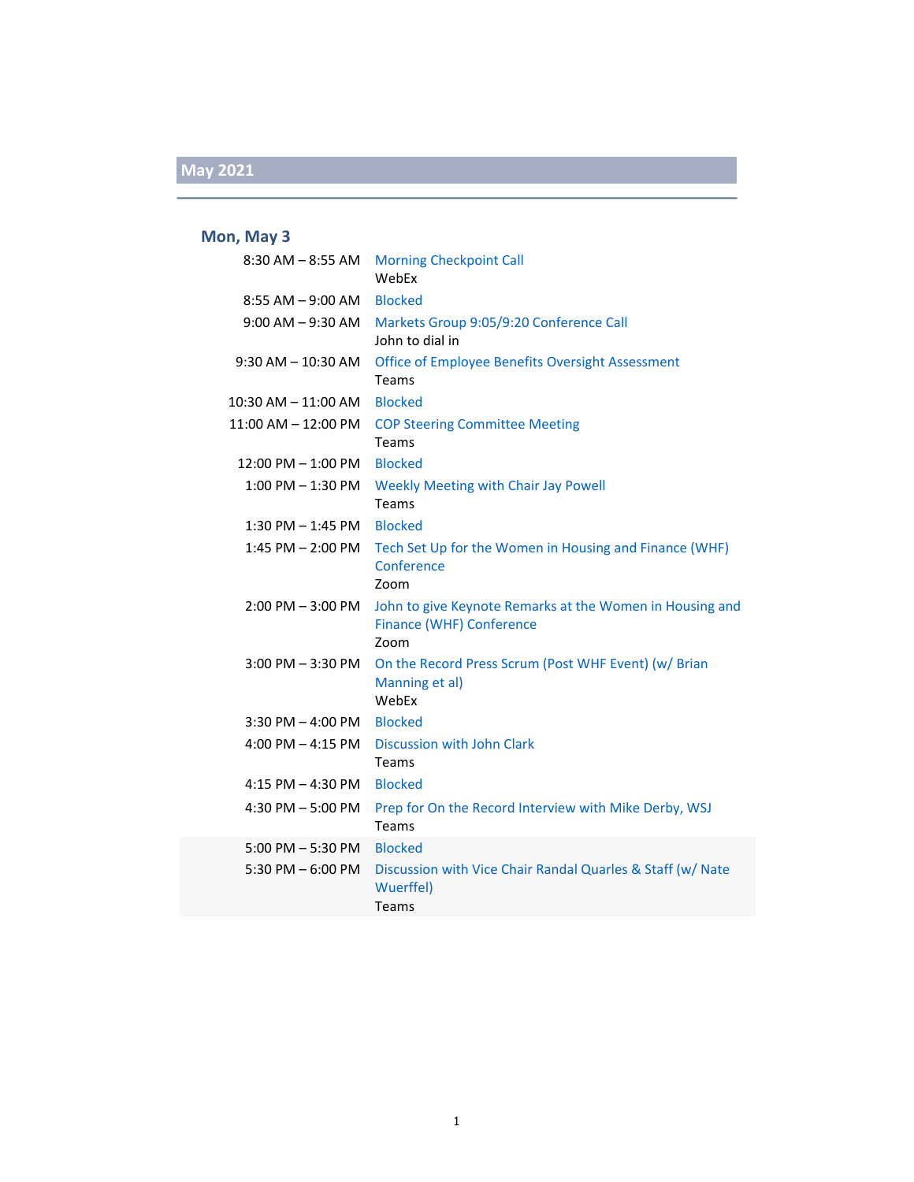## May 2021

### Mon, May 3

| Time | Event |
|---|---|
| 8:30 AM – 8:55 AM | Morning Checkpoint Call<br>WebEx |
| 8:55 AM – 9:00 AM | Blocked |
| 9:00 AM – 9:30 AM | Markets Group 9:05/9:20 Conference Call<br>John to dial in |
| 9:30 AM – 10:30 AM | Office of Employee Benefits Oversight Assessment<br>Teams |
| 10:30 AM – 11:00 AM | Blocked |
| 11:00 AM – 12:00 PM | COP Steering Committee Meeting<br>Teams |
| 12:00 PM – 1:00 PM | Blocked |
| 1:00 PM – 1:30 PM | Weekly Meeting with Chair Jay Powell<br>Teams |
| 1:30 PM – 1:45 PM | Blocked |
| 1:45 PM – 2:00 PM | Tech Set Up for the Women in Housing and Finance (WHF) Conference<br>Zoom |
| 2:00 PM – 3:00 PM | John to give Keynote Remarks at the Women in Housing and Finance (WHF) Conference<br>Zoom |
| 3:00 PM – 3:30 PM | On the Record Press Scrum (Post WHF Event) (w/ Brian Manning et al)<br>WebEx |
| 3:30 PM – 4:00 PM | Blocked |
| 4:00 PM – 4:15 PM | Discussion with John Clark<br>Teams |
| 4:15 PM – 4:30 PM | Blocked |
| 4:30 PM – 5:00 PM | Prep for On the Record Interview with Mike Derby, WSJ<br>Teams |
| 5:00 PM – 5:30 PM | Blocked |
| 5:30 PM – 6:00 PM | Discussion with Vice Chair Randal Quarles & Staff (w/ Nate Wuerffel)<br>Teams |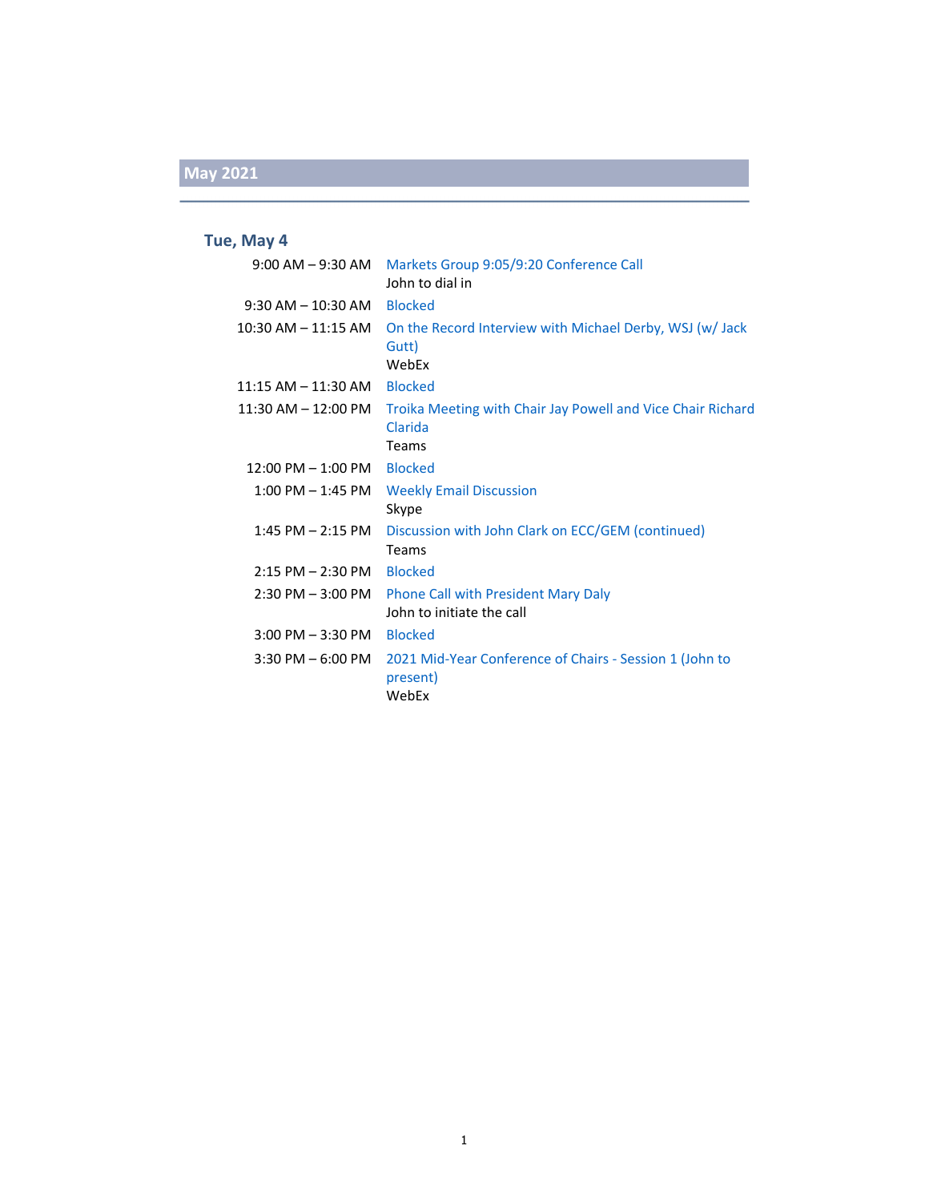## May 2021

### Tue, May 4

| Time | Event |
|---|---|
| 9:00 AM – 9:30 AM | Markets Group 9:05/9:20 Conference Call<br>John to dial in |
| 9:30 AM – 10:30 AM | Blocked |
| 10:30 AM – 11:15 AM | On the Record Interview with Michael Derby, WSJ (w/ Jack Gutt)<br>WebEx |
| 11:15 AM – 11:30 AM | Blocked |
| 11:30 AM – 12:00 PM | Troika Meeting with Chair Jay Powell and Vice Chair Richard Clarida<br>Teams |
| 12:00 PM – 1:00 PM | Blocked |
| 1:00 PM – 1:45 PM | Weekly Email Discussion<br>Skype |
| 1:45 PM – 2:15 PM | Discussion with John Clark on ECC/GEM (continued)<br>Teams |
| 2:15 PM – 2:30 PM | Blocked |
| 2:30 PM – 3:00 PM | Phone Call with President Mary Daly<br>John to initiate the call |
| 3:00 PM – 3:30 PM | Blocked |
| 3:30 PM – 6:00 PM | 2021 Mid-Year Conference of Chairs - Session 1 (John to present)<br>WebEx |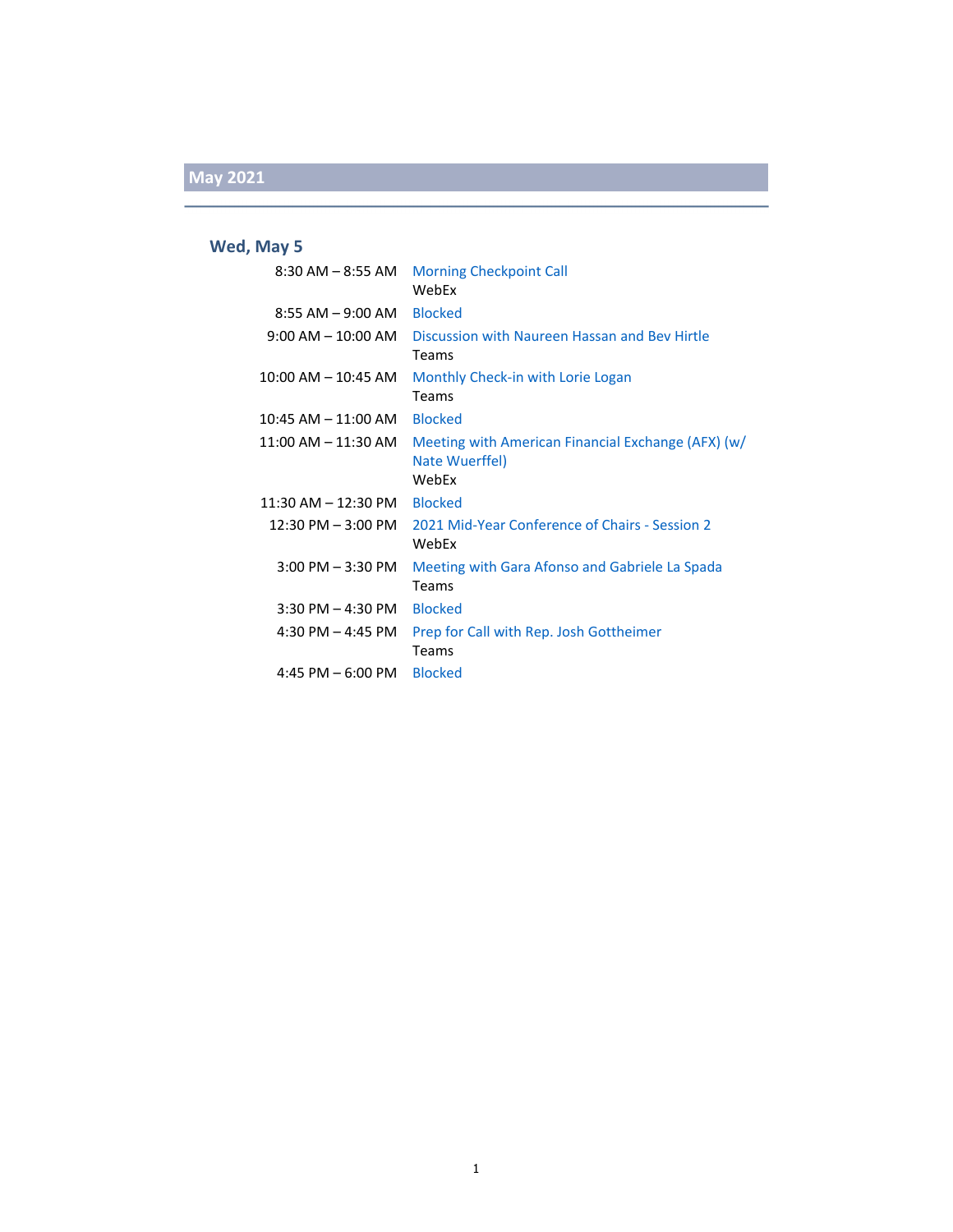## May 2021

### Wed, May 5

| Time | Event |
| --- | --- |
| 8:30 AM – 8:55 AM | Morning Checkpoint Call<br>WebEx |
| 8:55 AM – 9:00 AM | Blocked |
| 9:00 AM – 10:00 AM | Discussion with Naureen Hassan and Bev Hirtle<br>Teams |
| 10:00 AM – 10:45 AM | Monthly Check-in with Lorie Logan<br>Teams |
| 10:45 AM – 11:00 AM | Blocked |
| 11:00 AM – 11:30 AM | Meeting with American Financial Exchange (AFX) (w/ Nate Wuerffel)<br>WebEx |
| 11:30 AM – 12:30 PM | Blocked |
| 12:30 PM – 3:00 PM | 2021 Mid-Year Conference of Chairs - Session 2<br>WebEx |
| 3:00 PM – 3:30 PM | Meeting with Gara Afonso and Gabriele La Spada<br>Teams |
| 3:30 PM – 4:30 PM | Blocked |
| 4:30 PM – 4:45 PM | Prep for Call with Rep. Josh Gottheimer<br>Teams |
| 4:45 PM – 6:00 PM | Blocked |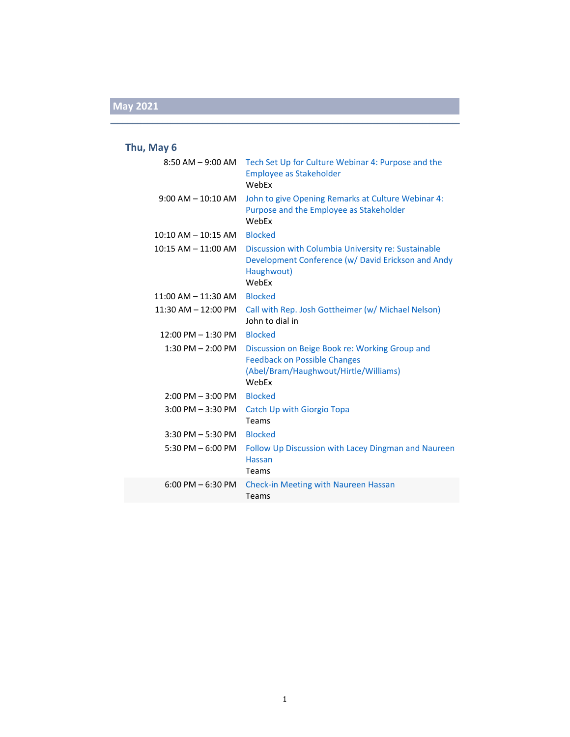## May 2021

### Thu, May 6

| | |
|---|---|
| 8:50 AM – 9:00 AM | Tech Set Up for Culture Webinar 4: Purpose and the Employee as Stakeholder<br>WebEx |
| 9:00 AM – 10:10 AM | John to give Opening Remarks at Culture Webinar 4: Purpose and the Employee as Stakeholder<br>WebEx |
| 10:10 AM – 10:15 AM | Blocked |
| 10:15 AM – 11:00 AM | Discussion with Columbia University re: Sustainable Development Conference (w/ David Erickson and Andy Haughwout)<br>WebEx |
| 11:00 AM – 11:30 AM | Blocked |
| 11:30 AM – 12:00 PM | Call with Rep. Josh Gottheimer (w/ Michael Nelson)<br>John to dial in |
| 12:00 PM – 1:30 PM | Blocked |
| 1:30 PM – 2:00 PM | Discussion on Beige Book re: Working Group and Feedback on Possible Changes (Abel/Bram/Haughwout/Hirtle/Williams)<br>WebEx |
| 2:00 PM – 3:00 PM | Blocked |
| 3:00 PM – 3:30 PM | Catch Up with Giorgio Topa<br>Teams |
| 3:30 PM – 5:30 PM | Blocked |
| 5:30 PM – 6:00 PM | Follow Up Discussion with Lacey Dingman and Naureen Hassan<br>Teams |
| 6:00 PM – 6:30 PM | Check-in Meeting with Naureen Hassan<br>Teams |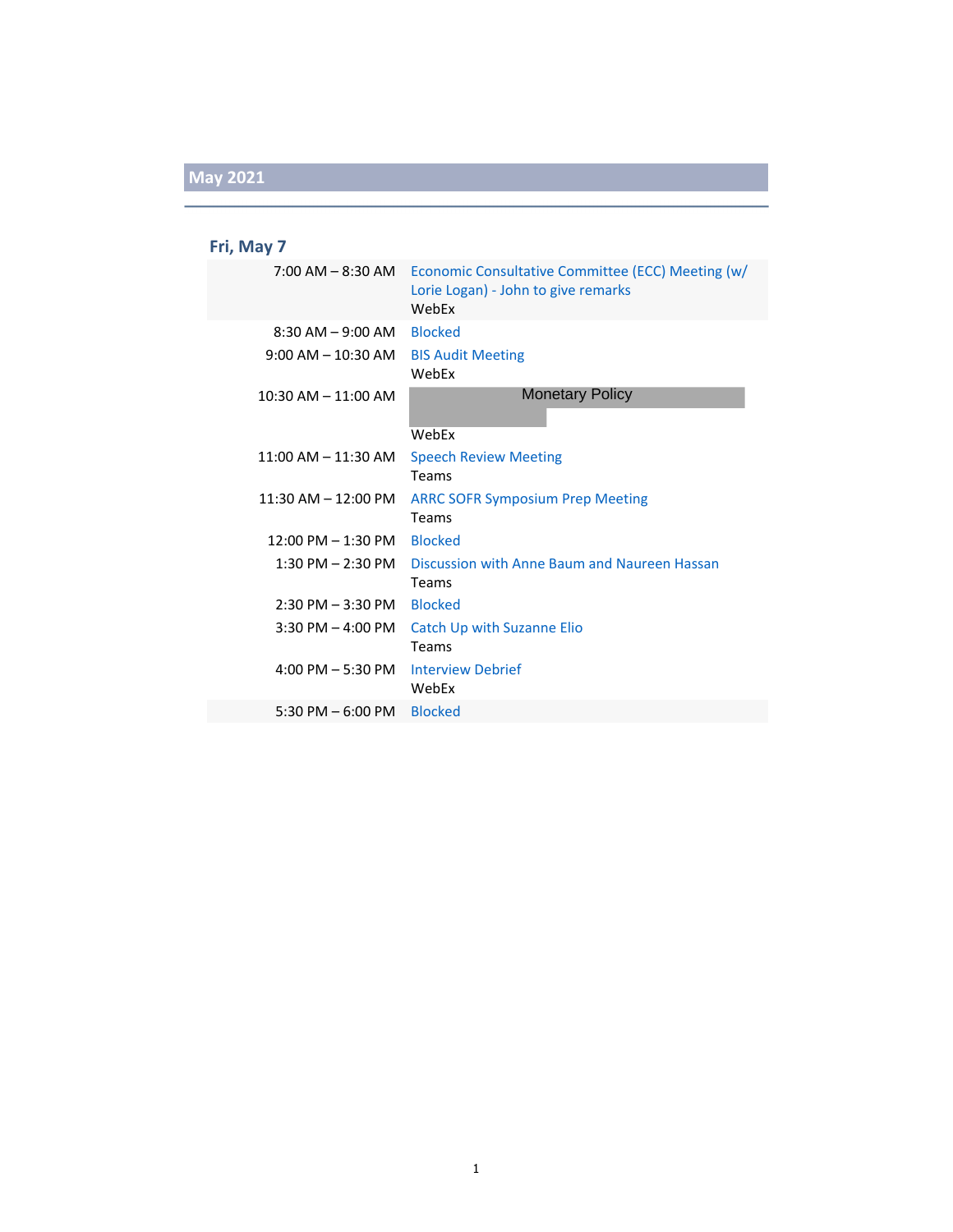## May 2021

### Fri, May 7

| Time | Event |
|---|---|
| 7:00 AM – 8:30 AM | Economic Consultative Committee (ECC) Meeting (w/ Lorie Logan) - John to give remarks<br>WebEx |
| 8:30 AM – 9:00 AM | Blocked |
| 9:00 AM – 10:30 AM | BIS Audit Meeting<br>WebEx |
| 10:30 AM – 11:00 AM | Monetary Policy<br>WebEx |
| 11:00 AM – 11:30 AM | Speech Review Meeting<br>Teams |
| 11:30 AM – 12:00 PM | ARRC SOFR Symposium Prep Meeting<br>Teams |
| 12:00 PM – 1:30 PM | Blocked |
| 1:30 PM – 2:30 PM | Discussion with Anne Baum and Naureen Hassan<br>Teams |
| 2:30 PM – 3:30 PM | Blocked |
| 3:30 PM – 4:00 PM | Catch Up with Suzanne Elio<br>Teams |
| 4:00 PM – 5:30 PM | Interview Debrief<br>WebEx |
| 5:30 PM – 6:00 PM | Blocked |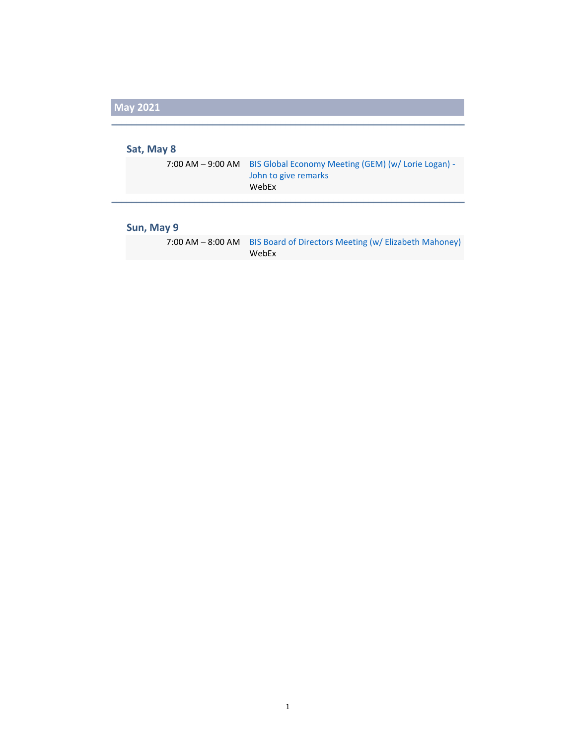## May 2021

### Sat, May 8

7:00 AM – 9:00 AM BIS Global Economy Meeting (GEM) (w/ Lorie Logan) - John to give remarks
WebEx

### Sun, May 9

7:00 AM – 8:00 AM BIS Board of Directors Meeting (w/ Elizabeth Mahoney)
WebEx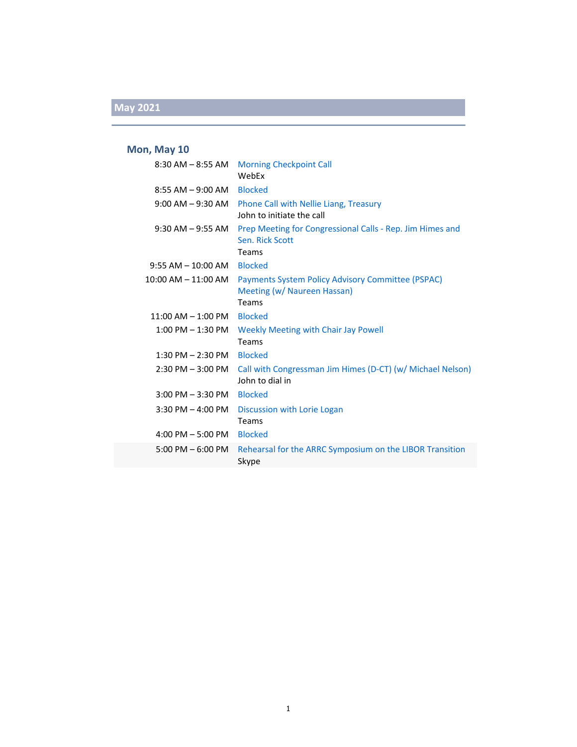## May 2021

### Mon, May 10

| Time | Event |
|---|---|
| 8:30 AM – 8:55 AM | Morning Checkpoint Call<br>WebEx |
| 8:55 AM – 9:00 AM | Blocked |
| 9:00 AM – 9:30 AM | Phone Call with Nellie Liang, Treasury<br>John to initiate the call |
| 9:30 AM – 9:55 AM | Prep Meeting for Congressional Calls - Rep. Jim Himes and Sen. Rick Scott<br>Teams |
| 9:55 AM – 10:00 AM | Blocked |
| 10:00 AM – 11:00 AM | Payments System Policy Advisory Committee (PSPAC) Meeting (w/ Naureen Hassan)<br>Teams |
| 11:00 AM – 1:00 PM | Blocked |
| 1:00 PM – 1:30 PM | Weekly Meeting with Chair Jay Powell<br>Teams |
| 1:30 PM – 2:30 PM | Blocked |
| 2:30 PM – 3:00 PM | Call with Congressman Jim Himes (D-CT) (w/ Michael Nelson)<br>John to dial in |
| 3:00 PM – 3:30 PM | Blocked |
| 3:30 PM – 4:00 PM | Discussion with Lorie Logan<br>Teams |
| 4:00 PM – 5:00 PM | Blocked |
| 5:00 PM – 6:00 PM | Rehearsal for the ARRC Symposium on the LIBOR Transition<br>Skype |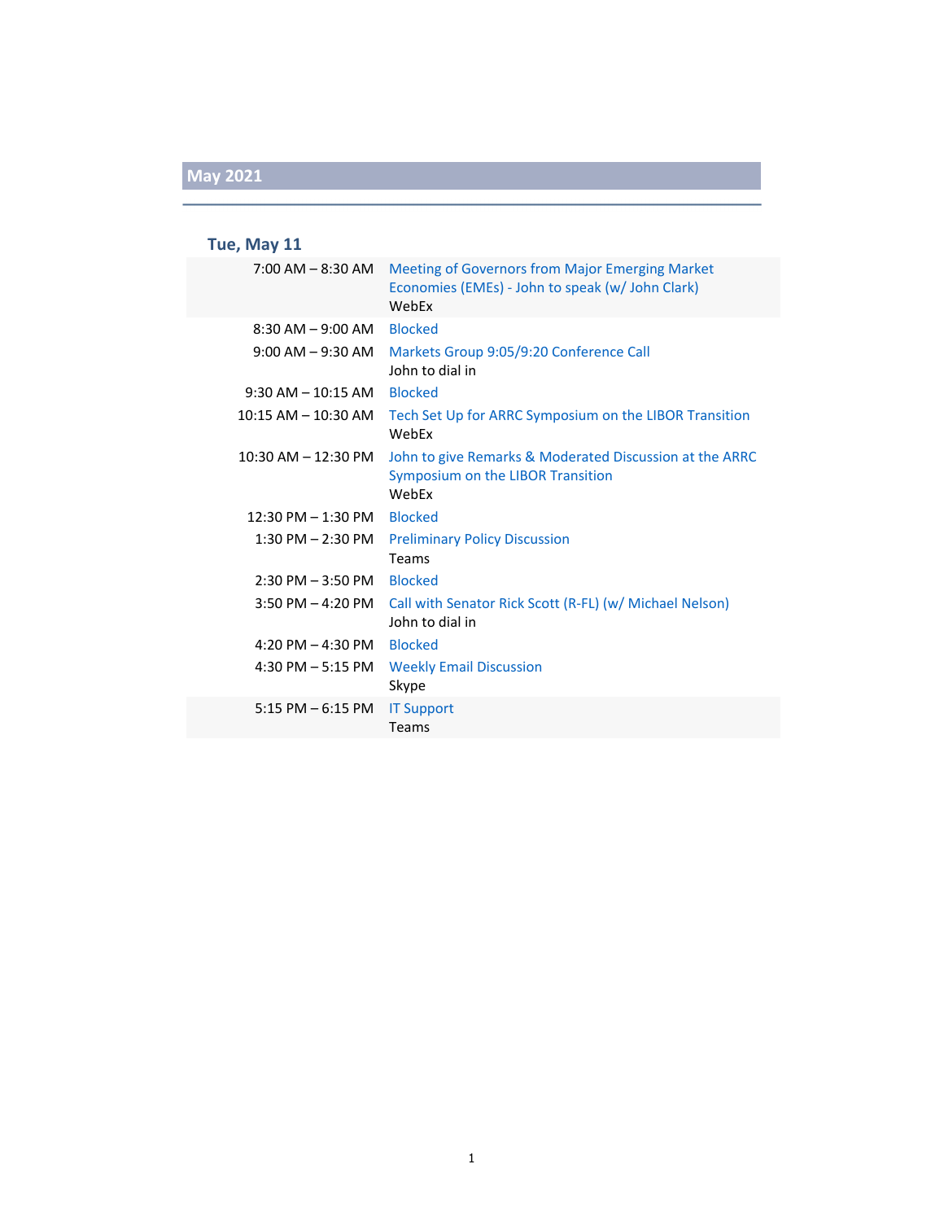## May 2021

### Tue, May 11

| Time | Event |
|---|---|
| 7:00 AM – 8:30 AM | Meeting of Governors from Major Emerging Market Economies (EMEs) - John to speak (w/ John Clark)<br>WebEx |
| 8:30 AM – 9:00 AM | Blocked |
| 9:00 AM – 9:30 AM | Markets Group 9:05/9:20 Conference Call<br>John to dial in |
| 9:30 AM – 10:15 AM | Blocked |
| 10:15 AM – 10:30 AM | Tech Set Up for ARRC Symposium on the LIBOR Transition<br>WebEx |
| 10:30 AM – 12:30 PM | John to give Remarks & Moderated Discussion at the ARRC Symposium on the LIBOR Transition<br>WebEx |
| 12:30 PM – 1:30 PM | Blocked |
| 1:30 PM – 2:30 PM | Preliminary Policy Discussion<br>Teams |
| 2:30 PM – 3:50 PM | Blocked |
| 3:50 PM – 4:20 PM | Call with Senator Rick Scott (R-FL) (w/ Michael Nelson)<br>John to dial in |
| 4:20 PM – 4:30 PM | Blocked |
| 4:30 PM – 5:15 PM | Weekly Email Discussion<br>Skype |
| 5:15 PM – 6:15 PM | IT Support<br>Teams |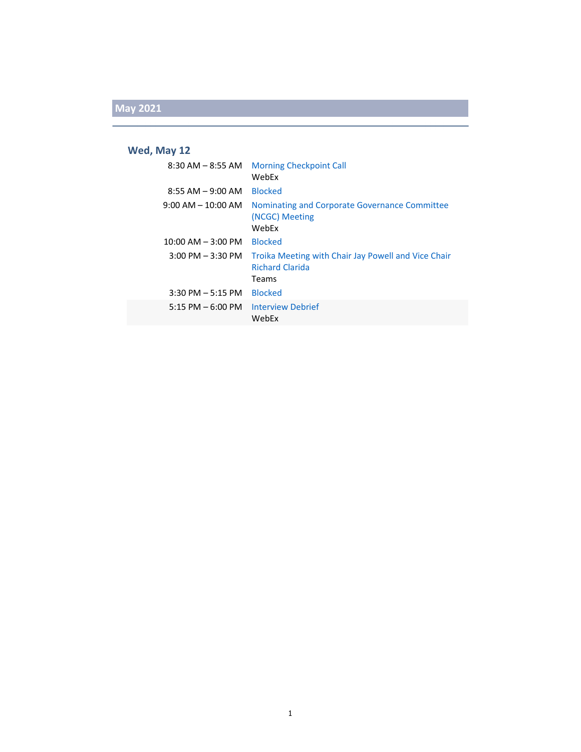## May 2021

### Wed, May 12

| Time | Event |
| --- | --- |
| 8:30 AM – 8:55 AM | Morning Checkpoint Call<br>WebEx |
| 8:55 AM – 9:00 AM | Blocked |
| 9:00 AM – 10:00 AM | Nominating and Corporate Governance Committee (NCGC) Meeting<br>WebEx |
| 10:00 AM – 3:00 PM | Blocked |
| 3:00 PM – 3:30 PM | Troika Meeting with Chair Jay Powell and Vice Chair Richard Clarida<br>Teams |
| 3:30 PM – 5:15 PM | Blocked |
| 5:15 PM – 6:00 PM | Interview Debrief<br>WebEx |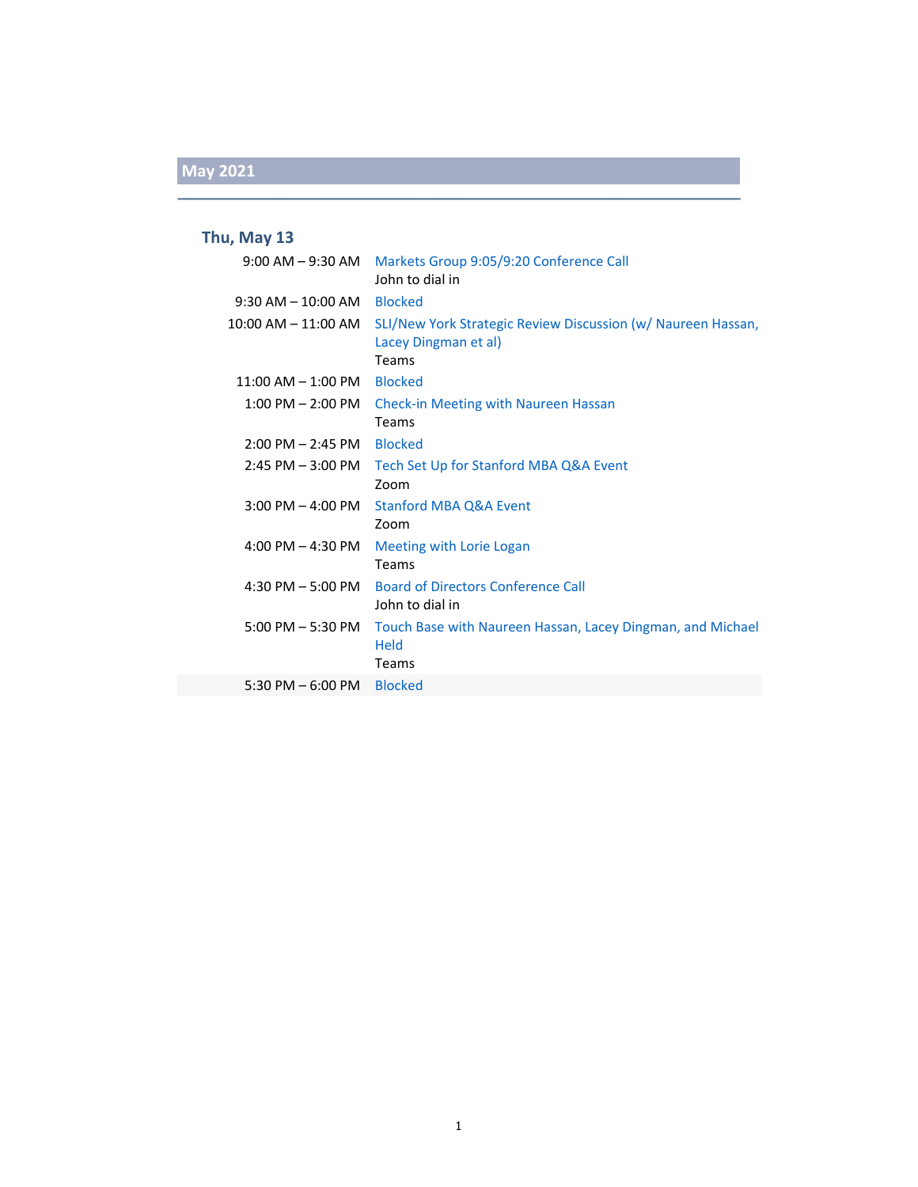## May 2021

### Thu, May 13

| | |
|---|---|
| 9:00 AM – 9:30 AM | Markets Group 9:05/9:20 Conference Call<br>John to dial in |
| 9:30 AM – 10:00 AM | Blocked |
| 10:00 AM – 11:00 AM | SLI/New York Strategic Review Discussion (w/ Naureen Hassan, Lacey Dingman et al)<br>Teams |
| 11:00 AM – 1:00 PM | Blocked |
| 1:00 PM – 2:00 PM | Check-in Meeting with Naureen Hassan<br>Teams |
| 2:00 PM – 2:45 PM | Blocked |
| 2:45 PM – 3:00 PM | Tech Set Up for Stanford MBA Q&A Event<br>Zoom |
| 3:00 PM – 4:00 PM | Stanford MBA Q&A Event<br>Zoom |
| 4:00 PM – 4:30 PM | Meeting with Lorie Logan<br>Teams |
| 4:30 PM – 5:00 PM | Board of Directors Conference Call<br>John to dial in |
| 5:00 PM – 5:30 PM | Touch Base with Naureen Hassan, Lacey Dingman, and Michael Held<br>Teams |
| 5:30 PM – 6:00 PM | Blocked |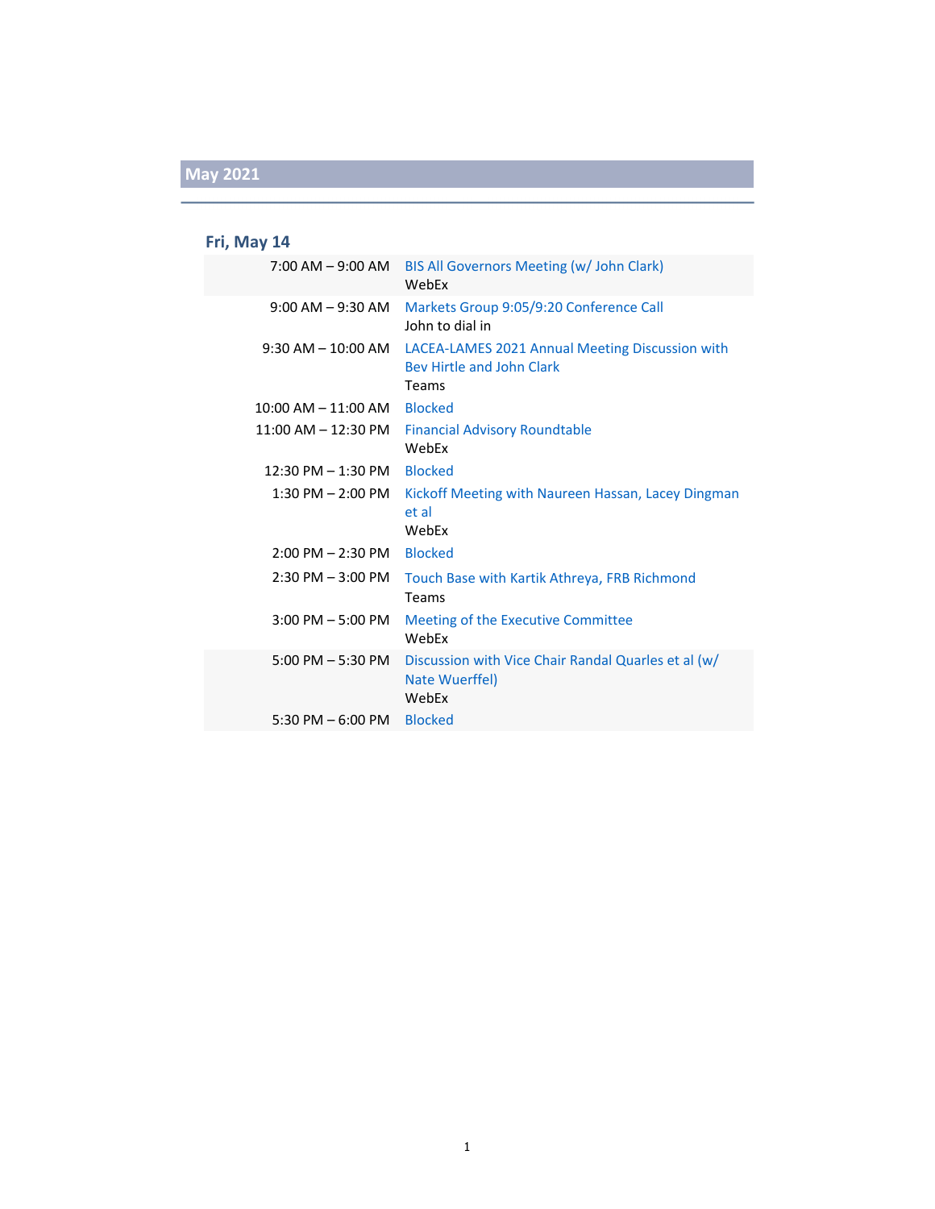## May 2021

### Fri, May 14

| Time | Event |
|---|---|
| 7:00 AM – 9:00 AM | BIS All Governors Meeting (w/ John Clark)<br>WebEx |
| 9:00 AM – 9:30 AM | Markets Group 9:05/9:20 Conference Call<br>John to dial in |
| 9:30 AM – 10:00 AM | LACEA-LAMES 2021 Annual Meeting Discussion with Bev Hirtle and John Clark<br>Teams |
| 10:00 AM – 11:00 AM | Blocked |
| 11:00 AM – 12:30 PM | Financial Advisory Roundtable<br>WebEx |
| 12:30 PM – 1:30 PM | Blocked |
| 1:30 PM – 2:00 PM | Kickoff Meeting with Naureen Hassan, Lacey Dingman et al<br>WebEx |
| 2:00 PM – 2:30 PM | Blocked |
| 2:30 PM – 3:00 PM | Touch Base with Kartik Athreya, FRB Richmond<br>Teams |
| 3:00 PM – 5:00 PM | Meeting of the Executive Committee<br>WebEx |
| 5:00 PM – 5:30 PM | Discussion with Vice Chair Randal Quarles et al (w/ Nate Wuerffel)<br>WebEx |
| 5:30 PM – 6:00 PM | Blocked |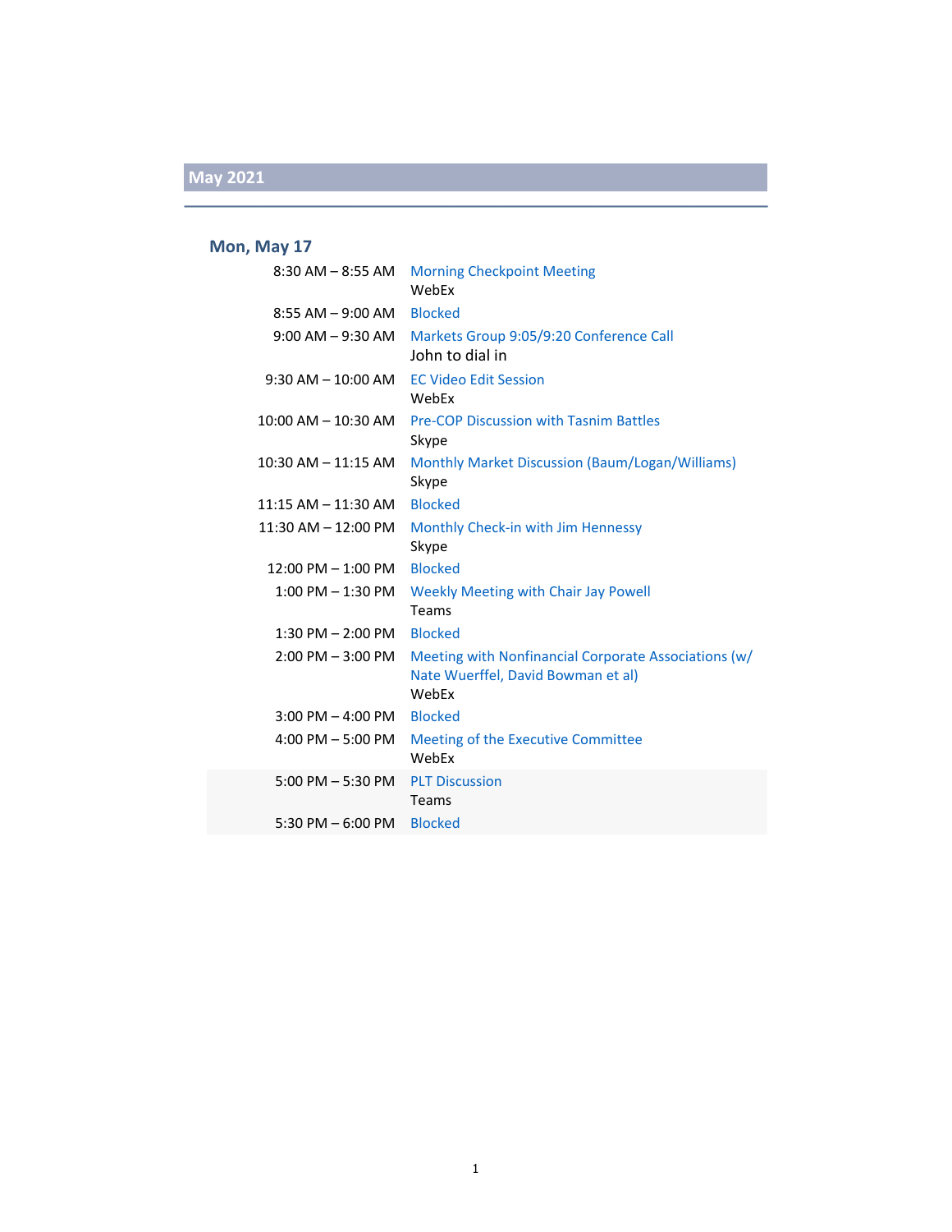## May 2021

### Mon, May 17

| Time | Event |
|---|---|
| 8:30 AM – 8:55 AM | Morning Checkpoint Meeting<br>WebEx |
| 8:55 AM – 9:00 AM | Blocked |
| 9:00 AM – 9:30 AM | Markets Group 9:05/9:20 Conference Call<br>John to dial in |
| 9:30 AM – 10:00 AM | EC Video Edit Session<br>WebEx |
| 10:00 AM – 10:30 AM | Pre-COP Discussion with Tasnim Battles<br>Skype |
| 10:30 AM – 11:15 AM | Monthly Market Discussion (Baum/Logan/Williams)<br>Skype |
| 11:15 AM – 11:30 AM | Blocked |
| 11:30 AM – 12:00 PM | Monthly Check-in with Jim Hennessy<br>Skype |
| 12:00 PM – 1:00 PM | Blocked |
| 1:00 PM – 1:30 PM | Weekly Meeting with Chair Jay Powell<br>Teams |
| 1:30 PM – 2:00 PM | Blocked |
| 2:00 PM – 3:00 PM | Meeting with Nonfinancial Corporate Associations (w/ Nate Wuerffel, David Bowman et al)<br>WebEx |
| 3:00 PM – 4:00 PM | Blocked |
| 4:00 PM – 5:00 PM | Meeting of the Executive Committee<br>WebEx |
| 5:00 PM – 5:30 PM | PLT Discussion<br>Teams |
| 5:30 PM – 6:00 PM | Blocked |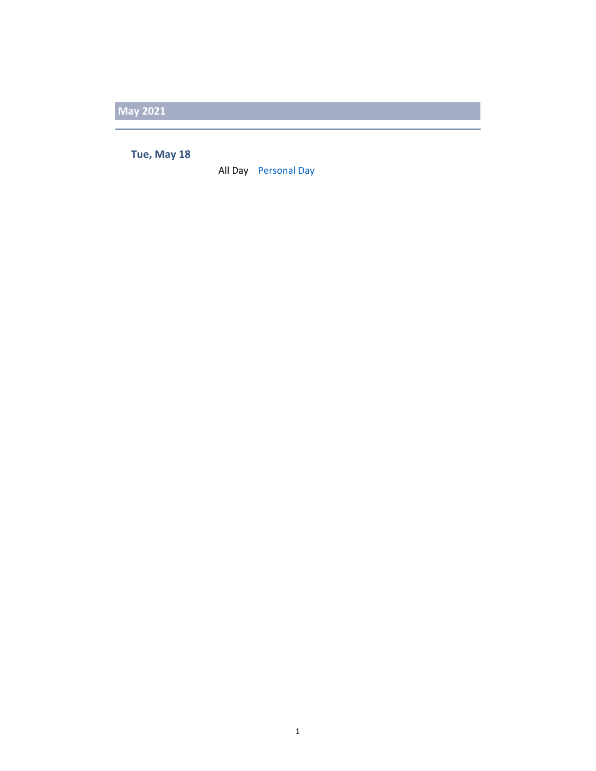## May 2021

### Tue, May 18

All Day Personal Day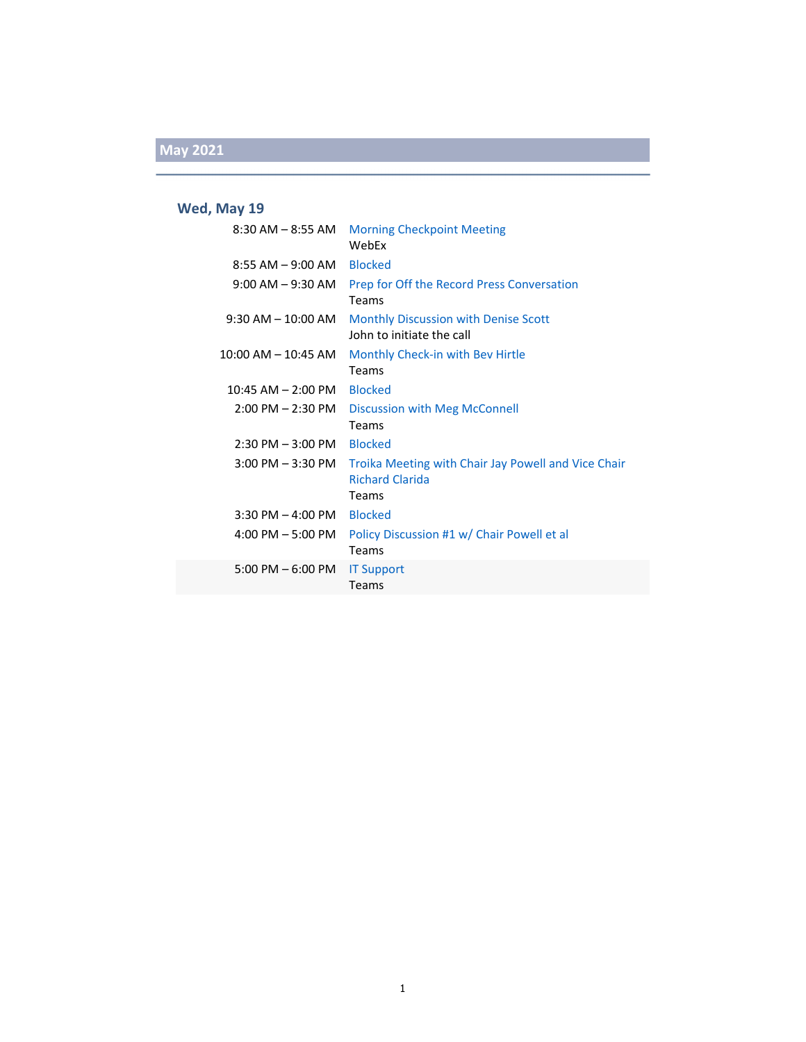## May 2021

### Wed, May 19

| | |
|---|---|
| 8:30 AM – 8:55 AM | Morning Checkpoint Meeting<br>WebEx |
| 8:55 AM – 9:00 AM | Blocked |
| 9:00 AM – 9:30 AM | Prep for Off the Record Press Conversation<br>Teams |
| 9:30 AM – 10:00 AM | Monthly Discussion with Denise Scott<br>John to initiate the call |
| 10:00 AM – 10:45 AM | Monthly Check-in with Bev Hirtle<br>Teams |
| 10:45 AM – 2:00 PM | Blocked |
| 2:00 PM – 2:30 PM | Discussion with Meg McConnell<br>Teams |
| 2:30 PM – 3:00 PM | Blocked |
| 3:00 PM – 3:30 PM | Troika Meeting with Chair Jay Powell and Vice Chair Richard Clarida<br>Teams |
| 3:30 PM – 4:00 PM | Blocked |
| 4:00 PM – 5:00 PM | Policy Discussion #1 w/ Chair Powell et al<br>Teams |
| 5:00 PM – 6:00 PM | IT Support<br>Teams |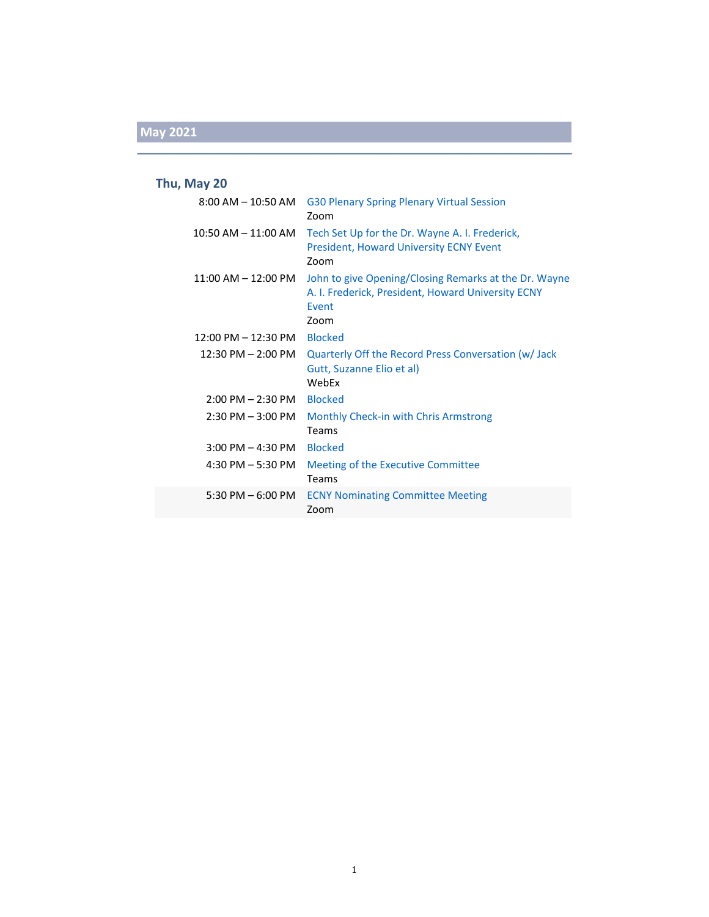## May 2021

### Thu, May 20

| Time | Event |
|---|---|
| 8:00 AM – 10:50 AM | G30 Plenary Spring Plenary Virtual Session<br>Zoom |
| 10:50 AM – 11:00 AM | Tech Set Up for the Dr. Wayne A. I. Frederick, President, Howard University ECNY Event<br>Zoom |
| 11:00 AM – 12:00 PM | John to give Opening/Closing Remarks at the Dr. Wayne A. I. Frederick, President, Howard University ECNY Event<br>Zoom |
| 12:00 PM – 12:30 PM | Blocked |
| 12:30 PM – 2:00 PM | Quarterly Off the Record Press Conversation (w/ Jack Gutt, Suzanne Elio et al)<br>WebEx |
| 2:00 PM – 2:30 PM | Blocked |
| 2:30 PM – 3:00 PM | Monthly Check-in with Chris Armstrong<br>Teams |
| 3:00 PM – 4:30 PM | Blocked |
| 4:30 PM – 5:30 PM | Meeting of the Executive Committee<br>Teams |
| 5:30 PM – 6:00 PM | ECNY Nominating Committee Meeting<br>Zoom |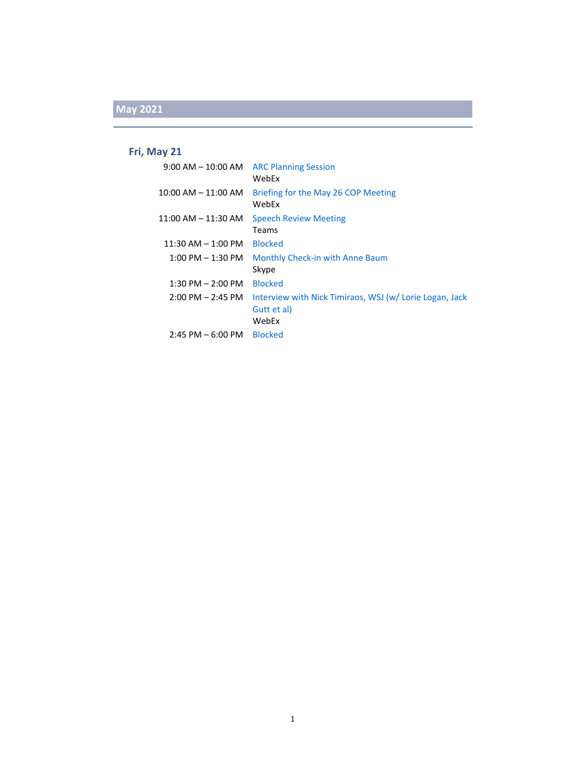## May 2021

### Fri, May 21

| | |
|---|---|
| 9:00 AM – 10:00 AM | ARC Planning Session<br>WebEx |
| 10:00 AM – 11:00 AM | Briefing for the May 26 COP Meeting<br>WebEx |
| 11:00 AM – 11:30 AM | Speech Review Meeting<br>Teams |
| 11:30 AM – 1:00 PM | Blocked |
| 1:00 PM – 1:30 PM | Monthly Check-in with Anne Baum<br>Skype |
| 1:30 PM – 2:00 PM | Blocked |
| 2:00 PM – 2:45 PM | Interview with Nick Timiraos, WSJ (w/ Lorie Logan, Jack Gutt et al)<br>WebEx |
| 2:45 PM – 6:00 PM | Blocked |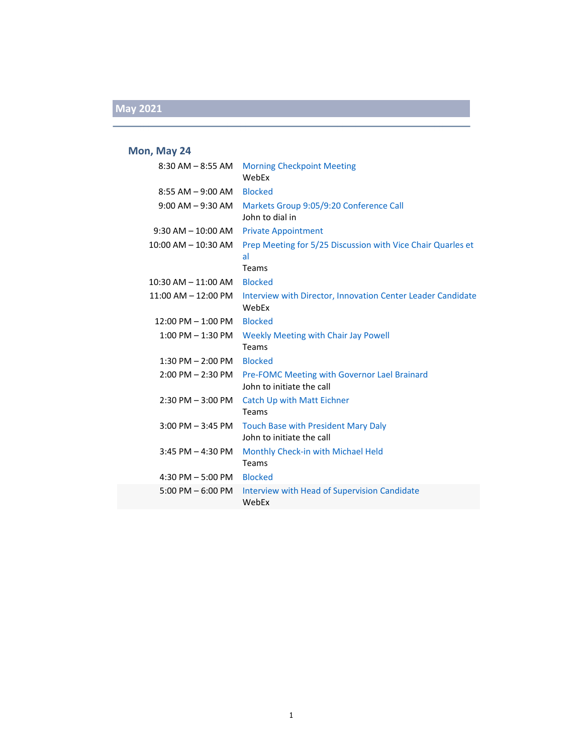## May 2021

### Mon, May 24

| Time | Event |
|---|---|
| 8:30 AM – 8:55 AM | Morning Checkpoint Meeting<br>WebEx |
| 8:55 AM – 9:00 AM | Blocked |
| 9:00 AM – 9:30 AM | Markets Group 9:05/9:20 Conference Call<br>John to dial in |
| 9:30 AM – 10:00 AM | Private Appointment |
| 10:00 AM – 10:30 AM | Prep Meeting for 5/25 Discussion with Vice Chair Quarles et al<br>Teams |
| 10:30 AM – 11:00 AM | Blocked |
| 11:00 AM – 12:00 PM | Interview with Director, Innovation Center Leader Candidate<br>WebEx |
| 12:00 PM – 1:00 PM | Blocked |
| 1:00 PM – 1:30 PM | Weekly Meeting with Chair Jay Powell<br>Teams |
| 1:30 PM – 2:00 PM | Blocked |
| 2:00 PM – 2:30 PM | Pre-FOMC Meeting with Governor Lael Brainard<br>John to initiate the call |
| 2:30 PM – 3:00 PM | Catch Up with Matt Eichner<br>Teams |
| 3:00 PM – 3:45 PM | Touch Base with President Mary Daly<br>John to initiate the call |
| 3:45 PM – 4:30 PM | Monthly Check-in with Michael Held<br>Teams |
| 4:30 PM – 5:00 PM | Blocked |
| 5:00 PM – 6:00 PM | Interview with Head of Supervision Candidate<br>WebEx |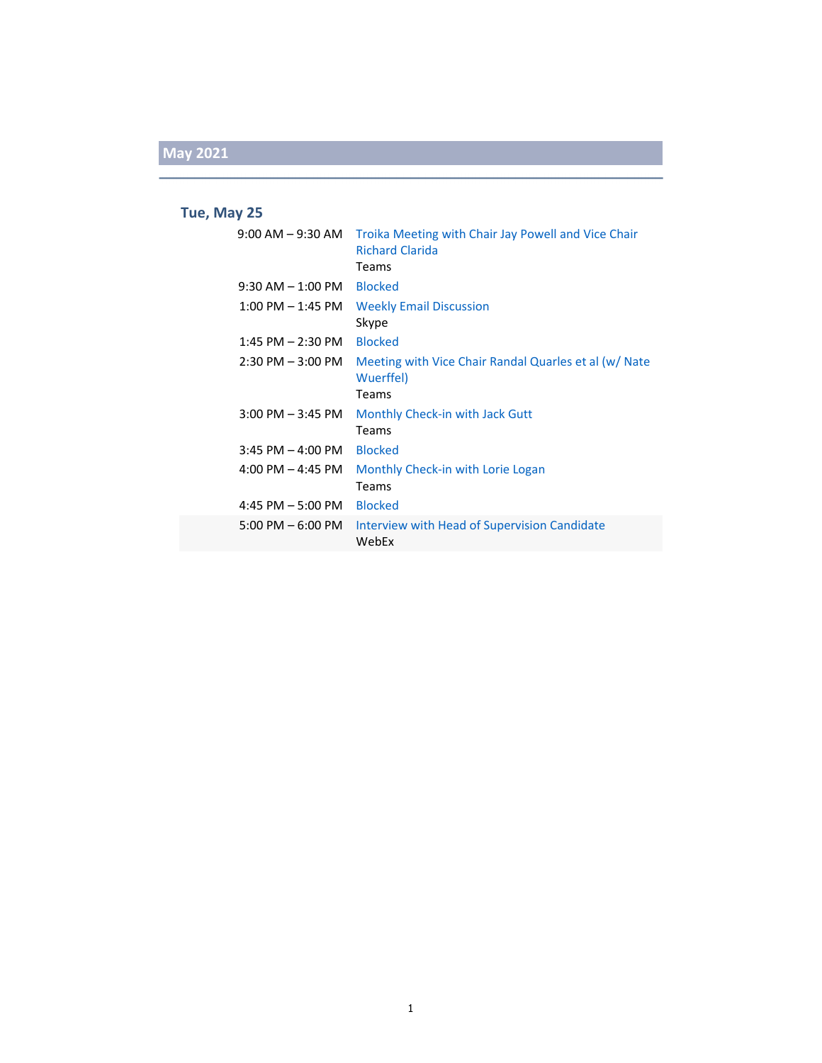## May 2021

### Tue, May 25

| | |
|---|---|
| 9:00 AM – 9:30 AM | Troika Meeting with Chair Jay Powell and Vice Chair Richard Clarida<br>Teams |
| 9:30 AM – 1:00 PM | Blocked |
| 1:00 PM – 1:45 PM | Weekly Email Discussion<br>Skype |
| 1:45 PM – 2:30 PM | Blocked |
| 2:30 PM – 3:00 PM | Meeting with Vice Chair Randal Quarles et al (w/ Nate Wuerffel)<br>Teams |
| 3:00 PM – 3:45 PM | Monthly Check-in with Jack Gutt<br>Teams |
| 3:45 PM – 4:00 PM | Blocked |
| 4:00 PM – 4:45 PM | Monthly Check-in with Lorie Logan<br>Teams |
| 4:45 PM – 5:00 PM | Blocked |
| 5:00 PM – 6:00 PM | Interview with Head of Supervision Candidate<br>WebEx |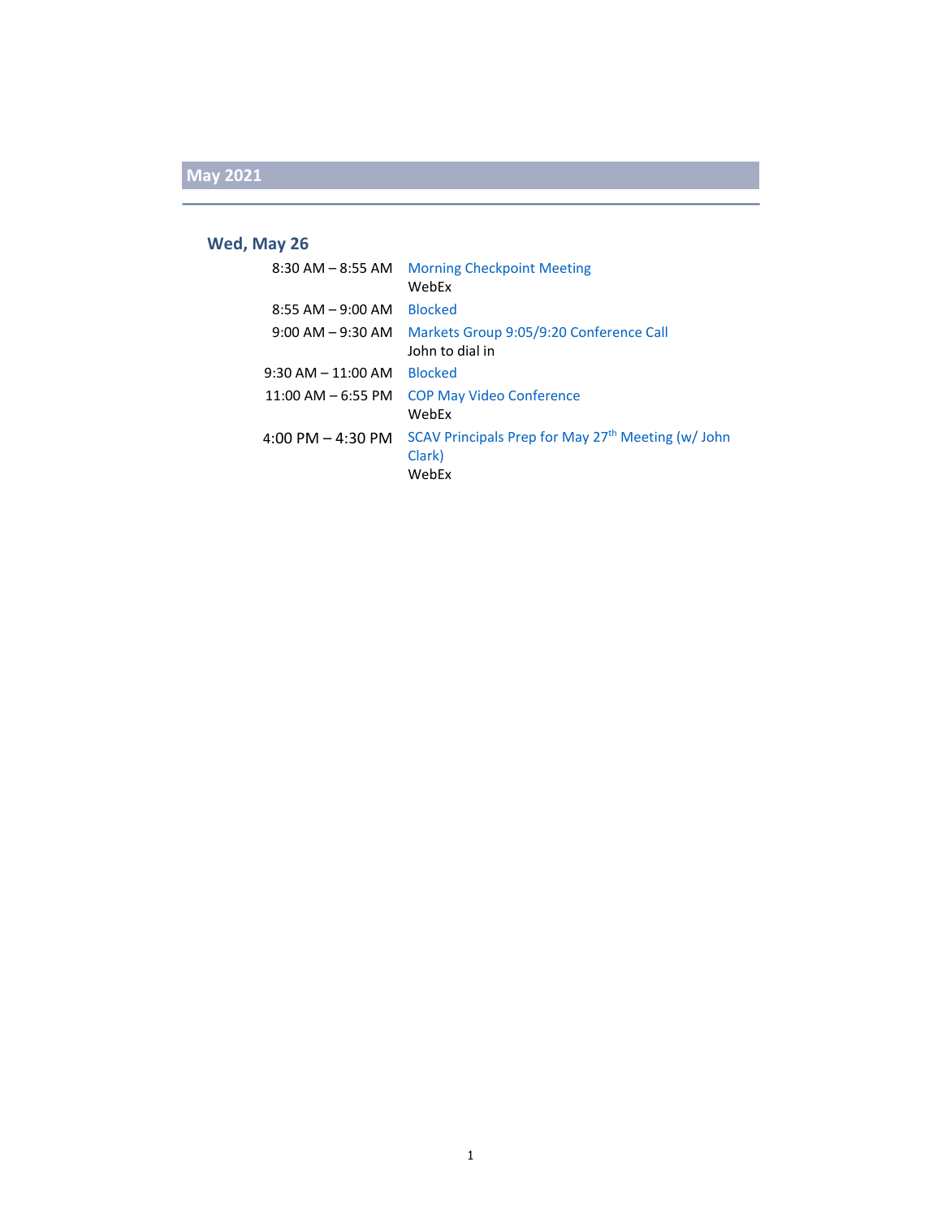## May 2021

### Wed, May 26

| Time | Event |
| --- | --- |
| 8:30 AM – 8:55 AM | Morning Checkpoint Meeting<br>WebEx |
| 8:55 AM – 9:00 AM | Blocked |
| 9:00 AM – 9:30 AM | Markets Group 9:05/9:20 Conference Call<br>John to dial in |
| 9:30 AM – 11:00 AM | Blocked |
| 11:00 AM – 6:55 PM | COP May Video Conference<br>WebEx |
| 4:00 PM – 4:30 PM | SCAV Principals Prep for May 27th Meeting (w/ John Clark)<br>WebEx |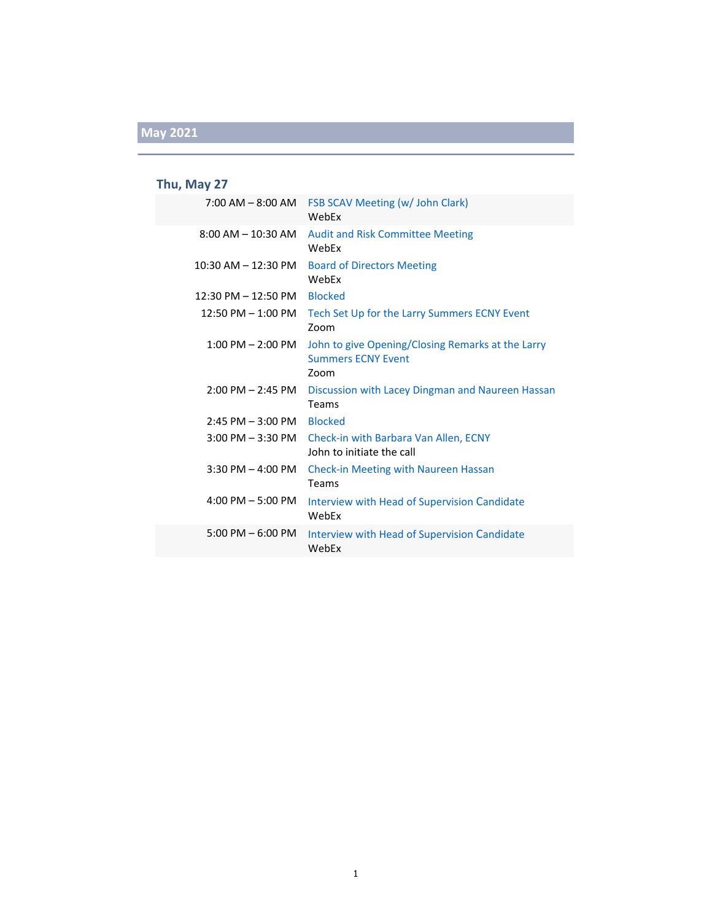## May 2021

### Thu, May 27

| Time | Event |
|---|---|
| 7:00 AM – 8:00 AM | FSB SCAV Meeting (w/ John Clark)<br>WebEx |
| 8:00 AM – 10:30 AM | Audit and Risk Committee Meeting<br>WebEx |
| 10:30 AM – 12:30 PM | Board of Directors Meeting<br>WebEx |
| 12:30 PM – 12:50 PM | Blocked |
| 12:50 PM – 1:00 PM | Tech Set Up for the Larry Summers ECNY Event<br>Zoom |
| 1:00 PM – 2:00 PM | John to give Opening/Closing Remarks at the Larry Summers ECNY Event<br>Zoom |
| 2:00 PM – 2:45 PM | Discussion with Lacey Dingman and Naureen Hassan<br>Teams |
| 2:45 PM – 3:00 PM | Blocked |
| 3:00 PM – 3:30 PM | Check-in with Barbara Van Allen, ECNY<br>John to initiate the call |
| 3:30 PM – 4:00 PM | Check-in Meeting with Naureen Hassan<br>Teams |
| 4:00 PM – 5:00 PM | Interview with Head of Supervision Candidate<br>WebEx |
| 5:00 PM – 6:00 PM | Interview with Head of Supervision Candidate<br>WebEx |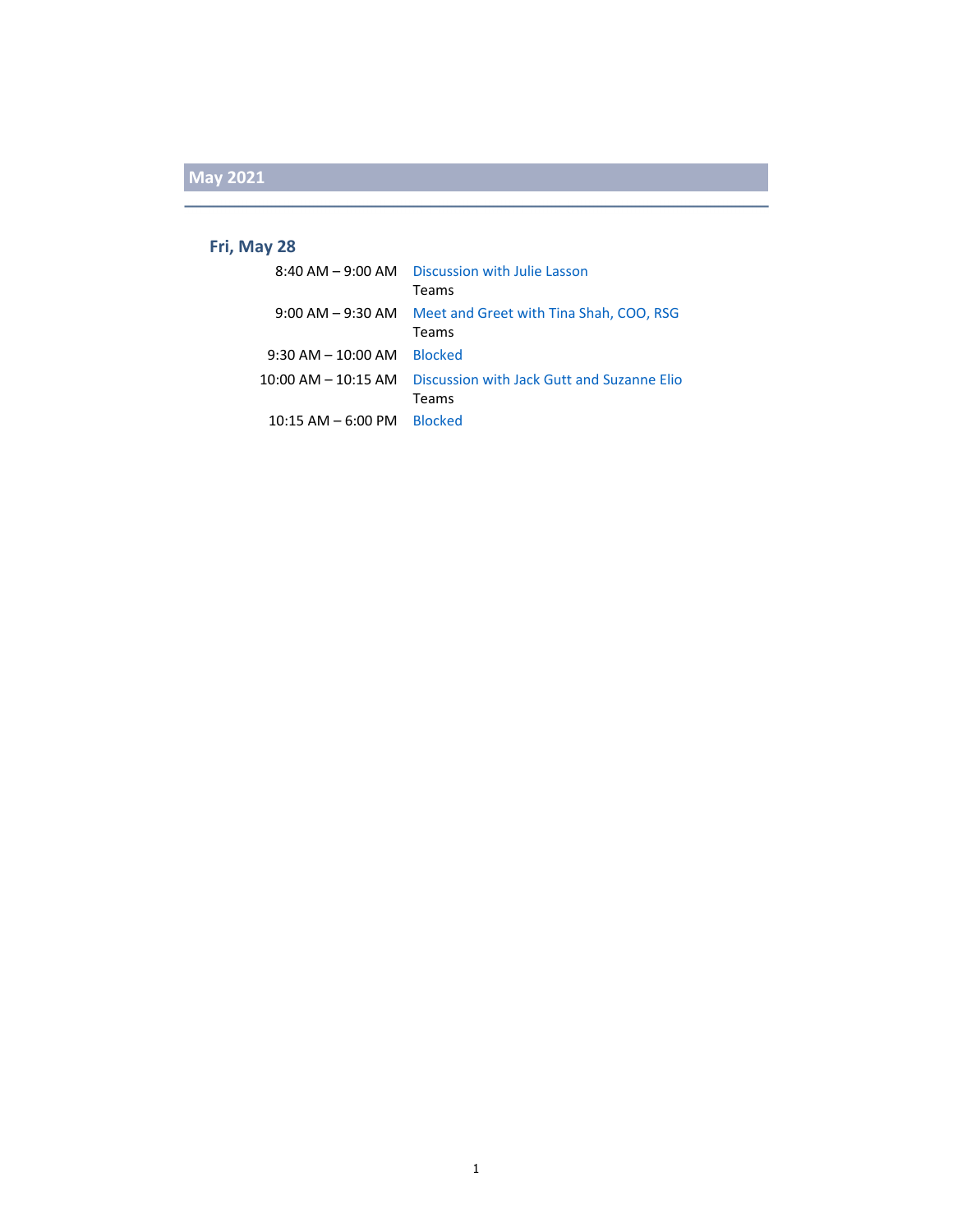## May 2021

### Fri, May 28

| Time | Event |
| --- | --- |
| 8:40 AM – 9:00 AM | Discussion with Julie Lasson<br>Teams |
| 9:00 AM – 9:30 AM | Meet and Greet with Tina Shah, COO, RSG<br>Teams |
| 9:30 AM – 10:00 AM | Blocked |
| 10:00 AM – 10:15 AM | Discussion with Jack Gutt and Suzanne Elio<br>Teams |
| 10:15 AM – 6:00 PM | Blocked |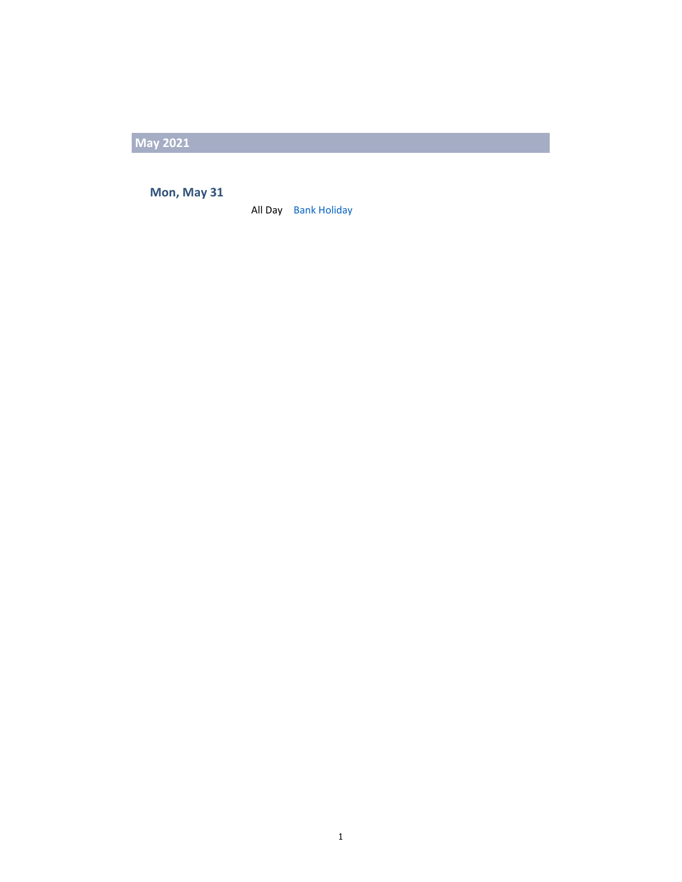## May 2021

### Mon, May 31

All Day Bank Holiday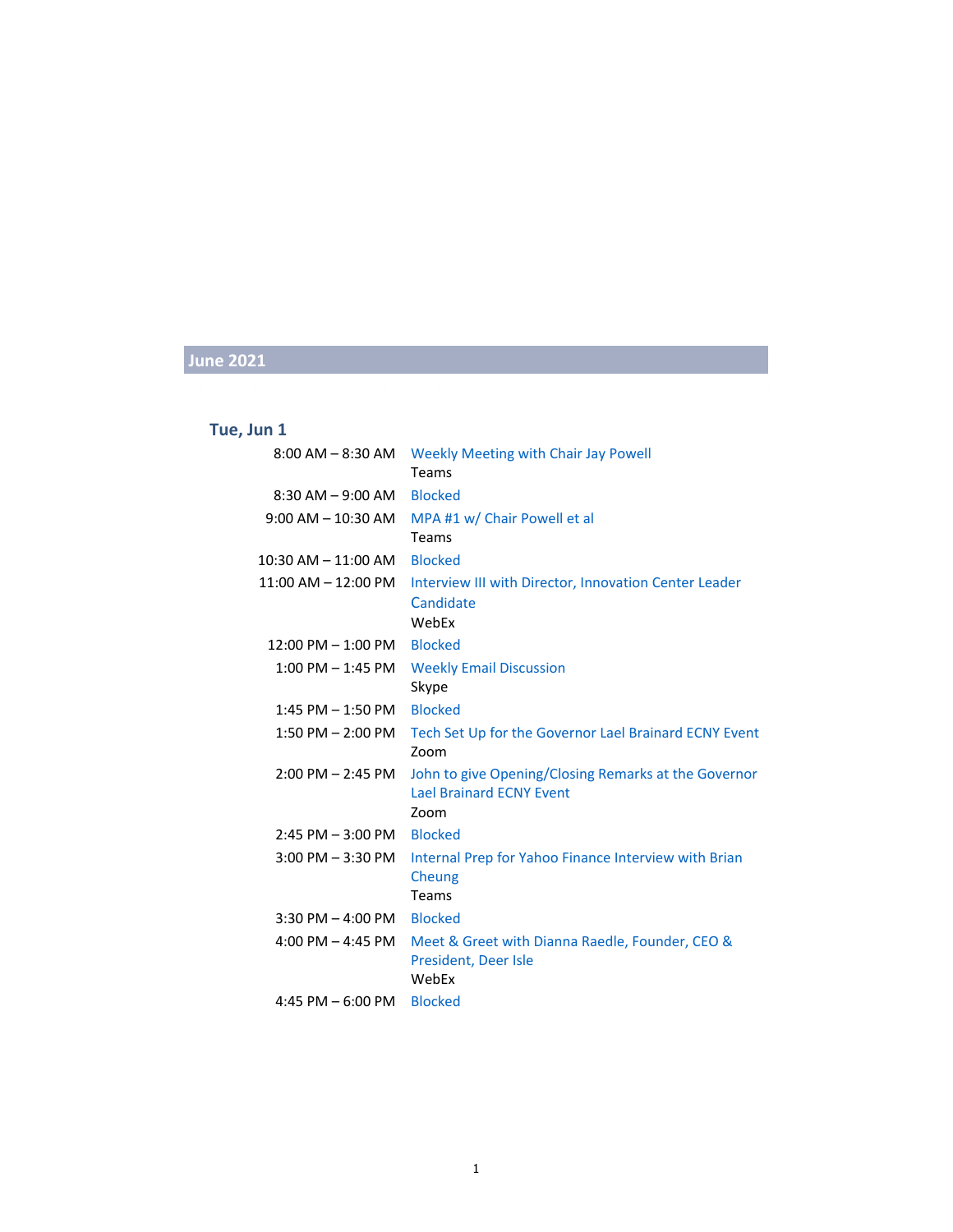## June 2021

### Tue, Jun 1

| | |
|---|---|
| 8:00 AM – 8:30 AM | Weekly Meeting with Chair Jay Powell<br>Teams |
| 8:30 AM – 9:00 AM | Blocked |
| 9:00 AM – 10:30 AM | MPA #1 w/ Chair Powell et al<br>Teams |
| 10:30 AM – 11:00 AM | Blocked |
| 11:00 AM – 12:00 PM | Interview III with Director, Innovation Center Leader Candidate<br>WebEx |
| 12:00 PM – 1:00 PM | Blocked |
| 1:00 PM – 1:45 PM | Weekly Email Discussion<br>Skype |
| 1:45 PM – 1:50 PM | Blocked |
| 1:50 PM – 2:00 PM | Tech Set Up for the Governor Lael Brainard ECNY Event<br>Zoom |
| 2:00 PM – 2:45 PM | John to give Opening/Closing Remarks at the Governor Lael Brainard ECNY Event<br>Zoom |
| 2:45 PM – 3:00 PM | Blocked |
| 3:00 PM – 3:30 PM | Internal Prep for Yahoo Finance Interview with Brian Cheung<br>Teams |
| 3:30 PM – 4:00 PM | Blocked |
| 4:00 PM – 4:45 PM | Meet & Greet with Dianna Raedle, Founder, CEO & President, Deer Isle<br>WebEx |
| 4:45 PM – 6:00 PM | Blocked |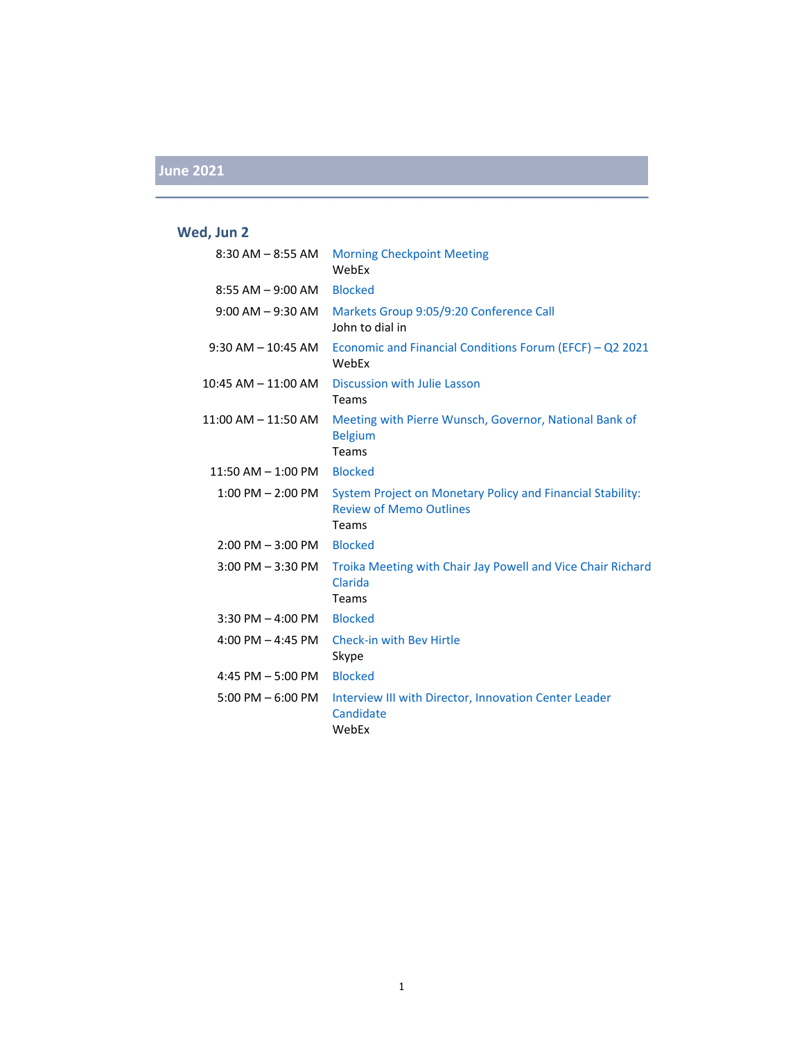## June 2021

### Wed, Jun 2

| Time | Event |
| --- | --- |
| 8:30 AM – 8:55 AM | Morning Checkpoint Meeting<br>WebEx |
| 8:55 AM – 9:00 AM | Blocked |
| 9:00 AM – 9:30 AM | Markets Group 9:05/9:20 Conference Call<br>John to dial in |
| 9:30 AM – 10:45 AM | Economic and Financial Conditions Forum (EFCF) – Q2 2021<br>WebEx |
| 10:45 AM – 11:00 AM | Discussion with Julie Lasson<br>Teams |
| 11:00 AM – 11:50 AM | Meeting with Pierre Wunsch, Governor, National Bank of Belgium<br>Teams |
| 11:50 AM – 1:00 PM | Blocked |
| 1:00 PM – 2:00 PM | System Project on Monetary Policy and Financial Stability: Review of Memo Outlines<br>Teams |
| 2:00 PM – 3:00 PM | Blocked |
| 3:00 PM – 3:30 PM | Troika Meeting with Chair Jay Powell and Vice Chair Richard Clarida<br>Teams |
| 3:30 PM – 4:00 PM | Blocked |
| 4:00 PM – 4:45 PM | Check-in with Bev Hirtle<br>Skype |
| 4:45 PM – 5:00 PM | Blocked |
| 5:00 PM – 6:00 PM | Interview III with Director, Innovation Center Leader Candidate<br>WebEx |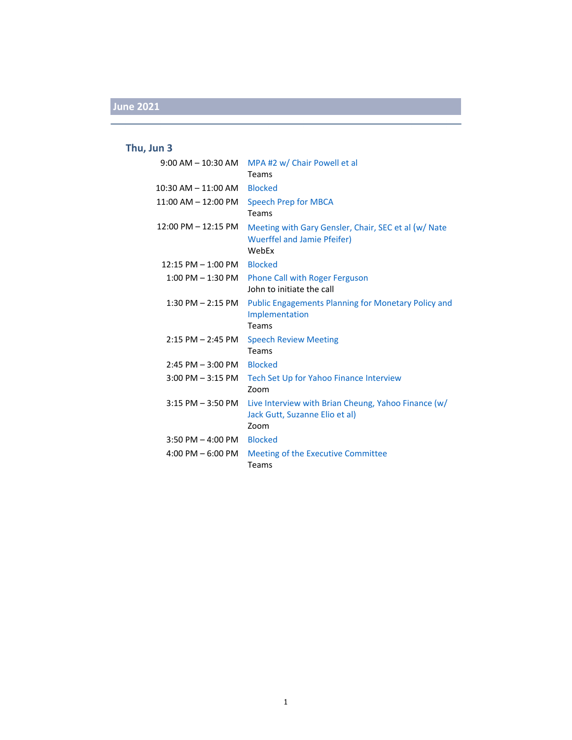## June 2021

### Thu, Jun 3

| | |
|---|---|
| 9:00 AM – 10:30 AM | MPA #2 w/ Chair Powell et al<br>Teams |
| 10:30 AM – 11:00 AM | Blocked |
| 11:00 AM – 12:00 PM | Speech Prep for MBCA<br>Teams |
| 12:00 PM – 12:15 PM | Meeting with Gary Gensler, Chair, SEC et al (w/ Nate Wuerffel and Jamie Pfeifer)<br>WebEx |
| 12:15 PM – 1:00 PM | Blocked |
| 1:00 PM – 1:30 PM | Phone Call with Roger Ferguson<br>John to initiate the call |
| 1:30 PM – 2:15 PM | Public Engagements Planning for Monetary Policy and Implementation<br>Teams |
| 2:15 PM – 2:45 PM | Speech Review Meeting<br>Teams |
| 2:45 PM – 3:00 PM | Blocked |
| 3:00 PM – 3:15 PM | Tech Set Up for Yahoo Finance Interview<br>Zoom |
| 3:15 PM – 3:50 PM | Live Interview with Brian Cheung, Yahoo Finance (w/ Jack Gutt, Suzanne Elio et al)<br>Zoom |
| 3:50 PM – 4:00 PM | Blocked |
| 4:00 PM – 6:00 PM | Meeting of the Executive Committee<br>Teams |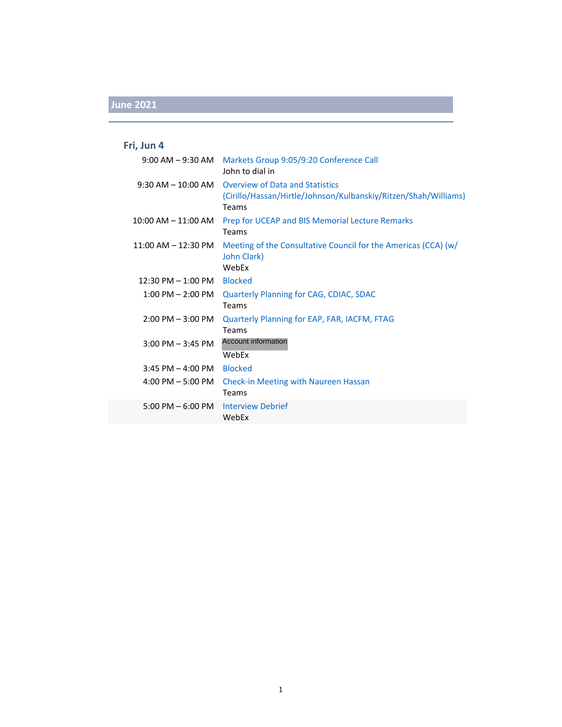## June 2021

### Fri, Jun 4

| | |
|---|---|
| 9:00 AM – 9:30 AM | Markets Group 9:05/9:20 Conference Call<br>John to dial in |
| 9:30 AM – 10:00 AM | Overview of Data and Statistics (Cirillo/Hassan/Hirtle/Johnson/Kulbanskiy/Ritzen/Shah/Williams)<br>Teams |
| 10:00 AM – 11:00 AM | Prep for UCEAP and BIS Memorial Lecture Remarks<br>Teams |
| 11:00 AM – 12:30 PM | Meeting of the Consultative Council for the Americas (CCA) (w/ John Clark)<br>WebEx |
| 12:30 PM – 1:00 PM | Blocked |
| 1:00 PM – 2:00 PM | Quarterly Planning for CAG, CDIAC, SDAC<br>Teams |
| 2:00 PM – 3:00 PM | Quarterly Planning for EAP, FAR, IACFM, FTAG<br>Teams |
| 3:00 PM – 3:45 PM | Account information<br>WebEx |
| 3:45 PM – 4:00 PM | Blocked |
| 4:00 PM – 5:00 PM | Check-in Meeting with Naureen Hassan<br>Teams |
| 5:00 PM – 6:00 PM | Interview Debrief<br>WebEx |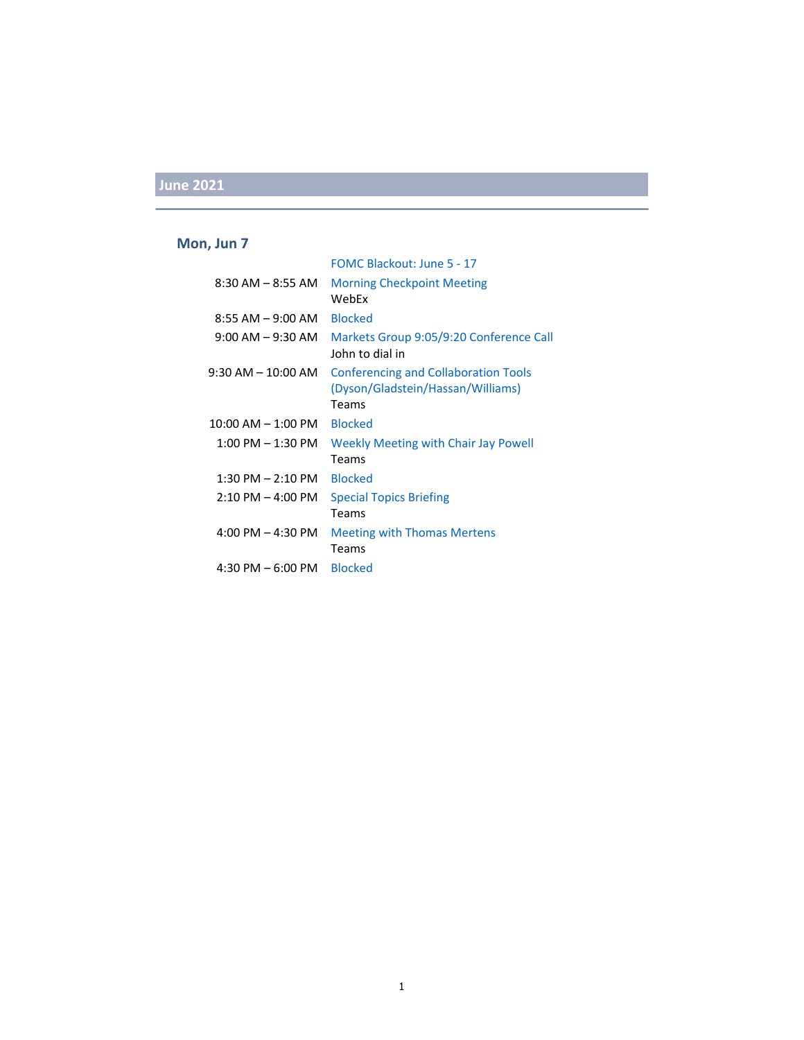## June 2021

### Mon, Jun 7

| | |
|---|---|
| | FOMC Blackout: June 5 - 17 |
| 8:30 AM – 8:55 AM | Morning Checkpoint Meeting<br>WebEx |
| 8:55 AM – 9:00 AM | Blocked |
| 9:00 AM – 9:30 AM | Markets Group 9:05/9:20 Conference Call<br>John to dial in |
| 9:30 AM – 10:00 AM | Conferencing and Collaboration Tools (Dyson/Gladstein/Hassan/Williams)<br>Teams |
| 10:00 AM – 1:00 PM | Blocked |
| 1:00 PM – 1:30 PM | Weekly Meeting with Chair Jay Powell<br>Teams |
| 1:30 PM – 2:10 PM | Blocked |
| 2:10 PM – 4:00 PM | Special Topics Briefing<br>Teams |
| 4:00 PM – 4:30 PM | Meeting with Thomas Mertens<br>Teams |
| 4:30 PM – 6:00 PM | Blocked |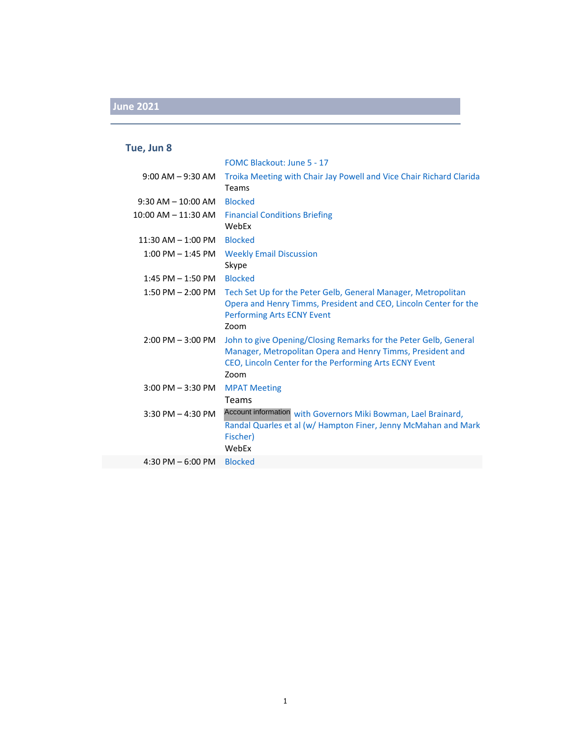## June 2021

### Tue, Jun 8

| | |
|---|---|
| | FOMC Blackout: June 5 - 17 |
| 9:00 AM – 9:30 AM | Troika Meeting with Chair Jay Powell and Vice Chair Richard Clarida<br>Teams |
| 9:30 AM – 10:00 AM | Blocked |
| 10:00 AM – 11:30 AM | Financial Conditions Briefing<br>WebEx |
| 11:30 AM – 1:00 PM | Blocked |
| 1:00 PM – 1:45 PM | Weekly Email Discussion<br>Skype |
| 1:45 PM – 1:50 PM | Blocked |
| 1:50 PM – 2:00 PM | Tech Set Up for the Peter Gelb, General Manager, Metropolitan Opera and Henry Timms, President and CEO, Lincoln Center for the Performing Arts ECNY Event<br>Zoom |
| 2:00 PM – 3:00 PM | John to give Opening/Closing Remarks for the Peter Gelb, General Manager, Metropolitan Opera and Henry Timms, President and CEO, Lincoln Center for the Performing Arts ECNY Event<br>Zoom |
| 3:00 PM – 3:30 PM | MPAT Meeting<br>Teams |
| 3:30 PM – 4:30 PM | Account information with Governors Miki Bowman, Lael Brainard, Randal Quarles et al (w/ Hampton Finer, Jenny McMahan and Mark Fischer)<br>WebEx |
| 4:30 PM – 6:00 PM | Blocked |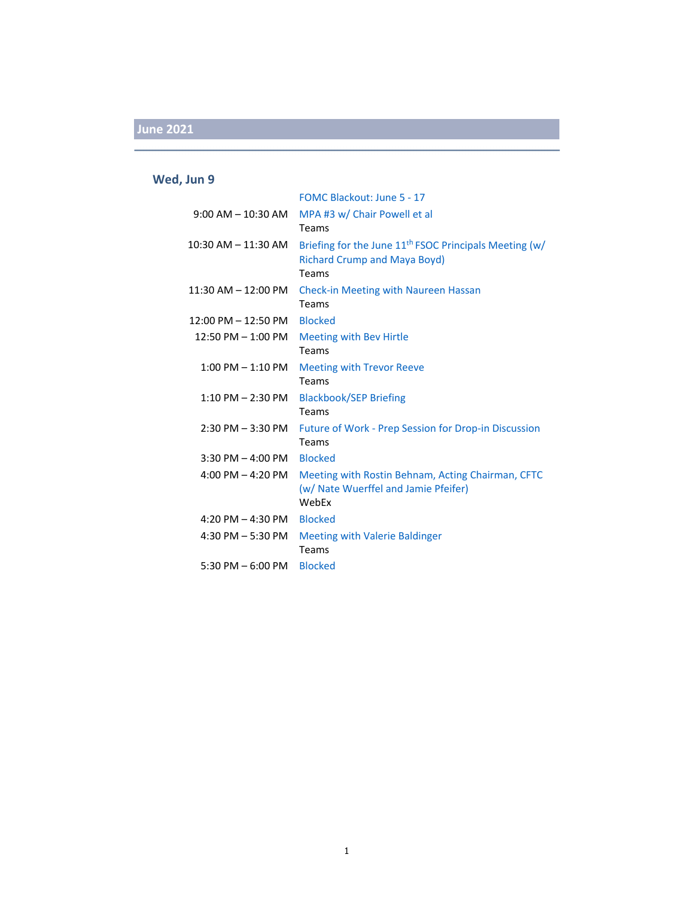## June 2021

### Wed, Jun 9

| | |
|---|---|
| | FOMC Blackout: June 5 - 17 |
| 9:00 AM – 10:30 AM | MPA #3 w/ Chair Powell et al<br>Teams |
| 10:30 AM – 11:30 AM | Briefing for the June 11th FSOC Principals Meeting (w/ Richard Crump and Maya Boyd)<br>Teams |
| 11:30 AM – 12:00 PM | Check-in Meeting with Naureen Hassan<br>Teams |
| 12:00 PM – 12:50 PM | Blocked |
| 12:50 PM – 1:00 PM | Meeting with Bev Hirtle<br>Teams |
| 1:00 PM – 1:10 PM | Meeting with Trevor Reeve<br>Teams |
| 1:10 PM – 2:30 PM | Blackbook/SEP Briefing<br>Teams |
| 2:30 PM – 3:30 PM | Future of Work - Prep Session for Drop-in Discussion<br>Teams |
| 3:30 PM – 4:00 PM | Blocked |
| 4:00 PM – 4:20 PM | Meeting with Rostin Behnam, Acting Chairman, CFTC (w/ Nate Wuerffel and Jamie Pfeifer)<br>WebEx |
| 4:20 PM – 4:30 PM | Blocked |
| 4:30 PM – 5:30 PM | Meeting with Valerie Baldinger<br>Teams |
| 5:30 PM – 6:00 PM | Blocked |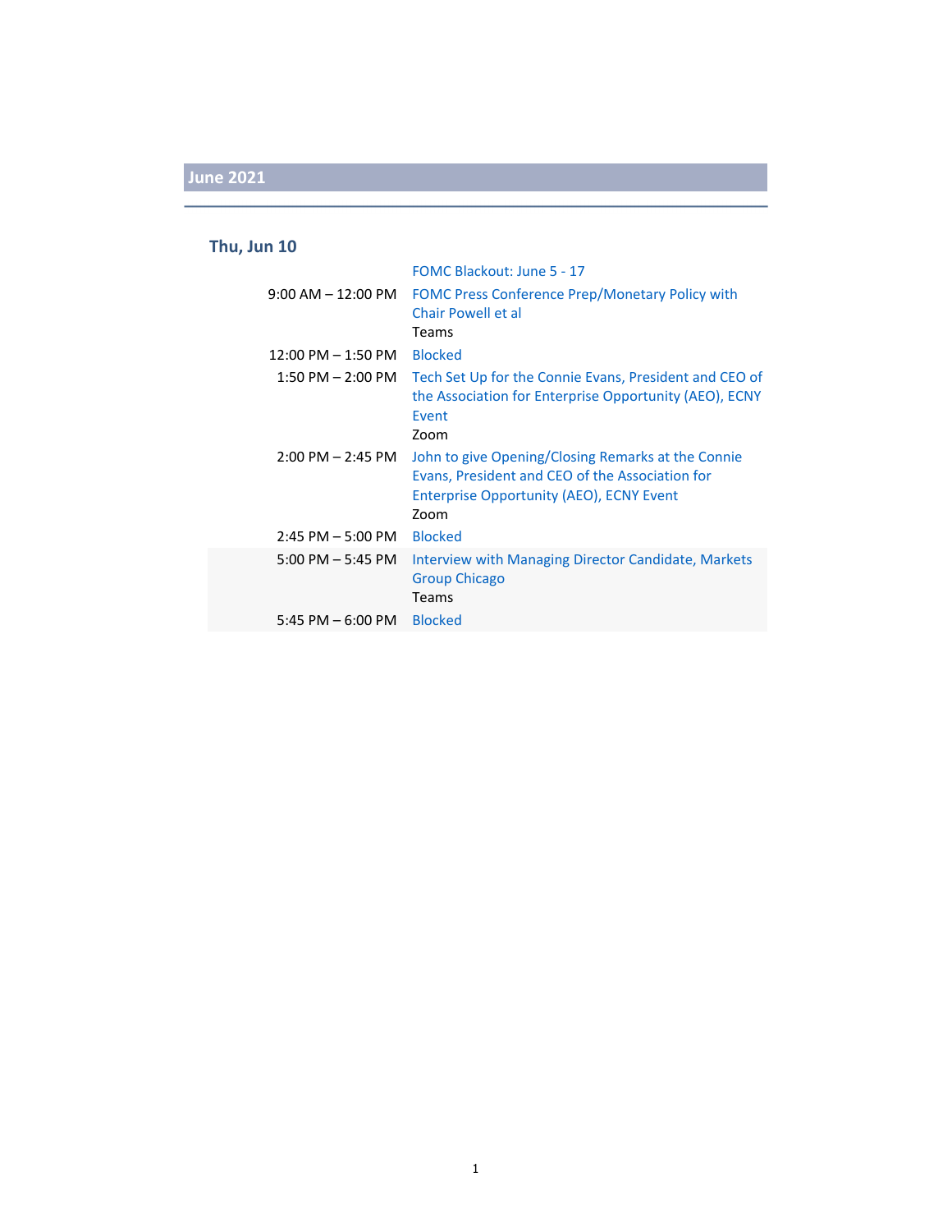## June 2021

### Thu, Jun 10

| Time | Event |
|---|---|
| | FOMC Blackout: June 5 - 17 |
| 9:00 AM – 12:00 PM | FOMC Press Conference Prep/Monetary Policy with Chair Powell et al<br>Teams |
| 12:00 PM – 1:50 PM | Blocked |
| 1:50 PM – 2:00 PM | Tech Set Up for the Connie Evans, President and CEO of the Association for Enterprise Opportunity (AEO), ECNY Event<br>Zoom |
| 2:00 PM – 2:45 PM | John to give Opening/Closing Remarks at the Connie Evans, President and CEO of the Association for Enterprise Opportunity (AEO), ECNY Event<br>Zoom |
| 2:45 PM – 5:00 PM | Blocked |
| 5:00 PM – 5:45 PM | Interview with Managing Director Candidate, Markets Group Chicago<br>Teams |
| 5:45 PM – 6:00 PM | Blocked |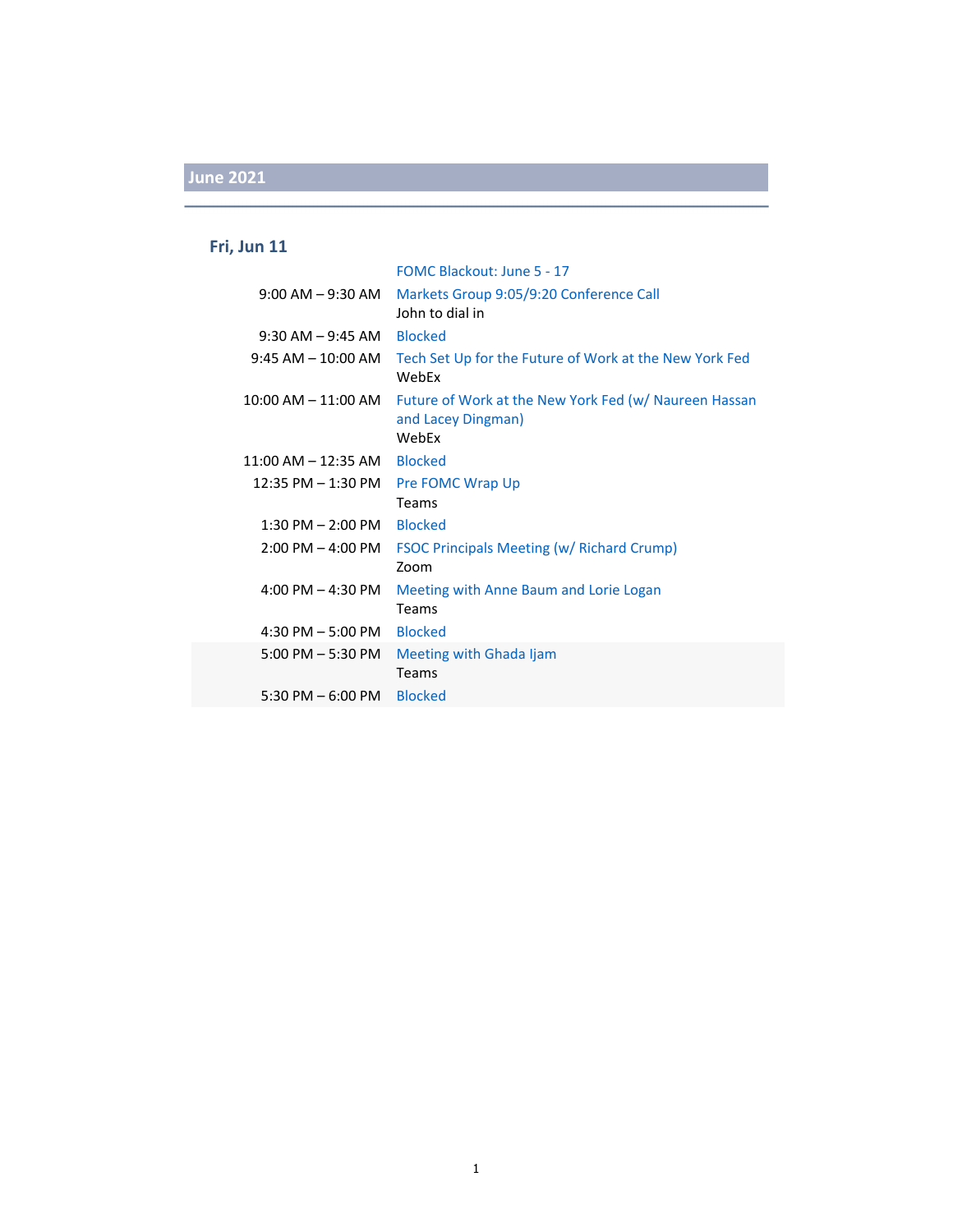## June 2021

### Fri, Jun 11

| | |
|---|---|
| | FOMC Blackout: June 5 - 17 |
| 9:00 AM – 9:30 AM | Markets Group 9:05/9:20 Conference Call<br>John to dial in |
| 9:30 AM – 9:45 AM | Blocked |
| 9:45 AM – 10:00 AM | Tech Set Up for the Future of Work at the New York Fed<br>WebEx |
| 10:00 AM – 11:00 AM | Future of Work at the New York Fed (w/ Naureen Hassan and Lacey Dingman)<br>WebEx |
| 11:00 AM – 12:35 AM | Blocked |
| 12:35 PM – 1:30 PM | Pre FOMC Wrap Up<br>Teams |
| 1:30 PM – 2:00 PM | Blocked |
| 2:00 PM – 4:00 PM | FSOC Principals Meeting (w/ Richard Crump)<br>Zoom |
| 4:00 PM – 4:30 PM | Meeting with Anne Baum and Lorie Logan<br>Teams |
| 4:30 PM – 5:00 PM | Blocked |
| 5:00 PM – 5:30 PM | Meeting with Ghada Ijam<br>Teams |
| 5:30 PM – 6:00 PM | Blocked |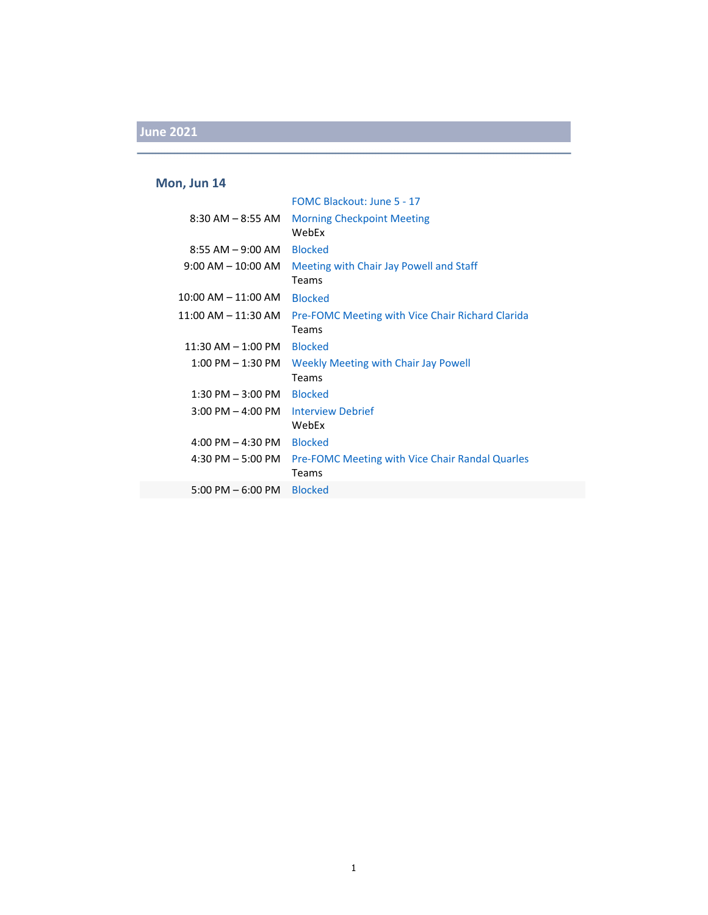## June 2021

### Mon, Jun 14

| Time | Event |
| --- | --- |
| | FOMC Blackout: June 5 - 17 |
| 8:30 AM – 8:55 AM | Morning Checkpoint Meeting<br>WebEx |
| 8:55 AM – 9:00 AM | Blocked |
| 9:00 AM – 10:00 AM | Meeting with Chair Jay Powell and Staff<br>Teams |
| 10:00 AM – 11:00 AM | Blocked |
| 11:00 AM – 11:30 AM | Pre-FOMC Meeting with Vice Chair Richard Clarida<br>Teams |
| 11:30 AM – 1:00 PM | Blocked |
| 1:00 PM – 1:30 PM | Weekly Meeting with Chair Jay Powell<br>Teams |
| 1:30 PM – 3:00 PM | Blocked |
| 3:00 PM – 4:00 PM | Interview Debrief<br>WebEx |
| 4:00 PM – 4:30 PM | Blocked |
| 4:30 PM – 5:00 PM | Pre-FOMC Meeting with Vice Chair Randal Quarles<br>Teams |
| 5:00 PM – 6:00 PM | Blocked |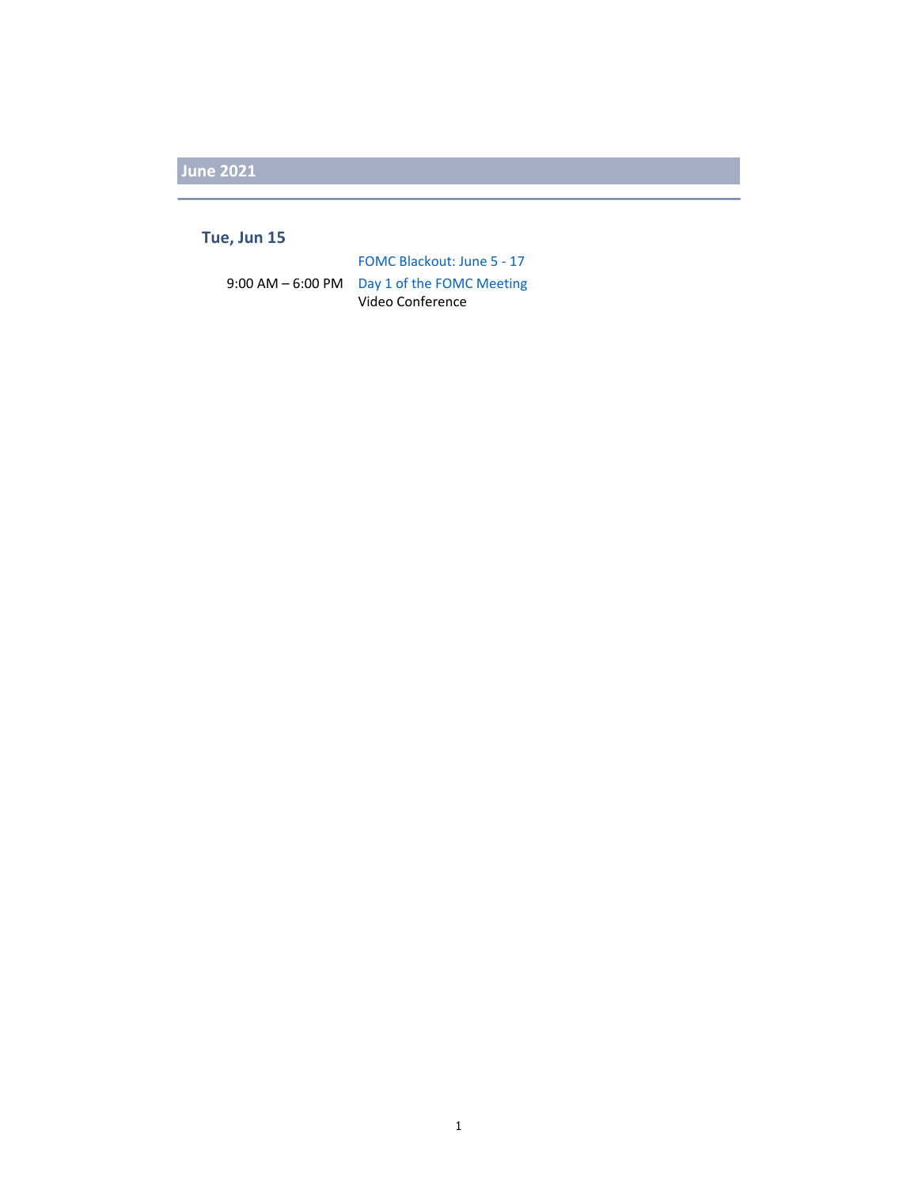## June 2021

### Tue, Jun 15

| | |
|---|---|
| | FOMC Blackout: June 5 - 17 |
| 9:00 AM – 6:00 PM | Day 1 of the FOMC Meeting<br>Video Conference |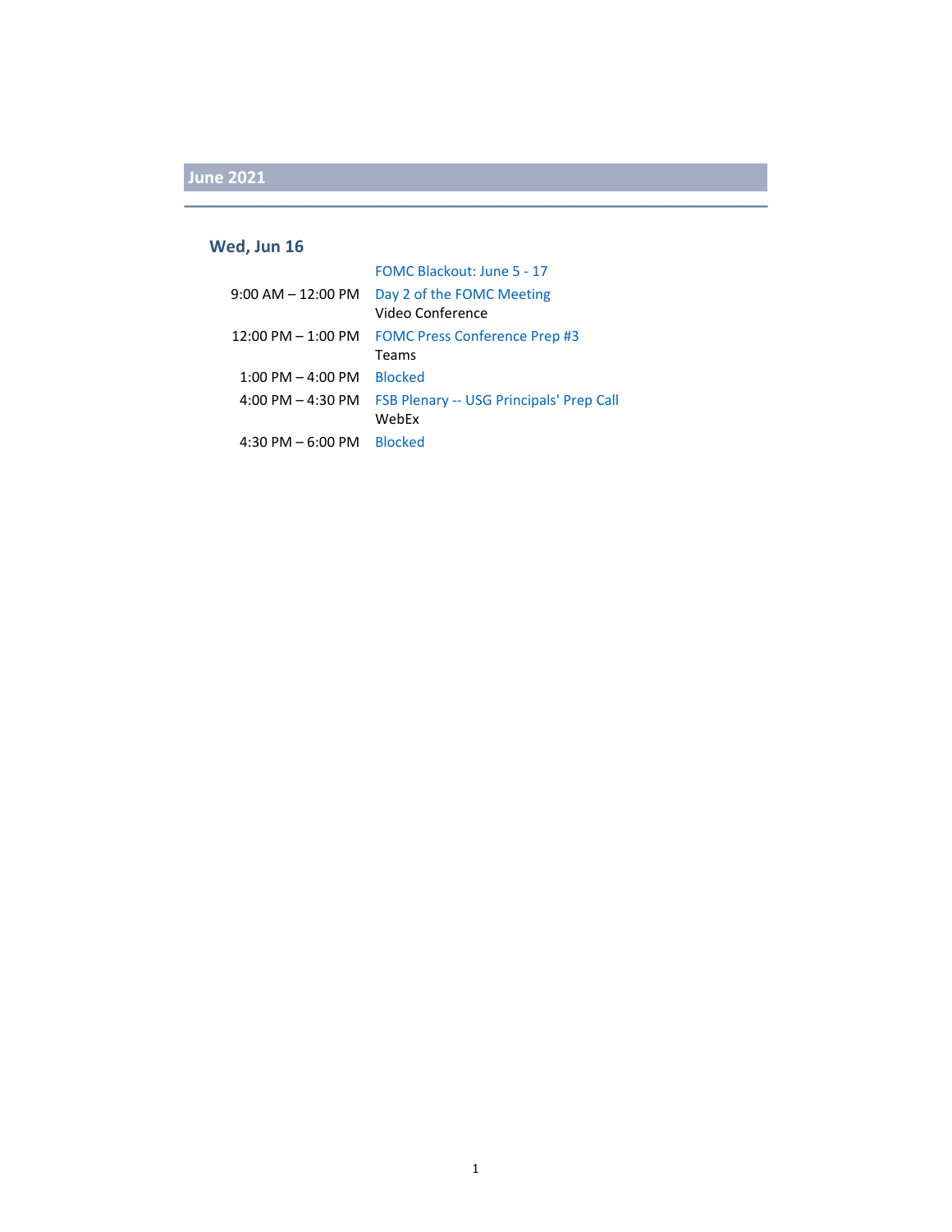## June 2021

### Wed, Jun 16

| | |
|---|---|
| | FOMC Blackout: June 5 - 17 |
| 9:00 AM – 12:00 PM | Day 2 of the FOMC Meeting<br>Video Conference |
| 12:00 PM – 1:00 PM | FOMC Press Conference Prep #3<br>Teams |
| 1:00 PM – 4:00 PM | Blocked |
| 4:00 PM – 4:30 PM | FSB Plenary -- USG Principals' Prep Call<br>WebEx |
| 4:30 PM – 6:00 PM | Blocked |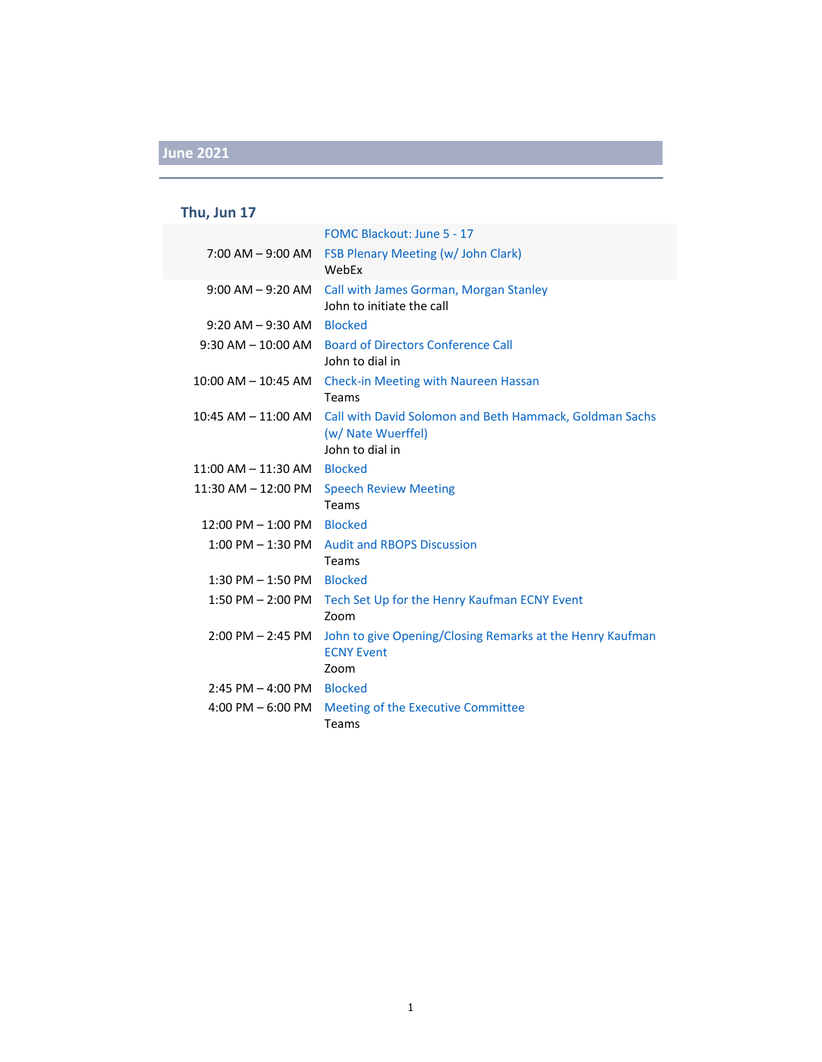## June 2021

### Thu, Jun 17

| Time | Event |
| --- | --- |
| | FOMC Blackout: June 5 - 17 |
| 7:00 AM – 9:00 AM | FSB Plenary Meeting (w/ John Clark)<br>WebEx |
| 9:00 AM – 9:20 AM | Call with James Gorman, Morgan Stanley<br>John to initiate the call |
| 9:20 AM – 9:30 AM | Blocked |
| 9:30 AM – 10:00 AM | Board of Directors Conference Call<br>John to dial in |
| 10:00 AM – 10:45 AM | Check-in Meeting with Naureen Hassan<br>Teams |
| 10:45 AM – 11:00 AM | Call with David Solomon and Beth Hammack, Goldman Sachs (w/ Nate Wuerffel)<br>John to dial in |
| 11:00 AM – 11:30 AM | Blocked |
| 11:30 AM – 12:00 PM | Speech Review Meeting<br>Teams |
| 12:00 PM – 1:00 PM | Blocked |
| 1:00 PM – 1:30 PM | Audit and RBOPS Discussion<br>Teams |
| 1:30 PM – 1:50 PM | Blocked |
| 1:50 PM – 2:00 PM | Tech Set Up for the Henry Kaufman ECNY Event<br>Zoom |
| 2:00 PM – 2:45 PM | John to give Opening/Closing Remarks at the Henry Kaufman ECNY Event<br>Zoom |
| 2:45 PM – 4:00 PM | Blocked |
| 4:00 PM – 6:00 PM | Meeting of the Executive Committee<br>Teams |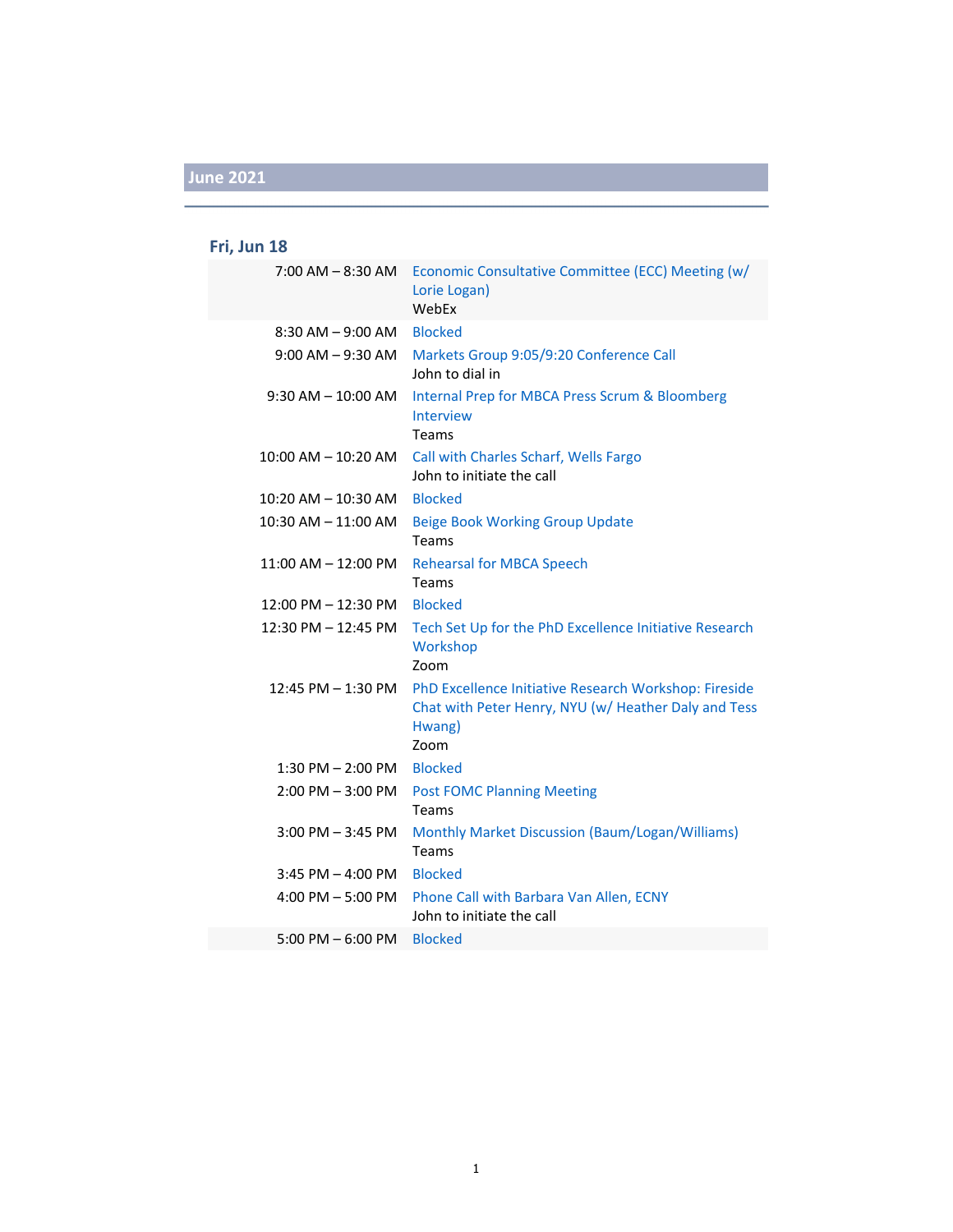## June 2021

### Fri, Jun 18

| | |
|---|---|
| 7:00 AM – 8:30 AM | Economic Consultative Committee (ECC) Meeting (w/ Lorie Logan)<br>WebEx |
| 8:30 AM – 9:00 AM | Blocked |
| 9:00 AM – 9:30 AM | Markets Group 9:05/9:20 Conference Call<br>John to dial in |
| 9:30 AM – 10:00 AM | Internal Prep for MBCA Press Scrum & Bloomberg Interview<br>Teams |
| 10:00 AM – 10:20 AM | Call with Charles Scharf, Wells Fargo<br>John to initiate the call |
| 10:20 AM – 10:30 AM | Blocked |
| 10:30 AM – 11:00 AM | Beige Book Working Group Update<br>Teams |
| 11:00 AM – 12:00 PM | Rehearsal for MBCA Speech<br>Teams |
| 12:00 PM – 12:30 PM | Blocked |
| 12:30 PM – 12:45 PM | Tech Set Up for the PhD Excellence Initiative Research Workshop<br>Zoom |
| 12:45 PM – 1:30 PM | PhD Excellence Initiative Research Workshop: Fireside Chat with Peter Henry, NYU (w/ Heather Daly and Tess Hwang)<br>Zoom |
| 1:30 PM – 2:00 PM | Blocked |
| 2:00 PM – 3:00 PM | Post FOMC Planning Meeting<br>Teams |
| 3:00 PM – 3:45 PM | Monthly Market Discussion (Baum/Logan/Williams)<br>Teams |
| 3:45 PM – 4:00 PM | Blocked |
| 4:00 PM – 5:00 PM | Phone Call with Barbara Van Allen, ECNY<br>John to initiate the call |
| 5:00 PM – 6:00 PM | Blocked |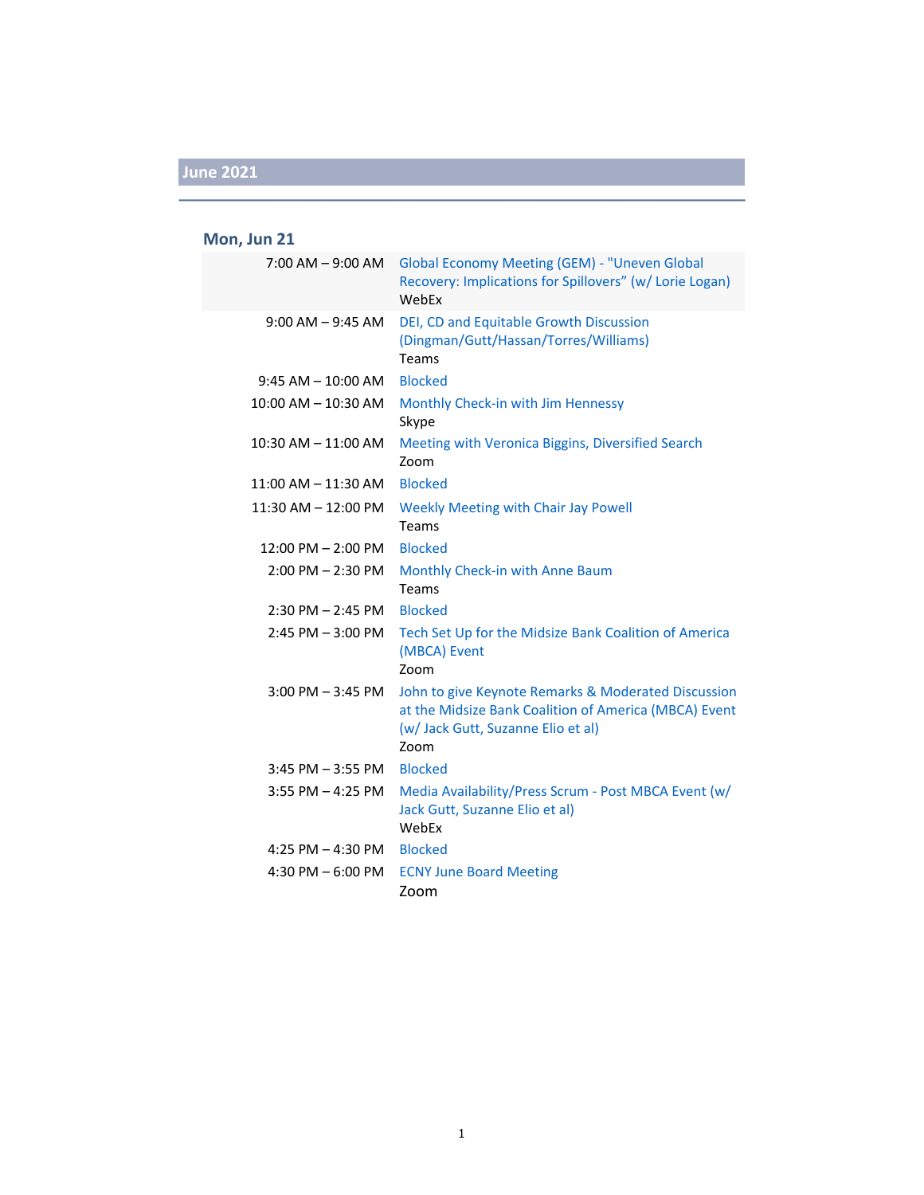## June 2021

### Mon, Jun 21

| | |
|---|---|
| 7:00 AM – 9:00 AM | Global Economy Meeting (GEM) - "Uneven Global Recovery: Implications for Spillovers" (w/ Lorie Logan)<br>WebEx |
| 9:00 AM – 9:45 AM | DEI, CD and Equitable Growth Discussion (Dingman/Gutt/Hassan/Torres/Williams)<br>Teams |
| 9:45 AM – 10:00 AM | Blocked |
| 10:00 AM – 10:30 AM | Monthly Check-in with Jim Hennessy<br>Skype |
| 10:30 AM – 11:00 AM | Meeting with Veronica Biggins, Diversified Search<br>Zoom |
| 11:00 AM – 11:30 AM | Blocked |
| 11:30 AM – 12:00 PM | Weekly Meeting with Chair Jay Powell<br>Teams |
| 12:00 PM – 2:00 PM | Blocked |
| 2:00 PM – 2:30 PM | Monthly Check-in with Anne Baum<br>Teams |
| 2:30 PM – 2:45 PM | Blocked |
| 2:45 PM – 3:00 PM | Tech Set Up for the Midsize Bank Coalition of America (MBCA) Event<br>Zoom |
| 3:00 PM – 3:45 PM | John to give Keynote Remarks & Moderated Discussion at the Midsize Bank Coalition of America (MBCA) Event (w/ Jack Gutt, Suzanne Elio et al)<br>Zoom |
| 3:45 PM – 3:55 PM | Blocked |
| 3:55 PM – 4:25 PM | Media Availability/Press Scrum - Post MBCA Event (w/ Jack Gutt, Suzanne Elio et al)<br>WebEx |
| 4:25 PM – 4:30 PM | Blocked |
| 4:30 PM – 6:00 PM | ECNY June Board Meeting<br>Zoom |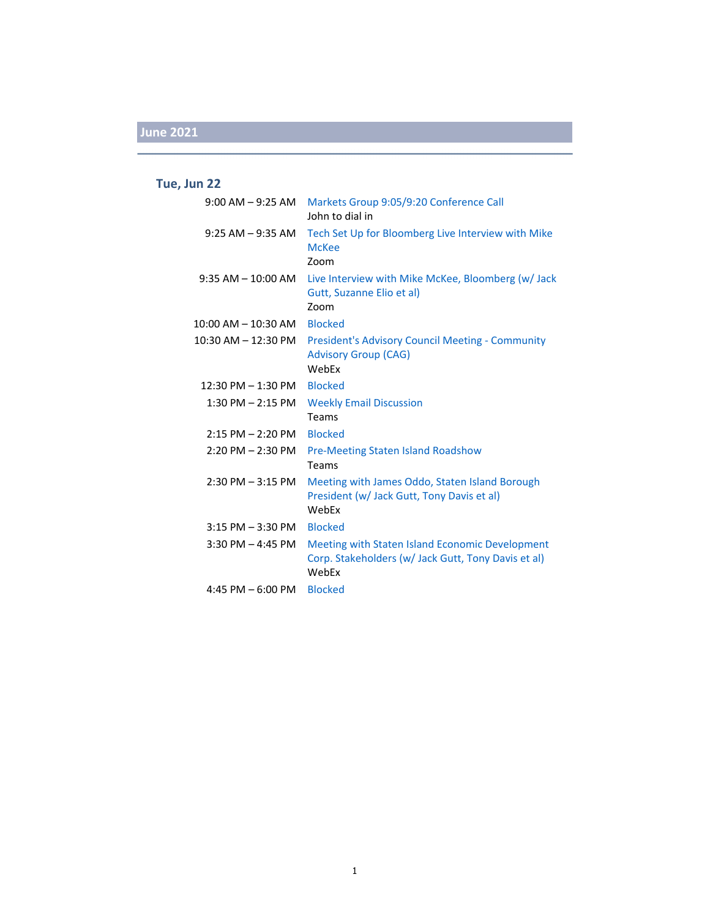## June 2021

### Tue, Jun 22

| | |
|---|---|
| 9:00 AM – 9:25 AM | Markets Group 9:05/9:20 Conference Call<br>John to dial in |
| 9:25 AM – 9:35 AM | Tech Set Up for Bloomberg Live Interview with Mike McKee<br>Zoom |
| 9:35 AM – 10:00 AM | Live Interview with Mike McKee, Bloomberg (w/ Jack Gutt, Suzanne Elio et al)<br>Zoom |
| 10:00 AM – 10:30 AM | Blocked |
| 10:30 AM – 12:30 PM | President's Advisory Council Meeting - Community Advisory Group (CAG)<br>WebEx |
| 12:30 PM – 1:30 PM | Blocked |
| 1:30 PM – 2:15 PM | Weekly Email Discussion<br>Teams |
| 2:15 PM – 2:20 PM | Blocked |
| 2:20 PM – 2:30 PM | Pre-Meeting Staten Island Roadshow<br>Teams |
| 2:30 PM – 3:15 PM | Meeting with James Oddo, Staten Island Borough President (w/ Jack Gutt, Tony Davis et al)<br>WebEx |
| 3:15 PM – 3:30 PM | Blocked |
| 3:30 PM – 4:45 PM | Meeting with Staten Island Economic Development Corp. Stakeholders (w/ Jack Gutt, Tony Davis et al)<br>WebEx |
| 4:45 PM – 6:00 PM | Blocked |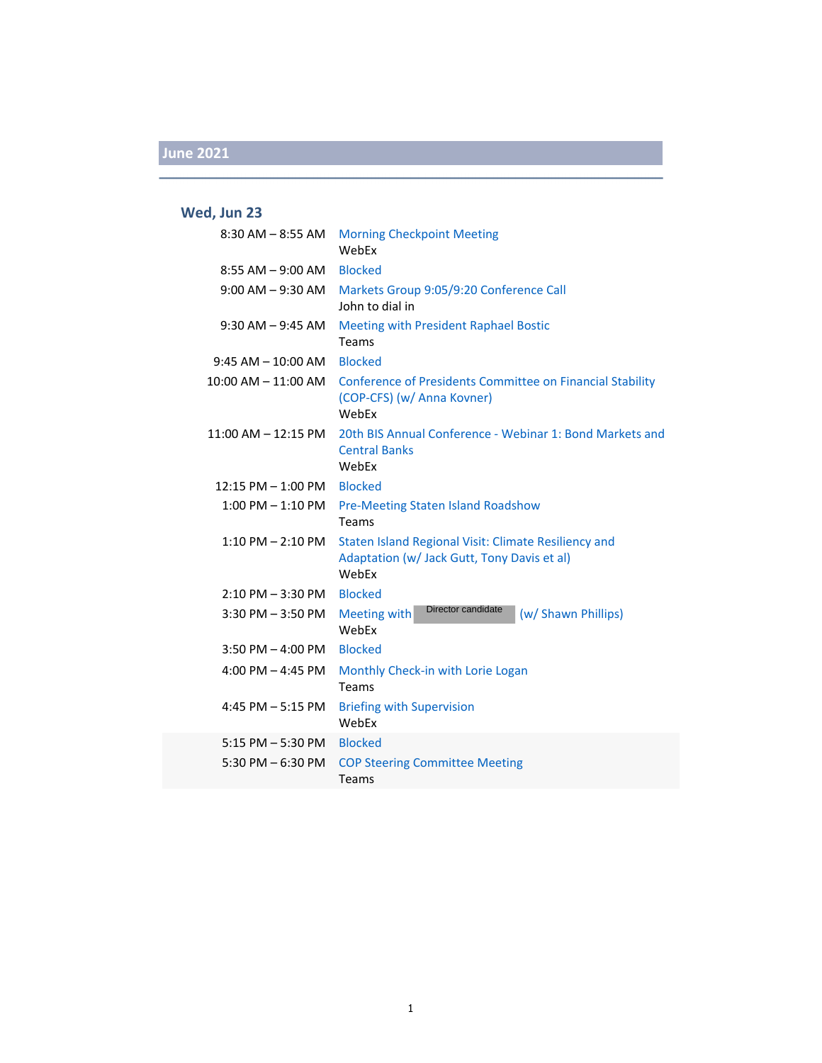## June 2021

### Wed, Jun 23

| | |
|---|---|
| 8:30 AM – 8:55 AM | Morning Checkpoint Meeting<br>WebEx |
| 8:55 AM – 9:00 AM | Blocked |
| 9:00 AM – 9:30 AM | Markets Group 9:05/9:20 Conference Call<br>John to dial in |
| 9:30 AM – 9:45 AM | Meeting with President Raphael Bostic<br>Teams |
| 9:45 AM – 10:00 AM | Blocked |
| 10:00 AM – 11:00 AM | Conference of Presidents Committee on Financial Stability (COP-CFS) (w/ Anna Kovner)<br>WebEx |
| 11:00 AM – 12:15 PM | 20th BIS Annual Conference - Webinar 1: Bond Markets and Central Banks<br>WebEx |
| 12:15 PM – 1:00 PM | Blocked |
| 1:00 PM – 1:10 PM | Pre-Meeting Staten Island Roadshow<br>Teams |
| 1:10 PM – 2:10 PM | Staten Island Regional Visit: Climate Resiliency and Adaptation (w/ Jack Gutt, Tony Davis et al)<br>WebEx |
| 2:10 PM – 3:30 PM | Blocked |
| 3:30 PM – 3:50 PM | Meeting with [Director candidate] (w/ Shawn Phillips)<br>WebEx |
| 3:50 PM – 4:00 PM | Blocked |
| 4:00 PM – 4:45 PM | Monthly Check-in with Lorie Logan<br>Teams |
| 4:45 PM – 5:15 PM | Briefing with Supervision<br>WebEx |
| 5:15 PM – 5:30 PM | Blocked |
| 5:30 PM – 6:30 PM | COP Steering Committee Meeting<br>Teams |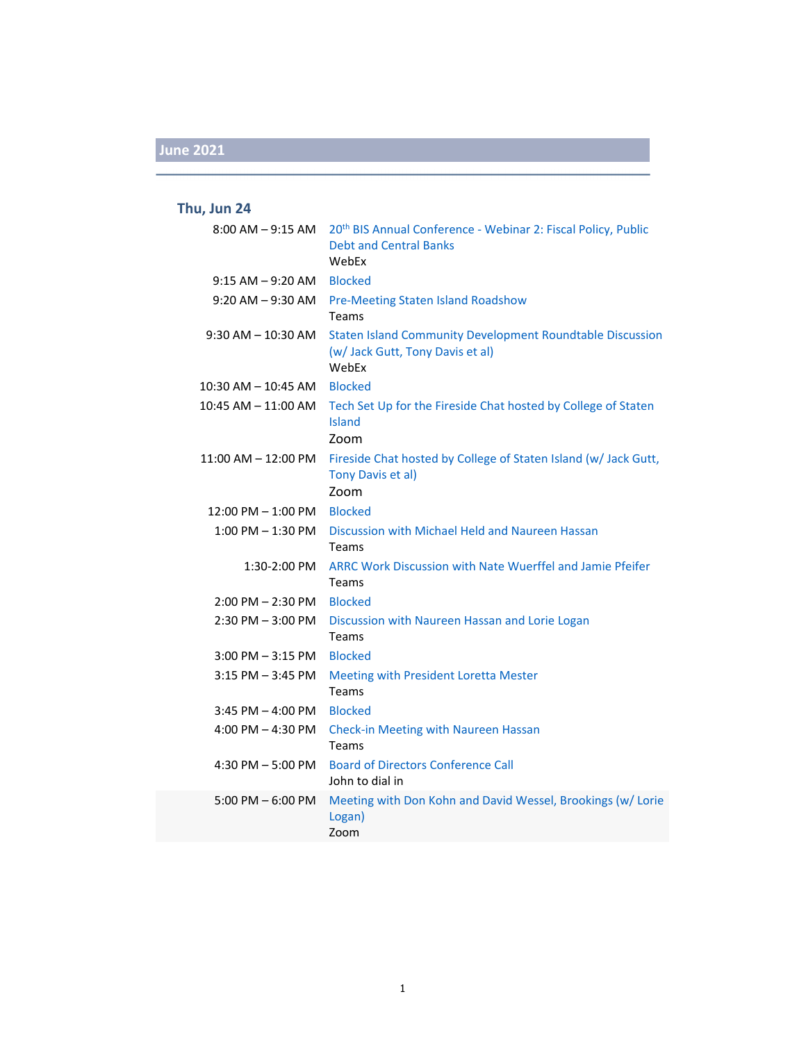## June 2021

### Thu, Jun 24

| | |
|---|---|
| 8:00 AM – 9:15 AM | 20th BIS Annual Conference - Webinar 2: Fiscal Policy, Public Debt and Central Banks<br>WebEx |
| 9:15 AM – 9:20 AM | Blocked |
| 9:20 AM – 9:30 AM | Pre-Meeting Staten Island Roadshow<br>Teams |
| 9:30 AM – 10:30 AM | Staten Island Community Development Roundtable Discussion (w/ Jack Gutt, Tony Davis et al)<br>WebEx |
| 10:30 AM – 10:45 AM | Blocked |
| 10:45 AM – 11:00 AM | Tech Set Up for the Fireside Chat hosted by College of Staten Island<br>Zoom |
| 11:00 AM – 12:00 PM | Fireside Chat hosted by College of Staten Island (w/ Jack Gutt, Tony Davis et al)<br>Zoom |
| 12:00 PM – 1:00 PM | Blocked |
| 1:00 PM – 1:30 PM | Discussion with Michael Held and Naureen Hassan<br>Teams |
| 1:30-2:00 PM | ARRC Work Discussion with Nate Wuerffel and Jamie Pfeifer<br>Teams |
| 2:00 PM – 2:30 PM | Blocked |
| 2:30 PM – 3:00 PM | Discussion with Naureen Hassan and Lorie Logan<br>Teams |
| 3:00 PM – 3:15 PM | Blocked |
| 3:15 PM – 3:45 PM | Meeting with President Loretta Mester<br>Teams |
| 3:45 PM – 4:00 PM | Blocked |
| 4:00 PM – 4:30 PM | Check-in Meeting with Naureen Hassan<br>Teams |
| 4:30 PM – 5:00 PM | Board of Directors Conference Call<br>John to dial in |
| 5:00 PM – 6:00 PM | Meeting with Don Kohn and David Wessel, Brookings (w/ Lorie Logan)<br>Zoom |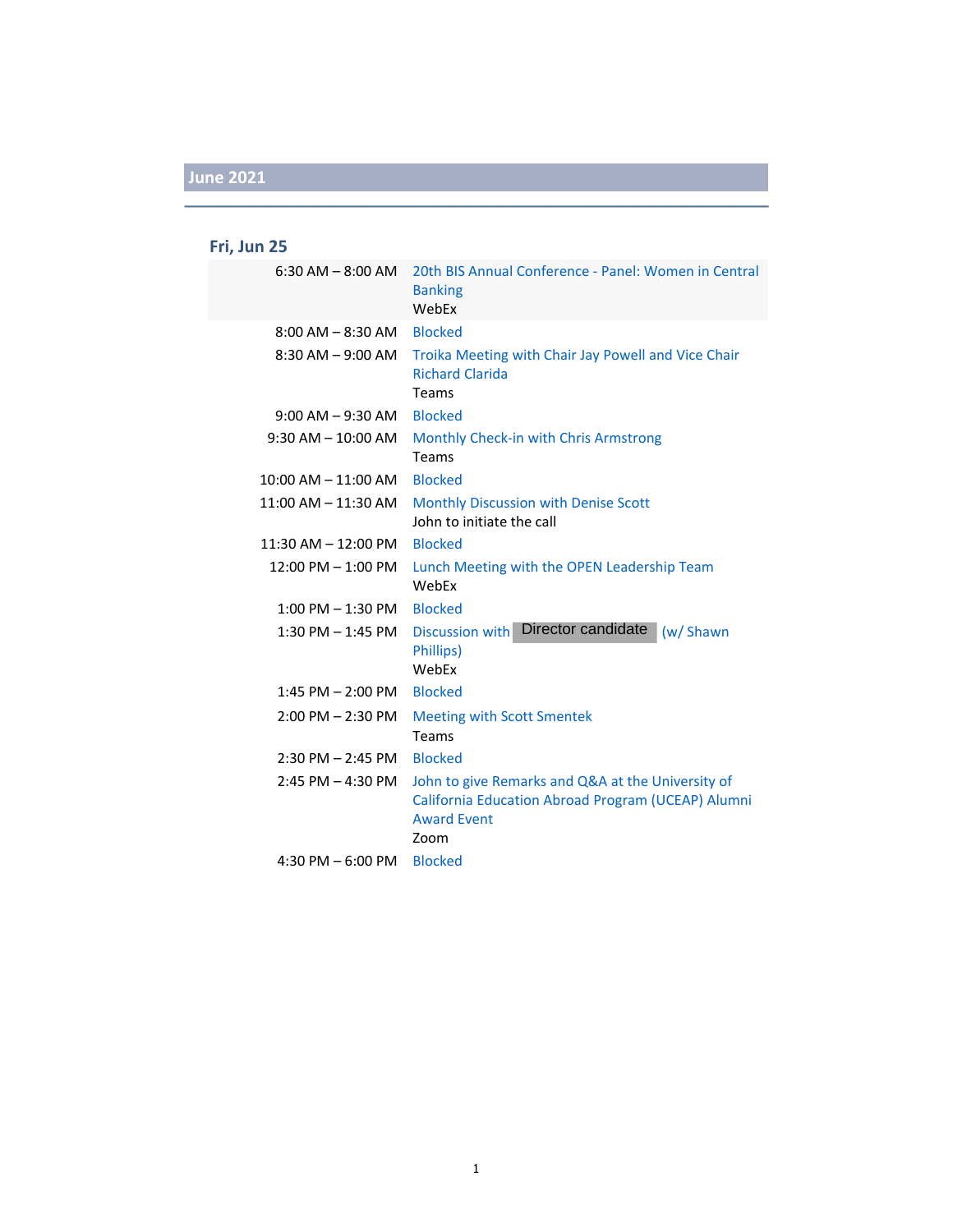## June 2021

### Fri, Jun 25

| | |
|---|---|
| 6:30 AM – 8:00 AM | 20th BIS Annual Conference - Panel: Women in Central Banking<br>WebEx |
| 8:00 AM – 8:30 AM | Blocked |
| 8:30 AM – 9:00 AM | Troika Meeting with Chair Jay Powell and Vice Chair Richard Clarida<br>Teams |
| 9:00 AM – 9:30 AM | Blocked |
| 9:30 AM – 10:00 AM | Monthly Check-in with Chris Armstrong<br>Teams |
| 10:00 AM – 11:00 AM | Blocked |
| 11:00 AM – 11:30 AM | Monthly Discussion with Denise Scott<br>John to initiate the call |
| 11:30 AM – 12:00 PM | Blocked |
| 12:00 PM – 1:00 PM | Lunch Meeting with the OPEN Leadership Team<br>WebEx |
| 1:00 PM – 1:30 PM | Blocked |
| 1:30 PM – 1:45 PM | Discussion with Director candidate (w/ Shawn Phillips)<br>WebEx |
| 1:45 PM – 2:00 PM | Blocked |
| 2:00 PM – 2:30 PM | Meeting with Scott Smentek<br>Teams |
| 2:30 PM – 2:45 PM | Blocked |
| 2:45 PM – 4:30 PM | John to give Remarks and Q&A at the University of California Education Abroad Program (UCEAP) Alumni Award Event<br>Zoom |
| 4:30 PM – 6:00 PM | Blocked |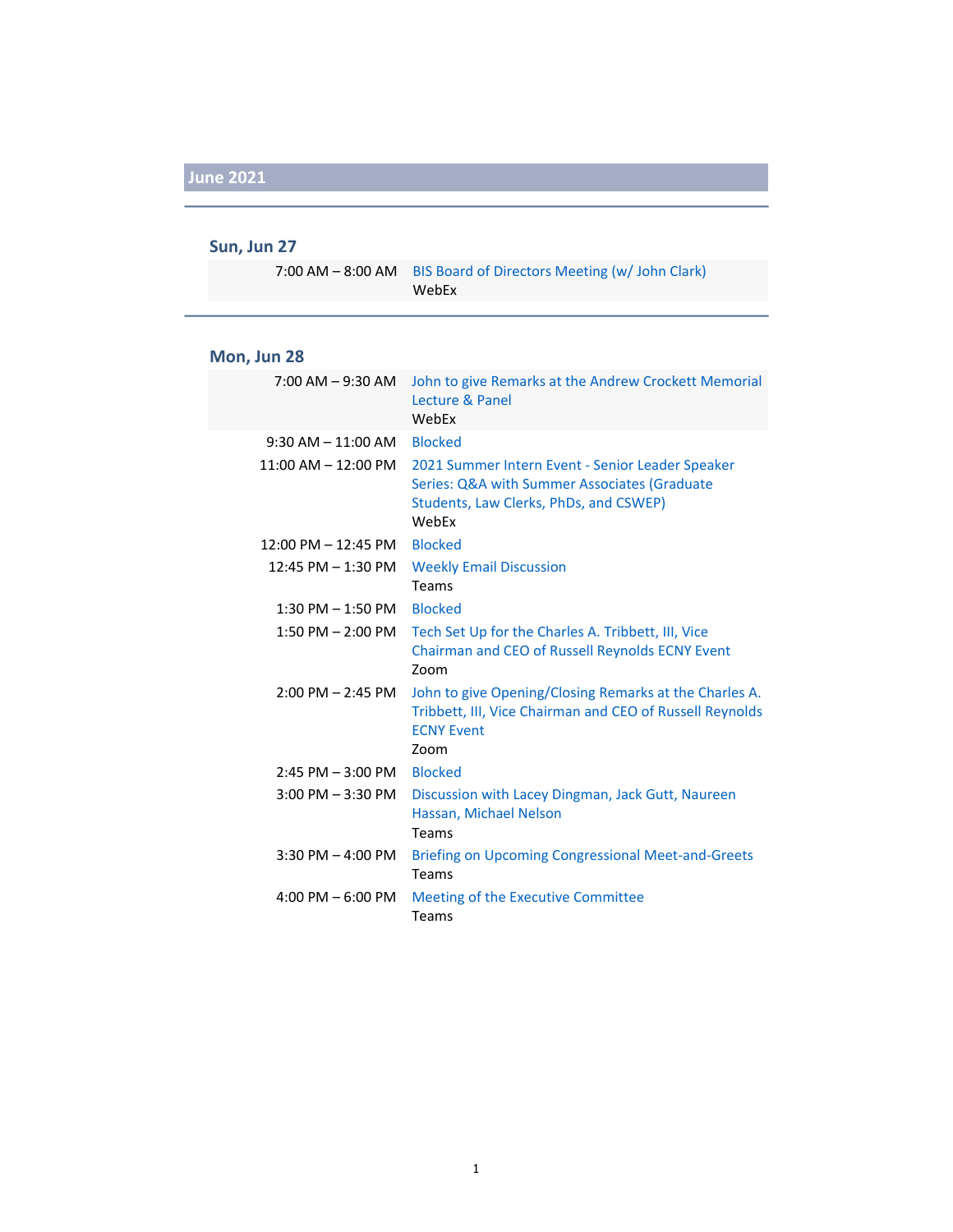## June 2021

### Sun, Jun 27

| | |
|---|---|
| 7:00 AM – 8:00 AM | BIS Board of Directors Meeting (w/ John Clark)<br>WebEx |

### Mon, Jun 28

| | |
|---|---|
| 7:00 AM – 9:30 AM | John to give Remarks at the Andrew Crockett Memorial Lecture & Panel<br>WebEx |
| 9:30 AM – 11:00 AM | Blocked |
| 11:00 AM – 12:00 PM | 2021 Summer Intern Event - Senior Leader Speaker Series: Q&A with Summer Associates (Graduate Students, Law Clerks, PhDs, and CSWEP)<br>WebEx |
| 12:00 PM – 12:45 PM | Blocked |
| 12:45 PM – 1:30 PM | Weekly Email Discussion<br>Teams |
| 1:30 PM – 1:50 PM | Blocked |
| 1:50 PM – 2:00 PM | Tech Set Up for the Charles A. Tribbett, III, Vice Chairman and CEO of Russell Reynolds ECNY Event<br>Zoom |
| 2:00 PM – 2:45 PM | John to give Opening/Closing Remarks at the Charles A. Tribbett, III, Vice Chairman and CEO of Russell Reynolds ECNY Event<br>Zoom |
| 2:45 PM – 3:00 PM | Blocked |
| 3:00 PM – 3:30 PM | Discussion with Lacey Dingman, Jack Gutt, Naureen Hassan, Michael Nelson<br>Teams |
| 3:30 PM – 4:00 PM | Briefing on Upcoming Congressional Meet-and-Greets<br>Teams |
| 4:00 PM – 6:00 PM | Meeting of the Executive Committee<br>Teams |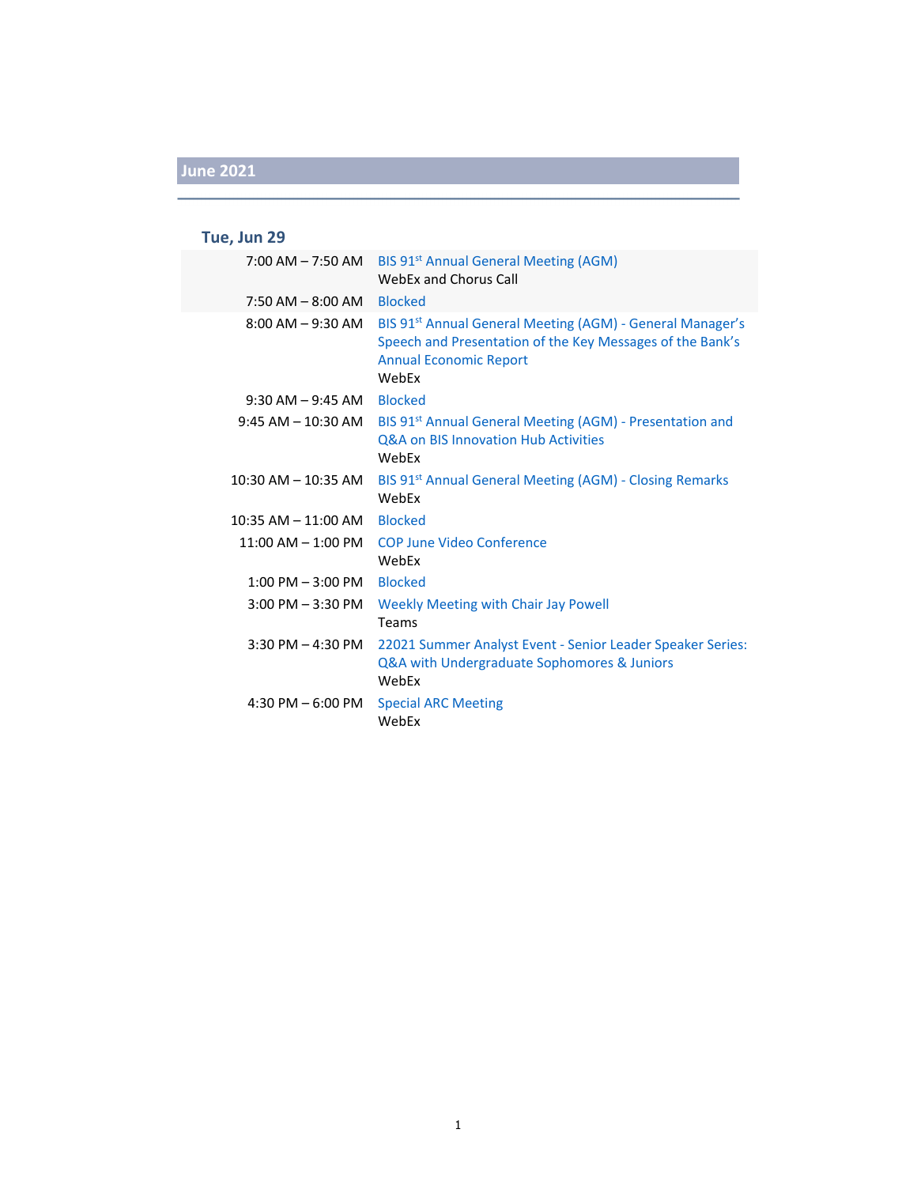## June 2021

### Tue, Jun 29

| | |
|---|---|
| 7:00 AM – 7:50 AM | BIS 91st Annual General Meeting (AGM)<br>WebEx and Chorus Call |
| 7:50 AM – 8:00 AM | Blocked |
| 8:00 AM – 9:30 AM | BIS 91st Annual General Meeting (AGM) - General Manager's Speech and Presentation of the Key Messages of the Bank's Annual Economic Report<br>WebEx |
| 9:30 AM – 9:45 AM | Blocked |
| 9:45 AM – 10:30 AM | BIS 91st Annual General Meeting (AGM) - Presentation and Q&A on BIS Innovation Hub Activities<br>WebEx |
| 10:30 AM – 10:35 AM | BIS 91st Annual General Meeting (AGM) - Closing Remarks<br>WebEx |
| 10:35 AM – 11:00 AM | Blocked |
| 11:00 AM – 1:00 PM | COP June Video Conference<br>WebEx |
| 1:00 PM – 3:00 PM | Blocked |
| 3:00 PM – 3:30 PM | Weekly Meeting with Chair Jay Powell<br>Teams |
| 3:30 PM – 4:30 PM | 22021 Summer Analyst Event - Senior Leader Speaker Series: Q&A with Undergraduate Sophomores & Juniors<br>WebEx |
| 4:30 PM – 6:00 PM | Special ARC Meeting<br>WebEx |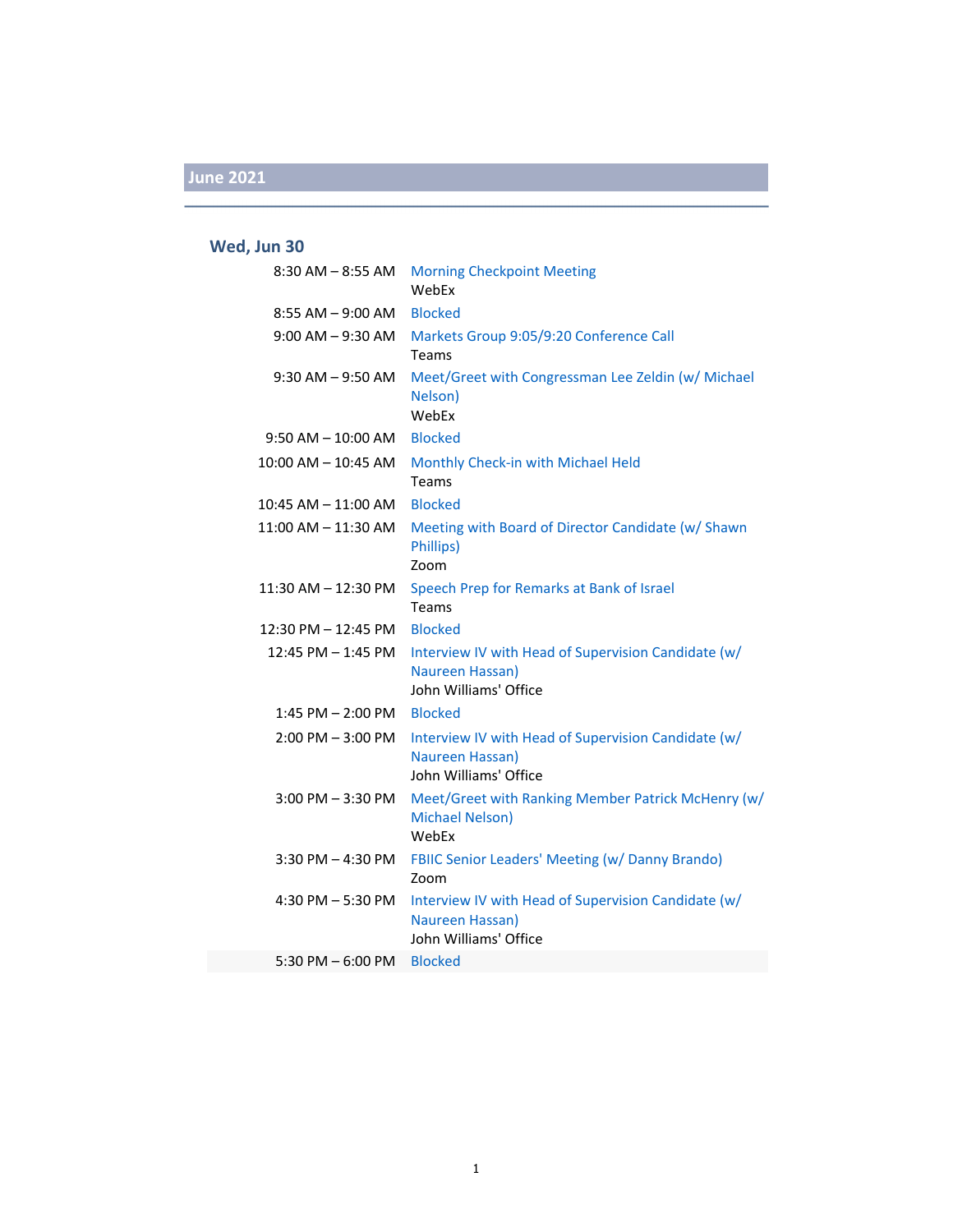## June 2021

### Wed, Jun 30

| | |
|---|---|
| 8:30 AM – 8:55 AM | Morning Checkpoint Meeting<br>WebEx |
| 8:55 AM – 9:00 AM | Blocked |
| 9:00 AM – 9:30 AM | Markets Group 9:05/9:20 Conference Call<br>Teams |
| 9:30 AM – 9:50 AM | Meet/Greet with Congressman Lee Zeldin (w/ Michael Nelson)<br>WebEx |
| 9:50 AM – 10:00 AM | Blocked |
| 10:00 AM – 10:45 AM | Monthly Check-in with Michael Held<br>Teams |
| 10:45 AM – 11:00 AM | Blocked |
| 11:00 AM – 11:30 AM | Meeting with Board of Director Candidate (w/ Shawn Phillips)<br>Zoom |
| 11:30 AM – 12:30 PM | Speech Prep for Remarks at Bank of Israel<br>Teams |
| 12:30 PM – 12:45 PM | Blocked |
| 12:45 PM – 1:45 PM | Interview IV with Head of Supervision Candidate (w/ Naureen Hassan)<br>John Williams' Office |
| 1:45 PM – 2:00 PM | Blocked |
| 2:00 PM – 3:00 PM | Interview IV with Head of Supervision Candidate (w/ Naureen Hassan)<br>John Williams' Office |
| 3:00 PM – 3:30 PM | Meet/Greet with Ranking Member Patrick McHenry (w/ Michael Nelson)<br>WebEx |
| 3:30 PM – 4:30 PM | FBIIC Senior Leaders' Meeting (w/ Danny Brando)<br>Zoom |
| 4:30 PM – 5:30 PM | Interview IV with Head of Supervision Candidate (w/ Naureen Hassan)<br>John Williams' Office |
| 5:30 PM – 6:00 PM | Blocked |